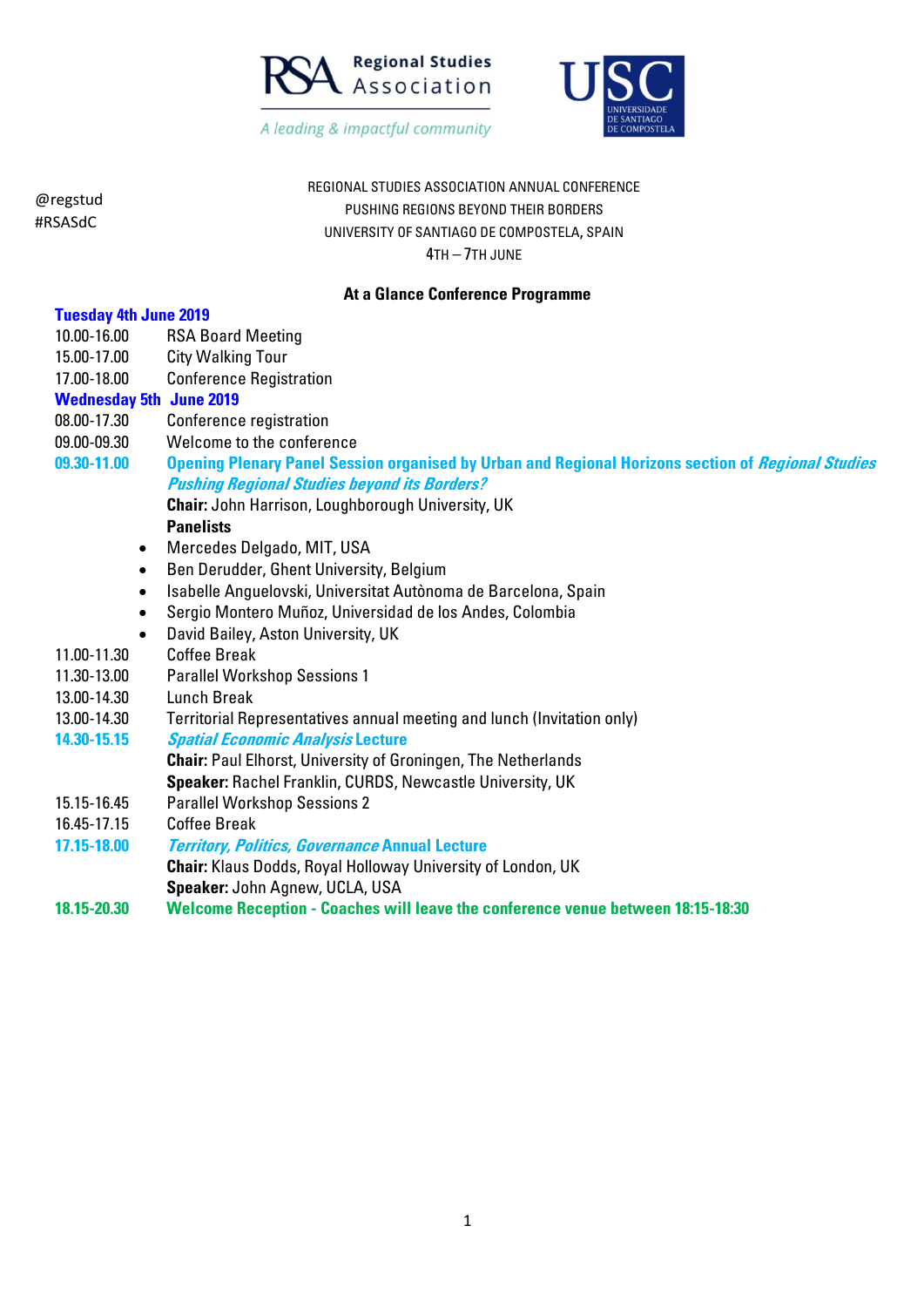Regional Studies Association

*A leading & impactful community*

USC UNIVERSIDADE DE SANTIAGO DE COMPOSTELA

@regstud
#RSASdC

REGIONAL STUDIES ASSOCIATION ANNUAL CONFERENCE
PUSHING REGIONS BEYOND THEIR BORDERS
UNIVERSITY OF SANTIAGO DE COMPOSTELA, SPAIN
4TH – 7TH JUNE

## At a Glance Conference Programme

### Tuesday 4th June 2019

10.00-16.00 RSA Board Meeting
15.00-17.00 City Walking Tour
17.00-18.00 Conference Registration

### Wednesday 5th June 2019

08.00-17.30 Conference registration
09.00-09.30 Welcome to the conference

**09.30-11.00 Opening Plenary Panel Session organised by Urban and Regional Horizons section of *Regional Studies***
***Pushing Regional Studies beyond its Borders?***
**Chair:** John Harrison, Loughborough University, UK
**Panelists**

- Mercedes Delgado, MIT, USA
- Ben Derudder, Ghent University, Belgium
- Isabelle Anguelovski, Universitat Autònoma de Barcelona, Spain
- Sergio Montero Muñoz, Universidad de los Andes, Colombia
- David Bailey, Aston University, UK

11.00-11.30 Coffee Break
11.30-13.00 Parallel Workshop Sessions 1
13.00-14.30 Lunch Break
13.00-14.30 Territorial Representatives annual meeting and lunch (Invitation only)

**14.30-15.15 *Spatial Economic Analysis* Lecture**
**Chair:** Paul Elhorst, University of Groningen, The Netherlands
**Speaker:** Rachel Franklin, CURDS, Newcastle University, UK

15.15-16.45 Parallel Workshop Sessions 2
16.45-17.15 Coffee Break

**17.15-18.00 *Territory, Politics, Governance* Annual Lecture**
**Chair:** Klaus Dodds, Royal Holloway University of London, UK
**Speaker:** John Agnew, UCLA, USA

**18.15-20.30 Welcome Reception - Coaches will leave the conference venue between 18:15-18:30**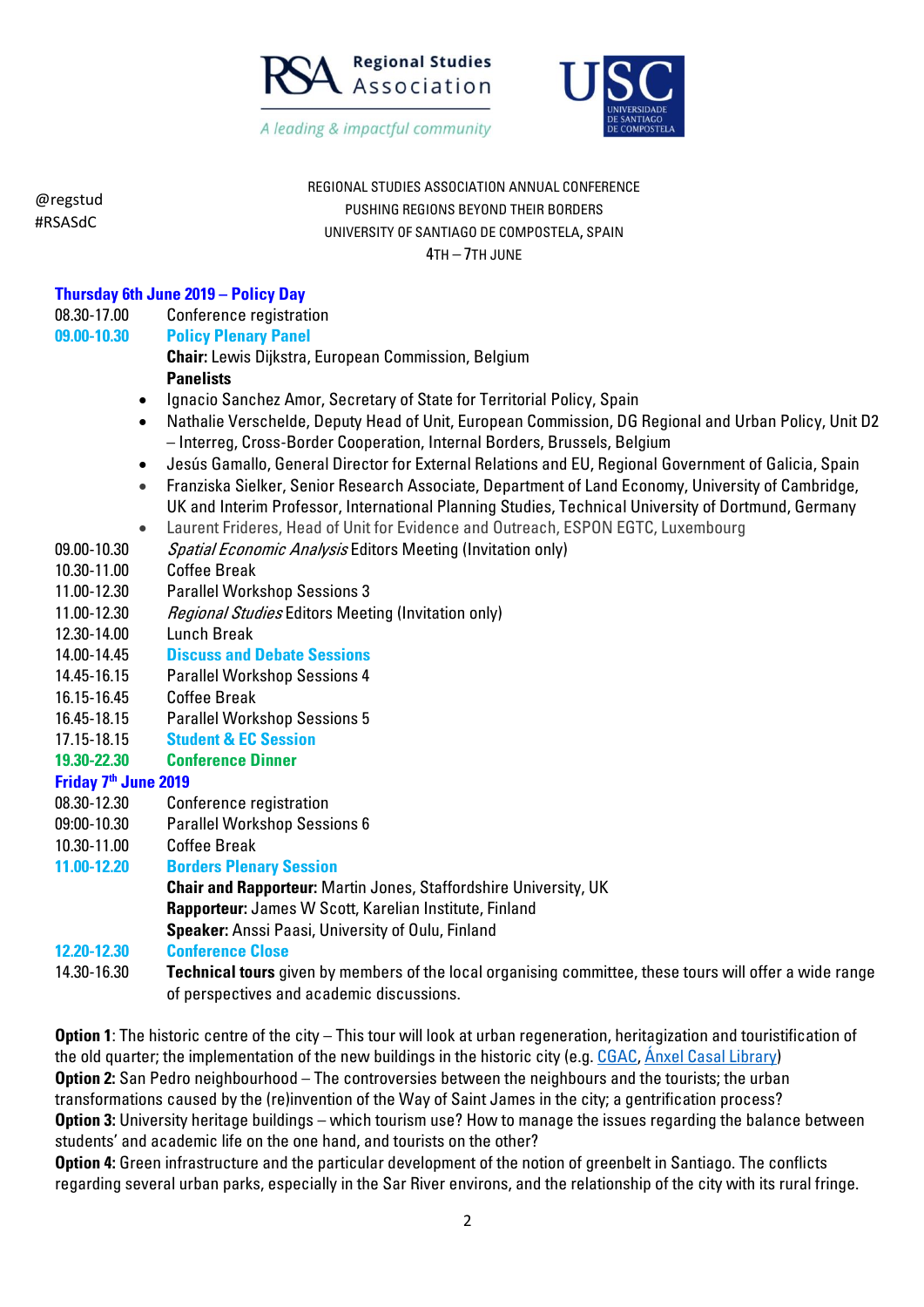Regional Studies Association

*A leading & impactful community*

UNIVERSIDADE DE SANTIAGO DE COMPOSTELA

@regstud
#RSASdC

REGIONAL STUDIES ASSOCIATION ANNUAL CONFERENCE
PUSHING REGIONS BEYOND THEIR BORDERS
UNIVERSITY OF SANTIAGO DE COMPOSTELA, SPAIN
4TH – 7TH JUNE

## Thursday 6th June 2019 – Policy Day

08.30-17.00 Conference registration

**09.00-10.30 Policy Plenary Panel**

**Chair:** Lewis Dijkstra, European Commission, Belgium

**Panelists**

- Ignacio Sanchez Amor, Secretary of State for Territorial Policy, Spain
- Nathalie Verschelde, Deputy Head of Unit, European Commission, DG Regional and Urban Policy, Unit D2 – Interreg, Cross-Border Cooperation, Internal Borders, Brussels, Belgium
- Jesús Gamallo, General Director for External Relations and EU, Regional Government of Galicia, Spain
- Franziska Sielker, Senior Research Associate, Department of Land Economy, University of Cambridge, UK and Interim Professor, International Planning Studies, Technical University of Dortmund, Germany
- Laurent Frideres, Head of Unit for Evidence and Outreach, ESPON EGTC, Luxembourg

09.00-10.30 *Spatial Economic Analysis* Editors Meeting (Invitation only)

10.30-11.00 Coffee Break

11.00-12.30 Parallel Workshop Sessions 3

11.00-12.30 *Regional Studies* Editors Meeting (Invitation only)

12.30-14.00 Lunch Break

**14.00-14.45 Discuss and Debate Sessions**

14.45-16.15 Parallel Workshop Sessions 4

16.15-16.45 Coffee Break

16.45-18.15 Parallel Workshop Sessions 5

**17.15-18.15 Student & EC Session**

**19.30-22.30 Conference Dinner**

## Friday 7th June 2019

08.30-12.30 Conference registration

09:00-10.30 Parallel Workshop Sessions 6

10.30-11.00 Coffee Break

**11.00-12.20 Borders Plenary Session**

**Chair and Rapporteur:** Martin Jones, Staffordshire University, UK

**Rapporteur:** James W Scott, Karelian Institute, Finland

**Speaker:** Anssi Paasi, University of Oulu, Finland

**12.20-12.30 Conference Close**

14.30-16.30 **Technical tours** given by members of the local organising committee, these tours will offer a wide range of perspectives and academic discussions.

**Option 1**: The historic centre of the city – This tour will look at urban regeneration, heritagization and touristification of the old quarter; the implementation of the new buildings in the historic city (e.g. CGAC, Ánxel Casal Library)

**Option 2:** San Pedro neighbourhood – The controversies between the neighbours and the tourists; the urban transformations caused by the (re)invention of the Way of Saint James in the city; a gentrification process?

**Option 3:** University heritage buildings – which tourism use? How to manage the issues regarding the balance between students' and academic life on the one hand, and tourists on the other?

**Option 4:** Green infrastructure and the particular development of the notion of greenbelt in Santiago. The conflicts regarding several urban parks, especially in the Sar River environs, and the relationship of the city with its rural fringe.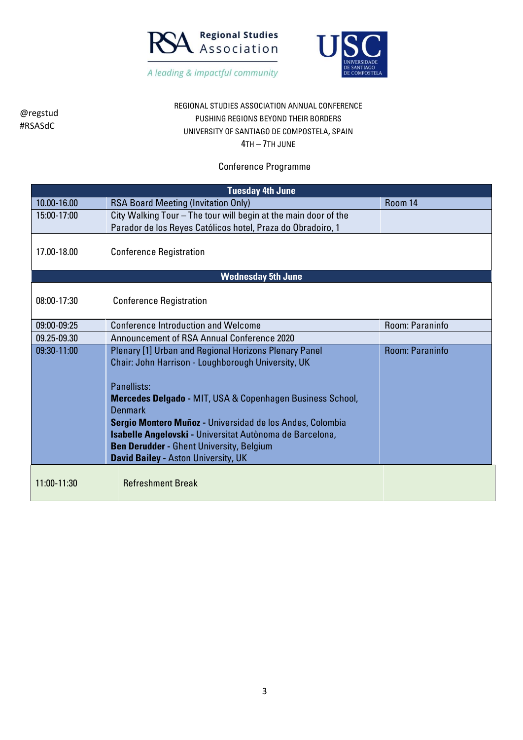Regional Studies Association

*A leading & impactful community*

USC UNIVERSIDADE DE SANTIAGO DE COMPOSTELA

@regstud
#RSASdC

REGIONAL STUDIES ASSOCIATION ANNUAL CONFERENCE
PUSHING REGIONS BEYOND THEIR BORDERS
UNIVERSITY OF SANTIAGO DE COMPOSTELA, SPAIN
4TH – 7TH JUNE

Conference Programme

| Tuesday 4th June | | |
|---|---|---|
| 10.00-16.00 | RSA Board Meeting (Invitation Only) | Room 14 |
| 15:00-17:00 | City Walking Tour – The tour will begin at the main door of the Parador de los Reyes Católicos hotel, Praza do Obradoiro, 1 | |
| 17.00-18.00 | Conference Registration | |
| **Wednesday 5th June** | | |
| 08:00-17:30 | Conference Registration | |
| 09:00-09:25 | Conference Introduction and Welcome | Room: Paraninfo |
| 09.25-09.30 | Announcement of RSA Annual Conference 2020 | |
| 09:30-11:00 | Plenary [1] Urban and Regional Horizons Plenary Panel<br>Chair: John Harrison - Loughborough University, UK<br><br>Panellists:<br>**Mercedes Delgado** - MIT, USA & Copenhagen Business School, Denmark<br>**Sergio Montero Muñoz** - Universidad de los Andes, Colombia<br>**Isabelle Angelovski** - Universitat Autònoma de Barcelona,<br>**Ben Derudder** - Ghent University, Belgium<br>**David Bailey** - Aston University, UK | Room: Paraninfo |
| 11:00-11:30 | Refreshment Break | |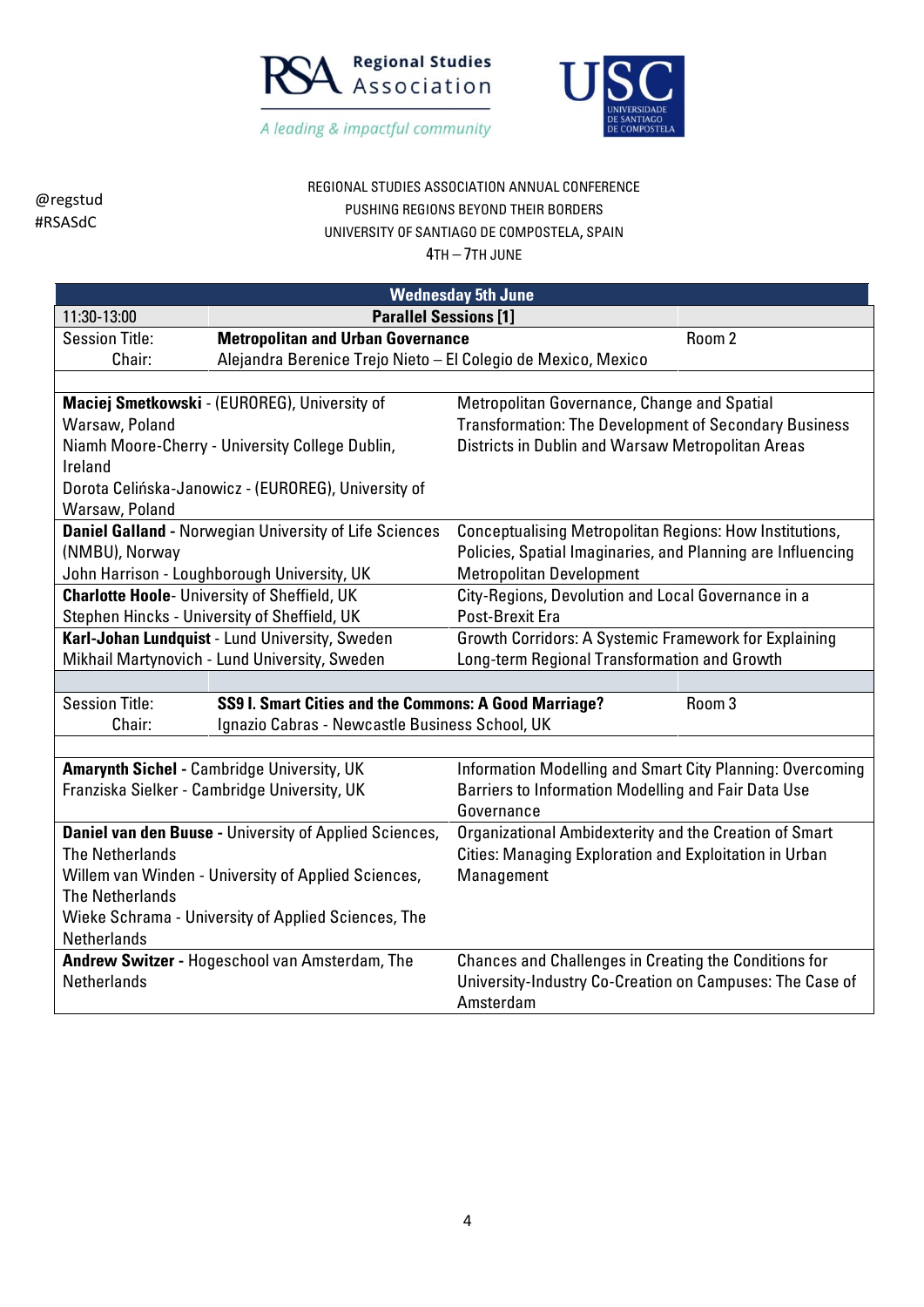@regstud
#RSASdC

REGIONAL STUDIES ASSOCIATION ANNUAL CONFERENCE
PUSHING REGIONS BEYOND THEIR BORDERS
UNIVERSITY OF SANTIAGO DE COMPOSTELA, SPAIN
4TH – 7TH JUNE

| **Wednesday 5th June** | | |
|---|---|---|
| 11:30-13:00 | **Parallel Sessions [1]** | |
| Session Title: | **Metropolitan and Urban Governance** | Room 2 |
| Chair: | Alejandra Berenice Trejo Nieto – El Colegio de Mexico, Mexico | |

| | |
|---|---|
| **Maciej Smetkowski** - (EUROREG), University of Warsaw, Poland<br>Niamh Moore-Cherry - University College Dublin, Ireland<br>Dorota Celińska-Janowicz - (EUROREG), University of Warsaw, Poland | Metropolitan Governance, Change and Spatial Transformation: The Development of Secondary Business Districts in Dublin and Warsaw Metropolitan Areas |
| **Daniel Galland** - Norwegian University of Life Sciences (NMBU), Norway<br>John Harrison - Loughborough University, UK | Conceptualising Metropolitan Regions: How Institutions, Policies, Spatial Imaginaries, and Planning are Influencing Metropolitan Development |
| **Charlotte Hoole**- University of Sheffield, UK<br>Stephen Hincks - University of Sheffield, UK | City-Regions, Devolution and Local Governance in a Post-Brexit Era |
| **Karl-Johan Lundquist** - Lund University, Sweden<br>Mikhail Martynovich - Lund University, Sweden | Growth Corridors: A Systemic Framework for Explaining Long-term Regional Transformation and Growth |

| | | |
|---|---|---|
| Session Title: | **SS9 I. Smart Cities and the Commons: A Good Marriage?** | Room 3 |
| Chair: | Ignazio Cabras - Newcastle Business School, UK | |

| | |
|---|---|
| **Amarynth Sichel** - Cambridge University, UK<br>Franziska Sielker - Cambridge University, UK | Information Modelling and Smart City Planning: Overcoming Barriers to Information Modelling and Fair Data Use Governance |
| **Daniel van den Buuse** - University of Applied Sciences, The Netherlands<br>Willem van Winden - University of Applied Sciences, The Netherlands<br>Wieke Schrama - University of Applied Sciences, The Netherlands | Organizational Ambidexterity and the Creation of Smart Cities: Managing Exploration and Exploitation in Urban Management |
| **Andrew Switzer** - Hogeschool van Amsterdam, The Netherlands | Chances and Challenges in Creating the Conditions for University-Industry Co-Creation on Campuses: The Case of Amsterdam |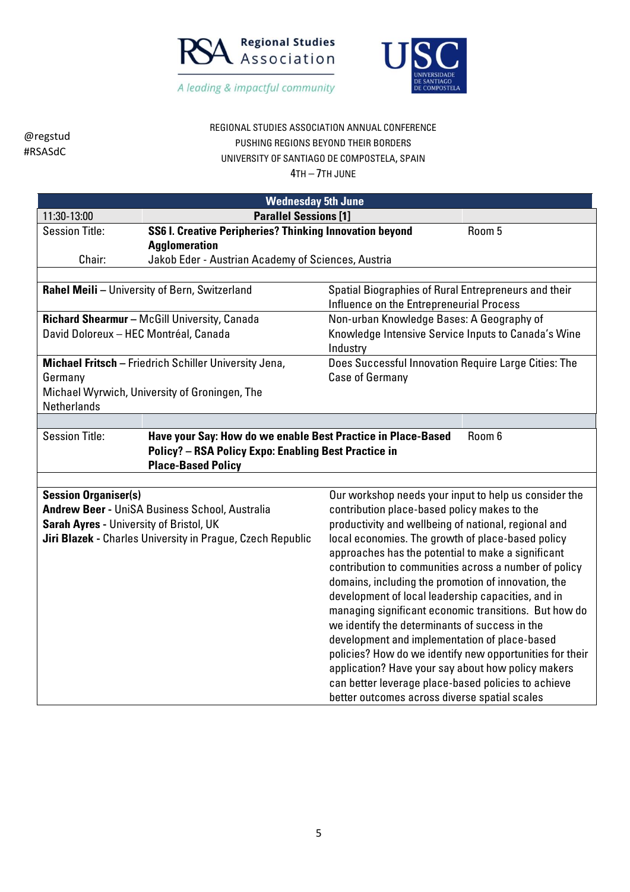@regstud
#RSASdC

REGIONAL STUDIES ASSOCIATION ANNUAL CONFERENCE
PUSHING REGIONS BEYOND THEIR BORDERS
UNIVERSITY OF SANTIAGO DE COMPOSTELA, SPAIN
4TH – 7TH JUNE

**Wednesday 5th June**

| 11:30-13:00 | **Parallel Sessions [1]** | |
|---|---|---|
| Session Title: | **SS6 I. Creative Peripheries? Thinking Innovation beyond Agglomeration** | Room 5 |
| Chair: | Jakob Eder - Austrian Academy of Sciences, Austria | |

| Presenter(s) | Title |
|---|---|
| **Rahel Meili** – University of Bern, Switzerland | Spatial Biographies of Rural Entrepreneurs and their Influence on the Entrepreneurial Process |
| **Richard Shearmur** – McGill University, Canada<br>David Doloreux – HEC Montréal, Canada | Non-urban Knowledge Bases: A Geography of Knowledge Intensive Service Inputs to Canada's Wine Industry |
| **Michael Fritsch** – Friedrich Schiller University Jena, Germany<br>Michael Wyrwich, University of Groningen, The Netherlands | Does Successful Innovation Require Large Cities: The Case of Germany |

| Session Title: | **Have your Say: How do we enable Best Practice in Place-Based Policy? – RSA Policy Expo: Enabling Best Practice in Place-Based Policy** | Room 6 |
|---|---|---|

| Session Organiser(s) | Description |
|---|---|
| **Andrew Beer** - UniSA Business School, Australia<br>**Sarah Ayres** - University of Bristol, UK<br>**Jiri Blazek** - Charles University in Prague, Czech Republic | Our workshop needs your input to help us consider the contribution place-based policy makes to the productivity and wellbeing of national, regional and local economies. The growth of place-based policy approaches has the potential to make a significant contribution to communities across a number of policy domains, including the promotion of innovation, the development of local leadership capacities, and in managing significant economic transitions. But how do we identify the determinants of success in the development and implementation of place-based policies? How do we identify new opportunities for their application? Have your say about how policy makers can better leverage place-based policies to achieve better outcomes across diverse spatial scales |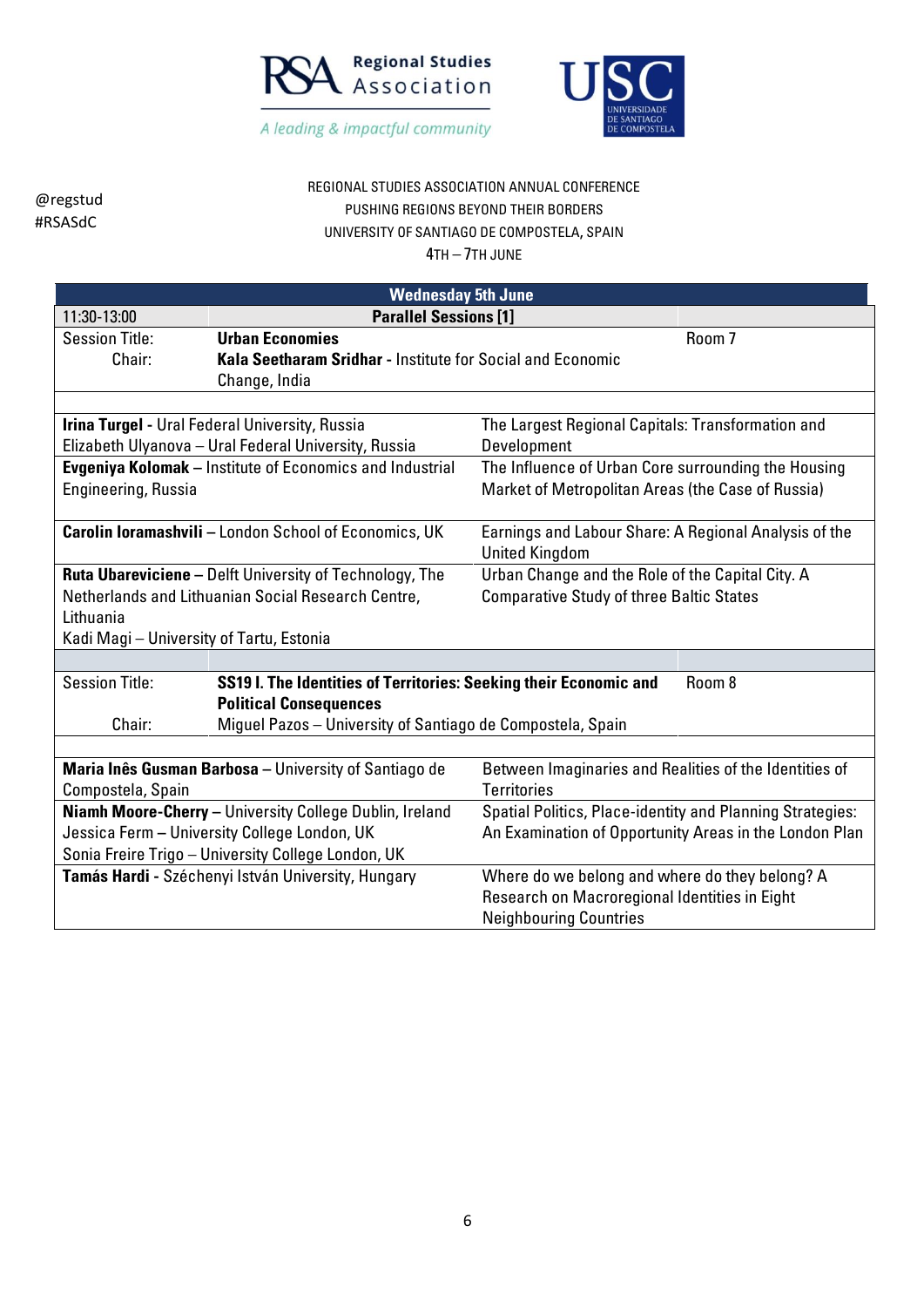@regstud
#RSASdC

REGIONAL STUDIES ASSOCIATION ANNUAL CONFERENCE
PUSHING REGIONS BEYOND THEIR BORDERS
UNIVERSITY OF SANTIAGO DE COMPOSTELA, SPAIN
4TH – 7TH JUNE

**Wednesday 5th June**

| 11:30-13:00 | **Parallel Sessions [1]** | |
|---|---|---|
| Session Title: | **Urban Economies** | Room 7 |
| Chair: | **Kala Seetharam Sridhar** - Institute for Social and Economic Change, India | |

| Authors | Title |
|---|---|
| **Irina Turgel** - Ural Federal University, Russia<br>Elizabeth Ulyanova – Ural Federal University, Russia | The Largest Regional Capitals: Transformation and Development |
| **Evgeniya Kolomak** – Institute of Economics and Industrial Engineering, Russia | The Influence of Urban Core surrounding the Housing Market of Metropolitan Areas (the Case of Russia) |
| **Carolin Ioramashvili** – London School of Economics, UK | Earnings and Labour Share: A Regional Analysis of the United Kingdom |
| **Ruta Ubareviciene** – Delft University of Technology, The Netherlands and Lithuanian Social Research Centre, Lithuania<br>Kadi Magi – University of Tartu, Estonia | Urban Change and the Role of the Capital City. A Comparative Study of three Baltic States |

| | | |
|---|---|---|
| Session Title: | **SS19 I. The Identities of Territories: Seeking their Economic and Political Consequences** | Room 8 |
| Chair: | Miguel Pazos – University of Santiago de Compostela, Spain | |

| Authors | Title |
|---|---|
| **Maria Inês Gusman Barbosa** – University of Santiago de Compostela, Spain | Between Imaginaries and Realities of the Identities of Territories |
| **Niamh Moore-Cherry** – University College Dublin, Ireland<br>Jessica Ferm – University College London, UK<br>Sonia Freire Trigo – University College London, UK | Spatial Politics, Place-identity and Planning Strategies: An Examination of Opportunity Areas in the London Plan |
| **Tamás Hardi** - Széchenyi István University, Hungary | Where do we belong and where do they belong? A Research on Macroregional Identities in Eight Neighbouring Countries |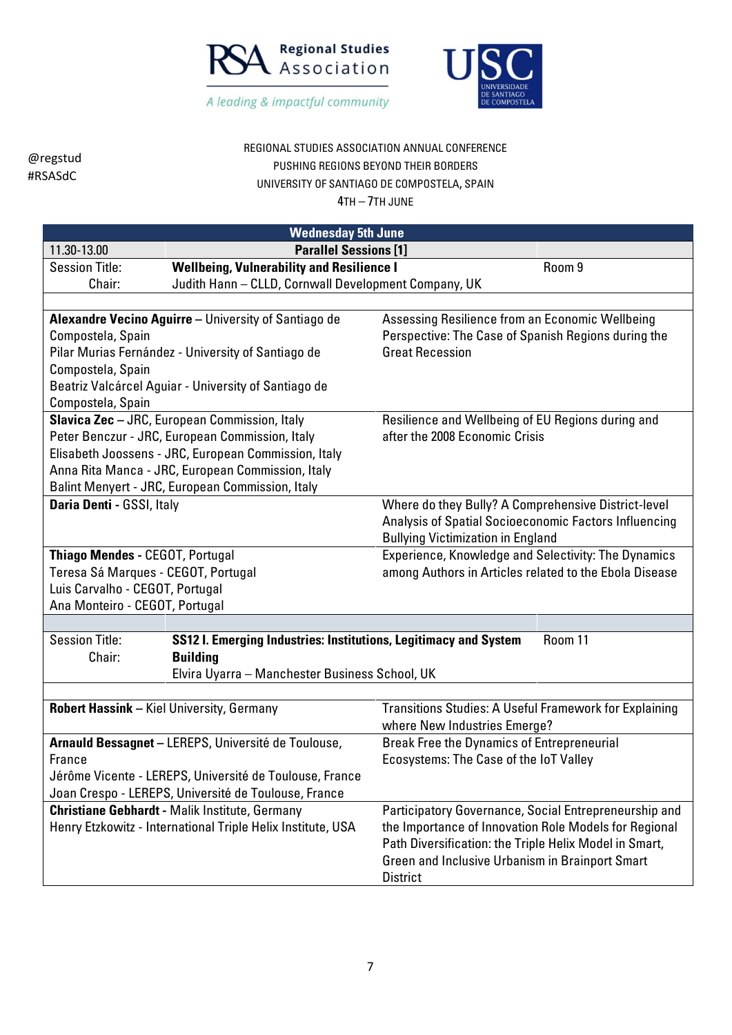Regional Studies Association

*A leading & impactful community*

@regstud
#RSASdC

REGIONAL STUDIES ASSOCIATION ANNUAL CONFERENCE
PUSHING REGIONS BEYOND THEIR BORDERS
UNIVERSITY OF SANTIAGO DE COMPOSTELA, SPAIN
4TH – 7TH JUNE

| **Wednesday 5th June** | | |
|---|---|---|
| 11.30-13.00 | **Parallel Sessions [1]** | |
| Session Title: Chair: | **Wellbeing, Vulnerability and Resilience I** Judith Hann – CLLD, Cornwall Development Company, UK | Room 9 |
| | | |
| **Alexandre Vecino Aguirre** – University of Santiago de Compostela, Spain Pilar Murias Fernández - University of Santiago de Compostela, Spain Beatriz Valcárcel Aguiar - University of Santiago de Compostela, Spain | Assessing Resilience from an Economic Wellbeing Perspective: The Case of Spanish Regions during the Great Recession | |
| **Slavica Zec** – JRC, European Commission, Italy Peter Benczur - JRC, European Commission, Italy Elisabeth Joossens - JRC, European Commission, Italy Anna Rita Manca - JRC, European Commission, Italy Balint Menyert - JRC, European Commission, Italy | Resilience and Wellbeing of EU Regions during and after the 2008 Economic Crisis | |
| **Daria Denti** - GSSI, Italy | Where do they Bully? A Comprehensive District-level Analysis of Spatial Socioeconomic Factors Influencing Bullying Victimization in England | |
| **Thiago Mendes** - CEGOT, Portugal Teresa Sá Marques - CEGOT, Portugal Luis Carvalho - CEGOT, Portugal Ana Monteiro - CEGOT, Portugal | Experience, Knowledge and Selectivity: The Dynamics among Authors in Articles related to the Ebola Disease | |
| | | |
| Session Title: Chair: | **SS12 I. Emerging Industries: Institutions, Legitimacy and System Building** Elvira Uyarra – Manchester Business School, UK | Room 11 |
| | | |
| **Robert Hassink** – Kiel University, Germany | Transitions Studies: A Useful Framework for Explaining where New Industries Emerge? | |
| **Arnauld Bessagnet** – LEREPS, Université de Toulouse, France Jérôme Vicente - LEREPS, Université de Toulouse, France Joan Crespo - LEREPS, Université de Toulouse, France | Break Free the Dynamics of Entrepreneurial Ecosystems: The Case of the IoT Valley | |
| **Christiane Gebhardt** - Malik Institute, Germany Henry Etzkowitz - International Triple Helix Institute, USA | Participatory Governance, Social Entrepreneurship and the Importance of Innovation Role Models for Regional Path Diversification: the Triple Helix Model in Smart, Green and Inclusive Urbanism in Brainport Smart District | |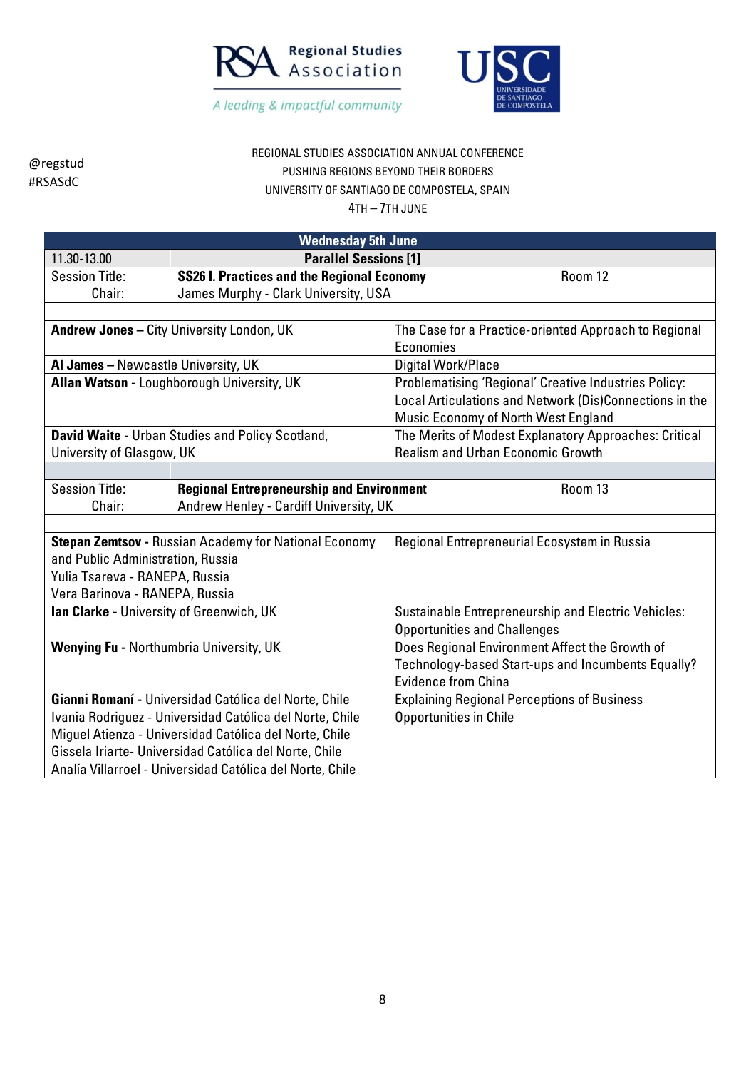@regstud
#RSASdC

REGIONAL STUDIES ASSOCIATION ANNUAL CONFERENCE
PUSHING REGIONS BEYOND THEIR BORDERS
UNIVERSITY OF SANTIAGO DE COMPOSTELA, SPAIN
4TH – 7TH JUNE

| Wednesday 5th June | | |
|---|---|---|
| 11.30-13.00 | **Parallel Sessions [1]** | |
| Session Title: | **SS26 I. Practices and the Regional Economy** | Room 12 |
| Chair: | James Murphy - Clark University, USA | |
| **Andrew Jones** – City University London, UK | The Case for a Practice-oriented Approach to Regional Economies | |
| **Al James** – Newcastle University, UK | Digital Work/Place | |
| **Allan Watson** - Loughborough University, UK | Problematising 'Regional' Creative Industries Policy: Local Articulations and Network (Dis)Connections in the Music Economy of North West England | |
| **David Waite** - Urban Studies and Policy Scotland, University of Glasgow, UK | The Merits of Modest Explanatory Approaches: Critical Realism and Urban Economic Growth | |
| Session Title: | **Regional Entrepreneurship and Environment** | Room 13 |
| Chair: | Andrew Henley - Cardiff University, UK | |
| **Stepan Zemtsov** - Russian Academy for National Economy and Public Administration, Russia<br>Yulia Tsareva - RANEPA, Russia<br>Vera Barinova - RANEPA, Russia | Regional Entrepreneurial Ecosystem in Russia | |
| **Ian Clarke** - University of Greenwich, UK | Sustainable Entrepreneurship and Electric Vehicles: Opportunities and Challenges | |
| **Wenying Fu** - Northumbria University, UK | Does Regional Environment Affect the Growth of Technology-based Start-ups and Incumbents Equally? Evidence from China | |
| **Gianni Romaní** - Universidad Católica del Norte, Chile<br>Ivania Rodriguez - Universidad Católica del Norte, Chile<br>Miguel Atienza - Universidad Católica del Norte, Chile<br>Gissela Iriarte- Universidad Católica del Norte, Chile<br>Analía Villarroel - Universidad Católica del Norte, Chile | Explaining Regional Perceptions of Business Opportunities in Chile | |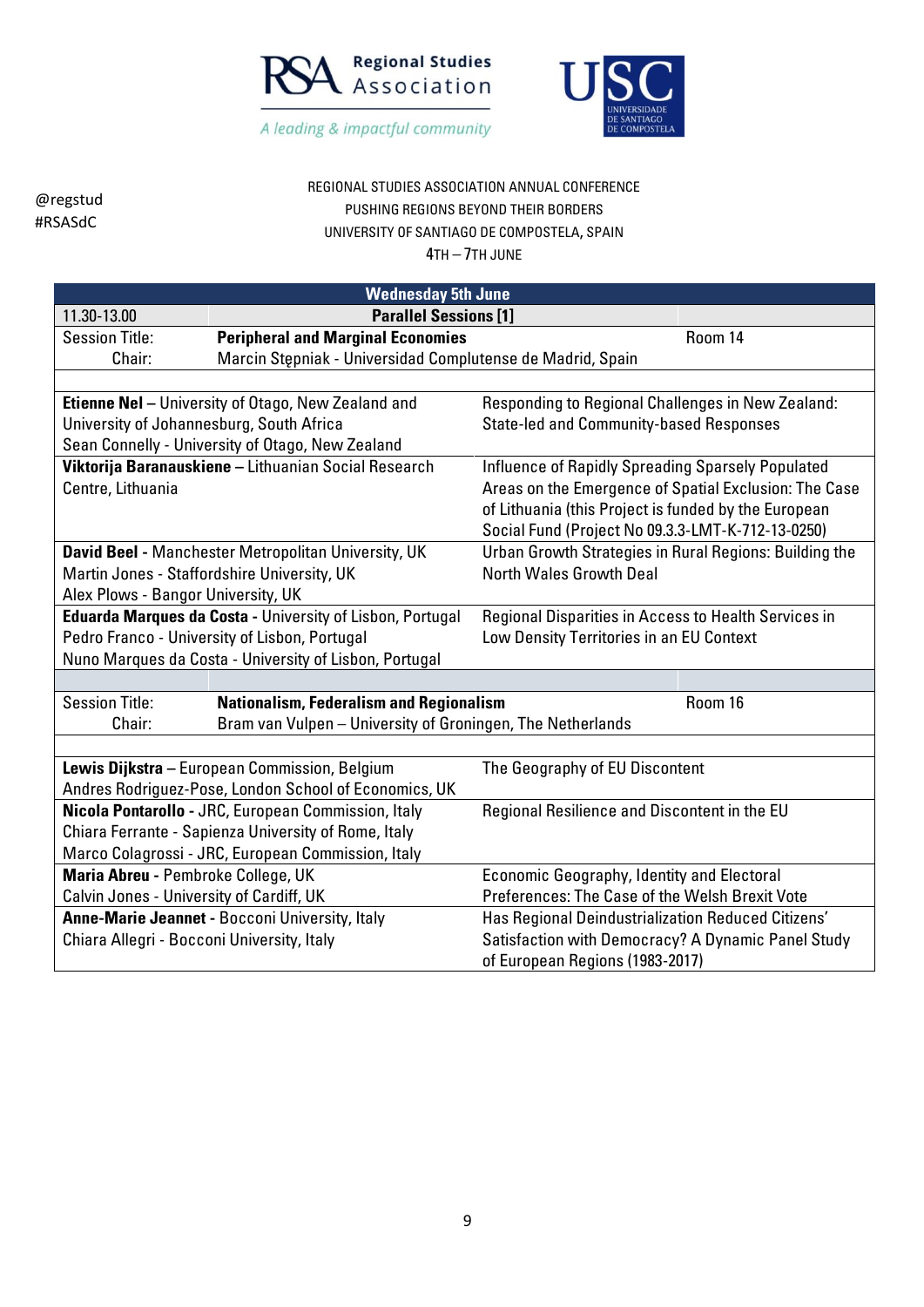Regional Studies Association — A leading & impactful community

UNIVERSIDADE DE SANTIAGO DE COMPOSTELA

@regstud
#RSASdC

REGIONAL STUDIES ASSOCIATION ANNUAL CONFERENCE
PUSHING REGIONS BEYOND THEIR BORDERS
UNIVERSITY OF SANTIAGO DE COMPOSTELA, SPAIN
4TH – 7TH JUNE

## Wednesday 5th June

| 11.30-13.00 | **Parallel Sessions [1]** |
|---|---|
| Session Title: | **Peripheral and Marginal Economies** — Room 14 |
| Chair: | Marcin Stępniak - Universidad Complutense de Madrid, Spain |

| Presenters | Paper |
|---|---|
| **Etienne Nel** – University of Otago, New Zealand and University of Johannesburg, South Africa<br>Sean Connelly - University of Otago, New Zealand | Responding to Regional Challenges in New Zealand: State-led and Community-based Responses |
| **Viktorija Baranauskiene** – Lithuanian Social Research Centre, Lithuania | Influence of Rapidly Spreading Sparsely Populated Areas on the Emergence of Spatial Exclusion: The Case of Lithuania (this Project is funded by the European Social Fund (Project No 09.3.3-LMT-K-712-13-0250) |
| **David Beel** - Manchester Metropolitan University, UK<br>Martin Jones - Staffordshire University, UK<br>Alex Plows - Bangor University, UK | Urban Growth Strategies in Rural Regions: Building the North Wales Growth Deal |
| **Eduarda Marques da Costa** - University of Lisbon, Portugal<br>Pedro Franco - University of Lisbon, Portugal<br>Nuno Marques da Costa - University of Lisbon, Portugal | Regional Disparities in Access to Health Services in Low Density Territories in an EU Context |

| Session Title: | **Nationalism, Federalism and Regionalism** — Room 16 |
|---|---|
| Chair: | Bram van Vulpen – University of Groningen, The Netherlands |

| Presenters | Paper |
|---|---|
| **Lewis Dijkstra** – European Commission, Belgium<br>Andres Rodriguez-Pose, London School of Economics, UK | The Geography of EU Discontent |
| **Nicola Pontarollo** - JRC, European Commission, Italy<br>Chiara Ferrante - Sapienza University of Rome, Italy<br>Marco Colagrossi - JRC, European Commission, Italy | Regional Resilience and Discontent in the EU |
| **Maria Abreu** - Pembroke College, UK<br>Calvin Jones - University of Cardiff, UK | Economic Geography, Identity and Electoral Preferences: The Case of the Welsh Brexit Vote |
| **Anne-Marie Jeannet** - Bocconi University, Italy<br>Chiara Allegri - Bocconi University, Italy | Has Regional Deindustrialization Reduced Citizens' Satisfaction with Democracy? A Dynamic Panel Study of European Regions (1983-2017) |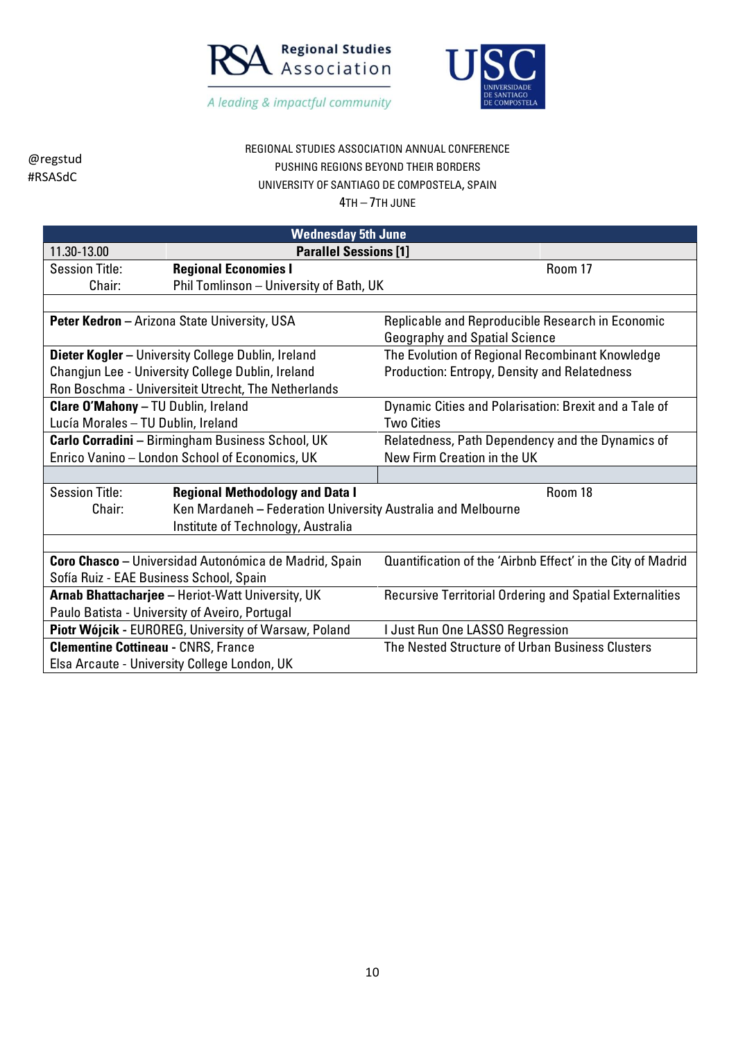@regstud
#RSASdC

REGIONAL STUDIES ASSOCIATION ANNUAL CONFERENCE
PUSHING REGIONS BEYOND THEIR BORDERS
UNIVERSITY OF SANTIAGO DE COMPOSTELA, SPAIN
4TH – 7TH JUNE

| **Wednesday 5th June** | | |
|---|---|---|
| 11.30-13.00 | **Parallel Sessions [1]** | |
| Session Title: | **Regional Economies I** | Room 17 |
| Chair: | Phil Tomlinson – University of Bath, UK | |
| **Peter Kedron** – Arizona State University, USA | Replicable and Reproducible Research in Economic Geography and Spatial Science | |
| **Dieter Kogler** – University College Dublin, Ireland<br>Changjun Lee - University College Dublin, Ireland<br>Ron Boschma - Universiteit Utrecht, The Netherlands | The Evolution of Regional Recombinant Knowledge Production: Entropy, Density and Relatedness | |
| **Clare O'Mahony** – TU Dublin, Ireland<br>Lucía Morales – TU Dublin, Ireland | Dynamic Cities and Polarisation: Brexit and a Tale of Two Cities | |
| **Carlo Corradini** – Birmingham Business School, UK<br>Enrico Vanino – London School of Economics, UK | Relatedness, Path Dependency and the Dynamics of New Firm Creation in the UK | |
| Session Title: | **Regional Methodology and Data I** | Room 18 |
| Chair: | Ken Mardaneh – Federation University Australia and Melbourne Institute of Technology, Australia | |
| **Coro Chasco** – Universidad Autónoma de Madrid, Spain<br>Sofía Ruiz - EAE Business School, Spain | Quantification of the 'Airbnb Effect' in the City of Madrid | |
| **Arnab Bhattacharjee** – Heriot-Watt University, UK<br>Paulo Batista - University of Aveiro, Portugal | Recursive Territorial Ordering and Spatial Externalities | |
| **Piotr Wójcik** - EUROREG, University of Warsaw, Poland | I Just Run One LASSO Regression | |
| **Clementine Cottineau** - CNRS, France<br>Elsa Arcaute - University College London, UK | The Nested Structure of Urban Business Clusters | |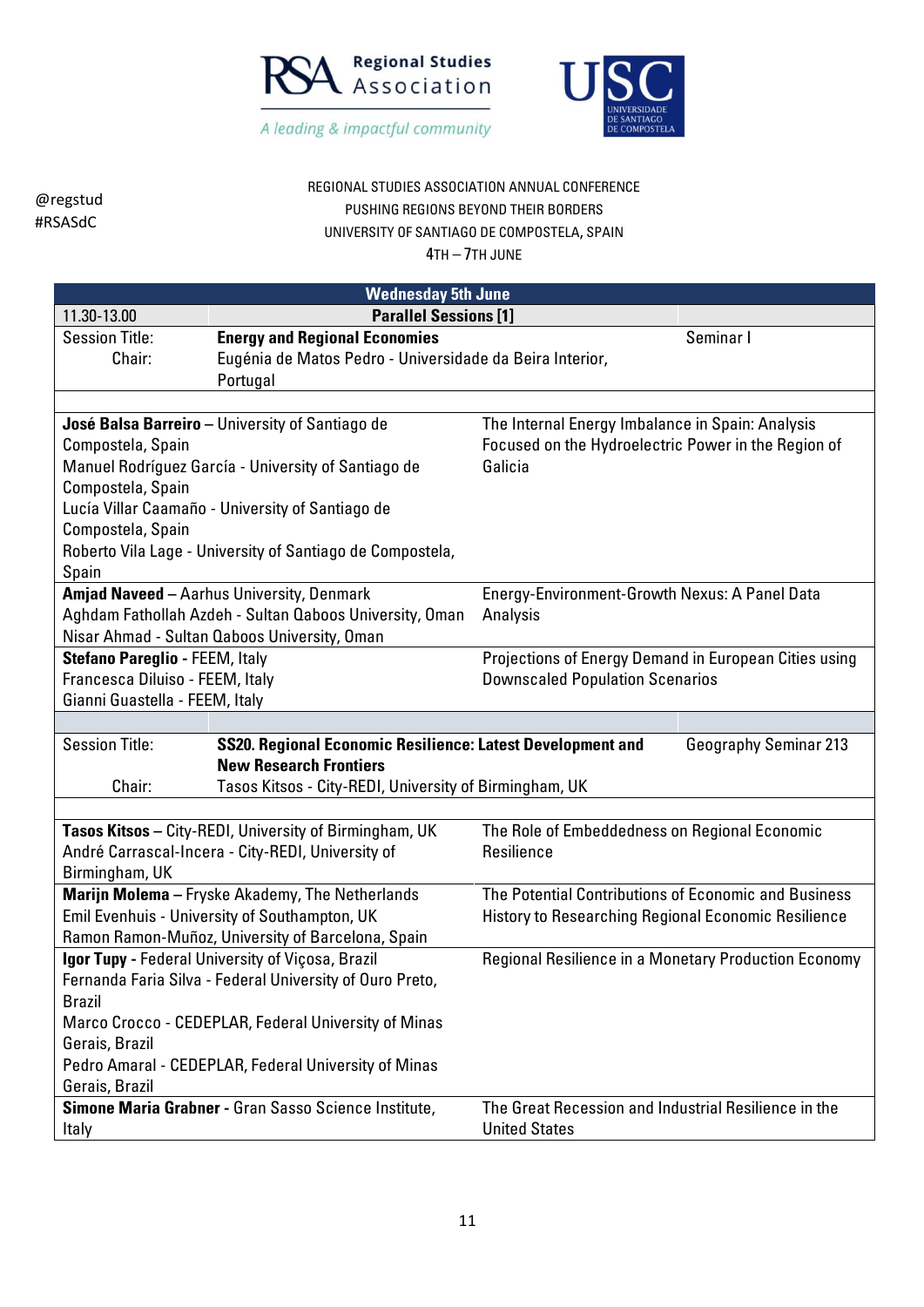@regstud
#RSASdC

REGIONAL STUDIES ASSOCIATION ANNUAL CONFERENCE
PUSHING REGIONS BEYOND THEIR BORDERS
UNIVERSITY OF SANTIAGO DE COMPOSTELA, SPAIN
4TH – 7TH JUNE

## Wednesday 5th June

**11.30-13.00 — Parallel Sessions [1]**

| | | |
|---|---|---|
| Session Title: | **Energy and Regional Economies** | Seminar I |
| Chair: | Eugénia de Matos Pedro - Universidade da Beira Interior, Portugal | |

| Authors | Paper |
|---|---|
| **José Balsa Barreiro** – University of Santiago de Compostela, Spain<br>Manuel Rodríguez García - University of Santiago de Compostela, Spain<br>Lucía Villar Caamaño - University of Santiago de Compostela, Spain<br>Roberto Vila Lage - University of Santiago de Compostela, Spain | The Internal Energy Imbalance in Spain: Analysis Focused on the Hydroelectric Power in the Region of Galicia |
| **Amjad Naveed** – Aarhus University, Denmark<br>Aghdam Fathollah Azdeh - Sultan Qaboos University, Oman<br>Nisar Ahmad - Sultan Qaboos University, Oman | Energy-Environment-Growth Nexus: A Panel Data Analysis |
| **Stefano Pareglio** - FEEM, Italy<br>Francesca Diluiso - FEEM, Italy<br>Gianni Guastella - FEEM, Italy | Projections of Energy Demand in European Cities using Downscaled Population Scenarios |

| | | |
|---|---|---|
| Session Title: | **SS20. Regional Economic Resilience: Latest Development and New Research Frontiers** | Geography Seminar 213 |
| Chair: | Tasos Kitsos - City-REDI, University of Birmingham, UK | |

| Authors | Paper |
|---|---|
| **Tasos Kitsos** – City-REDI, University of Birmingham, UK<br>André Carrascal-Incera - City-REDI, University of Birmingham, UK | The Role of Embeddedness on Regional Economic Resilience |
| **Marijn Molema** – Fryske Akademy, The Netherlands<br>Emil Evenhuis - University of Southampton, UK<br>Ramon Ramon-Muñoz, University of Barcelona, Spain | The Potential Contributions of Economic and Business History to Researching Regional Economic Resilience |
| **Igor Tupy** - Federal University of Viçosa, Brazil<br>Fernanda Faria Silva - Federal University of Ouro Preto, Brazil<br>Marco Crocco - CEDEPLAR, Federal University of Minas Gerais, Brazil<br>Pedro Amaral - CEDEPLAR, Federal University of Minas Gerais, Brazil | Regional Resilience in a Monetary Production Economy |
| **Simone Maria Grabner** - Gran Sasso Science Institute, Italy | The Great Recession and Industrial Resilience in the United States |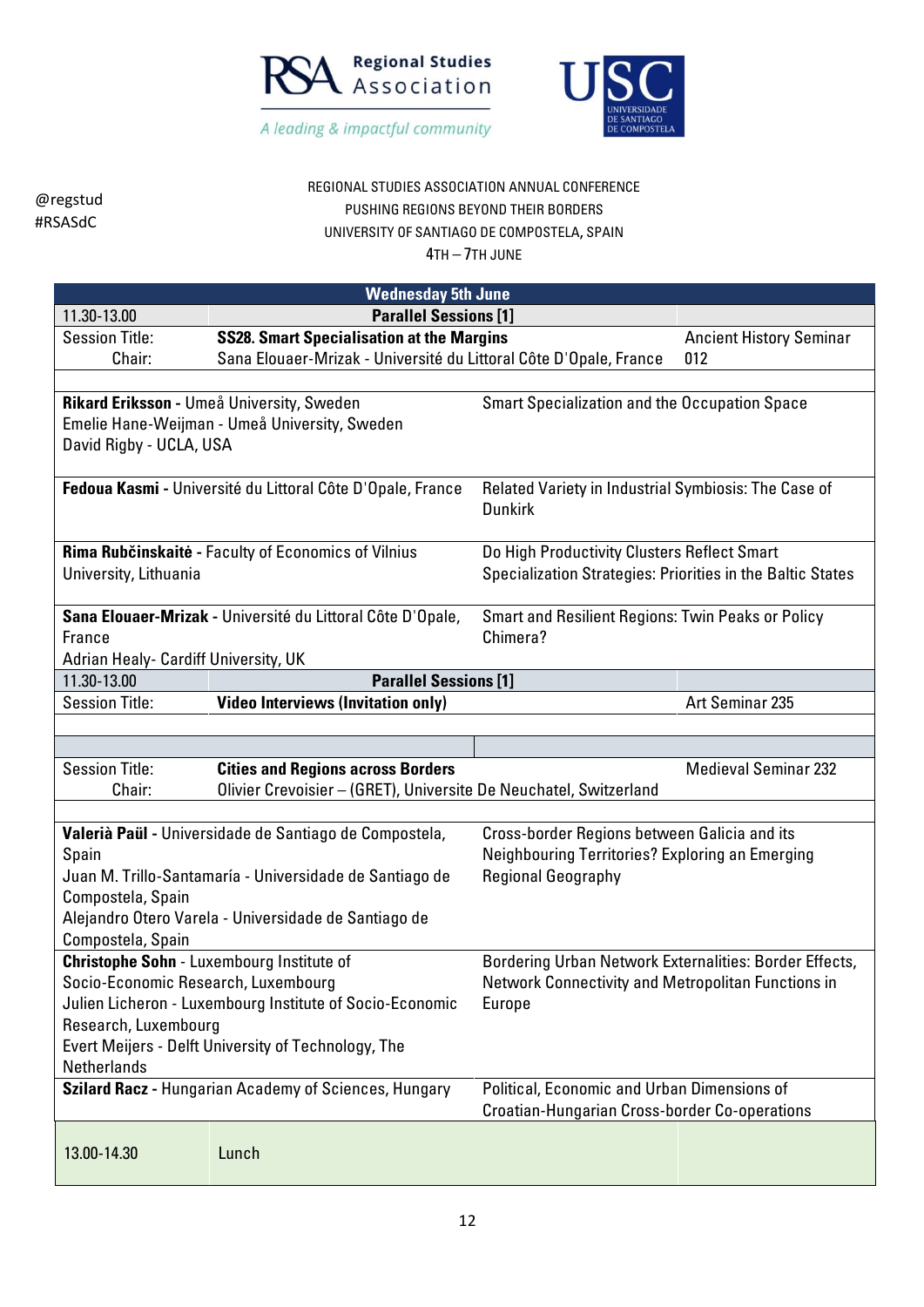Regional Studies Association
A leading & impactful community

@regstud
#RSASdC

REGIONAL STUDIES ASSOCIATION ANNUAL CONFERENCE
PUSHING REGIONS BEYOND THEIR BORDERS
UNIVERSITY OF SANTIAGO DE COMPOSTELA, SPAIN
4TH – 7TH JUNE

| Wednesday 5th June | | |
|---|---|---|
| 11.30-13.00 | **Parallel Sessions [1]** | |
| Session Title: | **SS28. Smart Specialisation at the Margins** | Ancient History Seminar 012 |
| Chair: | Sana Elouaer-Mrizak - Université du Littoral Côte D'Opale, France | |
| **Rikard Eriksson** - Umeå University, Sweden<br>Emelie Hane-Weijman - Umeå University, Sweden<br>David Rigby - UCLA, USA | Smart Specialization and the Occupation Space | |
| **Fedoua Kasmi** - Université du Littoral Côte D'Opale, France | Related Variety in Industrial Symbiosis: The Case of Dunkirk | |
| **Rima Rubčinskaitė** - Faculty of Economics of Vilnius University, Lithuania | Do High Productivity Clusters Reflect Smart Specialization Strategies: Priorities in the Baltic States | |
| **Sana Elouaer-Mrizak** - Université du Littoral Côte D'Opale, France<br>Adrian Healy- Cardiff University, UK | Smart and Resilient Regions: Twin Peaks or Policy Chimera? | |
| 11.30-13.00 | **Parallel Sessions [1]** | |
| Session Title: | **Video Interviews (Invitation only)** | Art Seminar 235 |
| Session Title: | **Cities and Regions across Borders** | Medieval Seminar 232 |
| Chair: | Olivier Crevoisier – (GRET), Universite De Neuchatel, Switzerland | |
| **Valerià Paül** - Universidade de Santiago de Compostela, Spain<br>Juan M. Trillo-Santamaría - Universidade de Santiago de Compostela, Spain<br>Alejandro Otero Varela - Universidade de Santiago de Compostela, Spain | Cross-border Regions between Galicia and its Neighbouring Territories? Exploring an Emerging Regional Geography | |
| **Christophe Sohn** - Luxembourg Institute of Socio-Economic Research, Luxembourg<br>Julien Licheron - Luxembourg Institute of Socio-Economic Research, Luxembourg<br>Evert Meijers - Delft University of Technology, The Netherlands | Bordering Urban Network Externalities: Border Effects, Network Connectivity and Metropolitan Functions in Europe | |
| **Szilard Racz** - Hungarian Academy of Sciences, Hungary | Political, Economic and Urban Dimensions of Croatian-Hungarian Cross-border Co-operations | |
| 13.00-14.30 | Lunch | |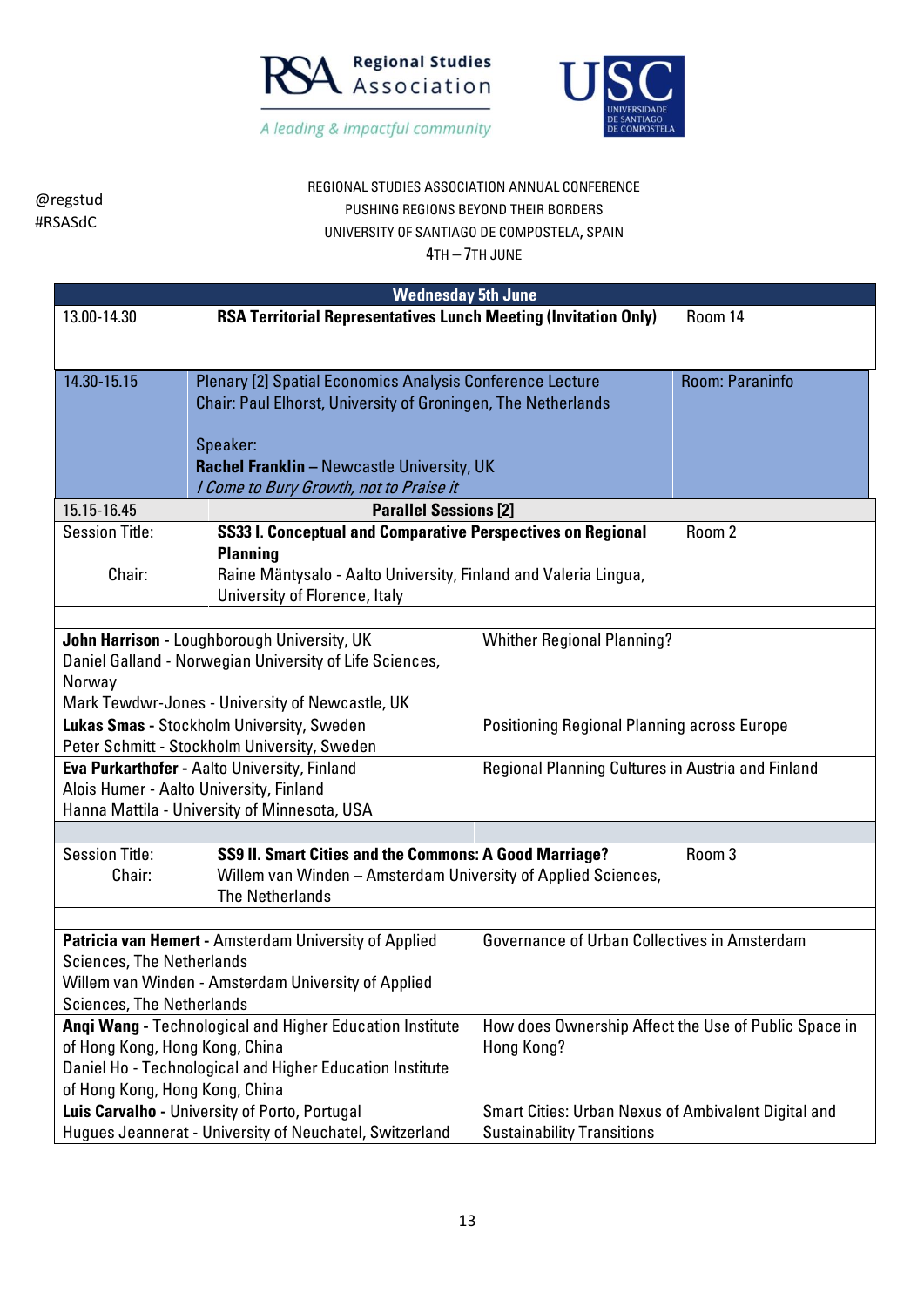@regstud
#RSASdC

REGIONAL STUDIES ASSOCIATION ANNUAL CONFERENCE
PUSHING REGIONS BEYOND THEIR BORDERS
UNIVERSITY OF SANTIAGO DE COMPOSTELA, SPAIN
4TH – 7TH JUNE

## Wednesday 5th June

| | | |
|---|---|---|
| 13.00-14.30 | **RSA Territorial Representatives Lunch Meeting (Invitation Only)** | Room 14 |
| 14.30-15.15 | Plenary [2] Spatial Economics Analysis Conference Lecture<br>Chair: Paul Elhorst, University of Groningen, The Netherlands<br><br>Speaker:<br>**Rachel Franklin** – Newcastle University, UK<br>*I Come to Bury Growth, not to Praise it* | Room: Paraninfo |
| 15.15-16.45 | **Parallel Sessions [2]** | |

| | | |
|---|---|---|
| Session Title: | **SS33 I. Conceptual and Comparative Perspectives on Regional Planning** | Room 2 |
| Chair: | Raine Mäntysalo - Aalto University, Finland and Valeria Lingua, University of Florence, Italy | |

| Authors | Title |
|---|---|
| **John Harrison** - Loughborough University, UK<br>Daniel Galland - Norwegian University of Life Sciences, Norway<br>Mark Tewdwr-Jones - University of Newcastle, UK | Whither Regional Planning? |
| **Lukas Smas** - Stockholm University, Sweden<br>Peter Schmitt - Stockholm University, Sweden | Positioning Regional Planning across Europe |
| **Eva Purkarthofer** - Aalto University, Finland<br>Alois Humer - Aalto University, Finland<br>Hanna Mattila - University of Minnesota, USA | Regional Planning Cultures in Austria and Finland |

| | | |
|---|---|---|
| Session Title: | **SS9 II. Smart Cities and the Commons: A Good Marriage?** | Room 3 |
| Chair: | Willem van Winden – Amsterdam University of Applied Sciences, The Netherlands | |

| Authors | Title |
|---|---|
| **Patricia van Hemert** - Amsterdam University of Applied Sciences, The Netherlands<br>Willem van Winden - Amsterdam University of Applied Sciences, The Netherlands | Governance of Urban Collectives in Amsterdam |
| **Anqi Wang** - Technological and Higher Education Institute of Hong Kong, Hong Kong, China<br>Daniel Ho - Technological and Higher Education Institute of Hong Kong, Hong Kong, China | How does Ownership Affect the Use of Public Space in Hong Kong? |
| **Luis Carvalho** - University of Porto, Portugal<br>Hugues Jeannerat - University of Neuchatel, Switzerland | Smart Cities: Urban Nexus of Ambivalent Digital and Sustainability Transitions |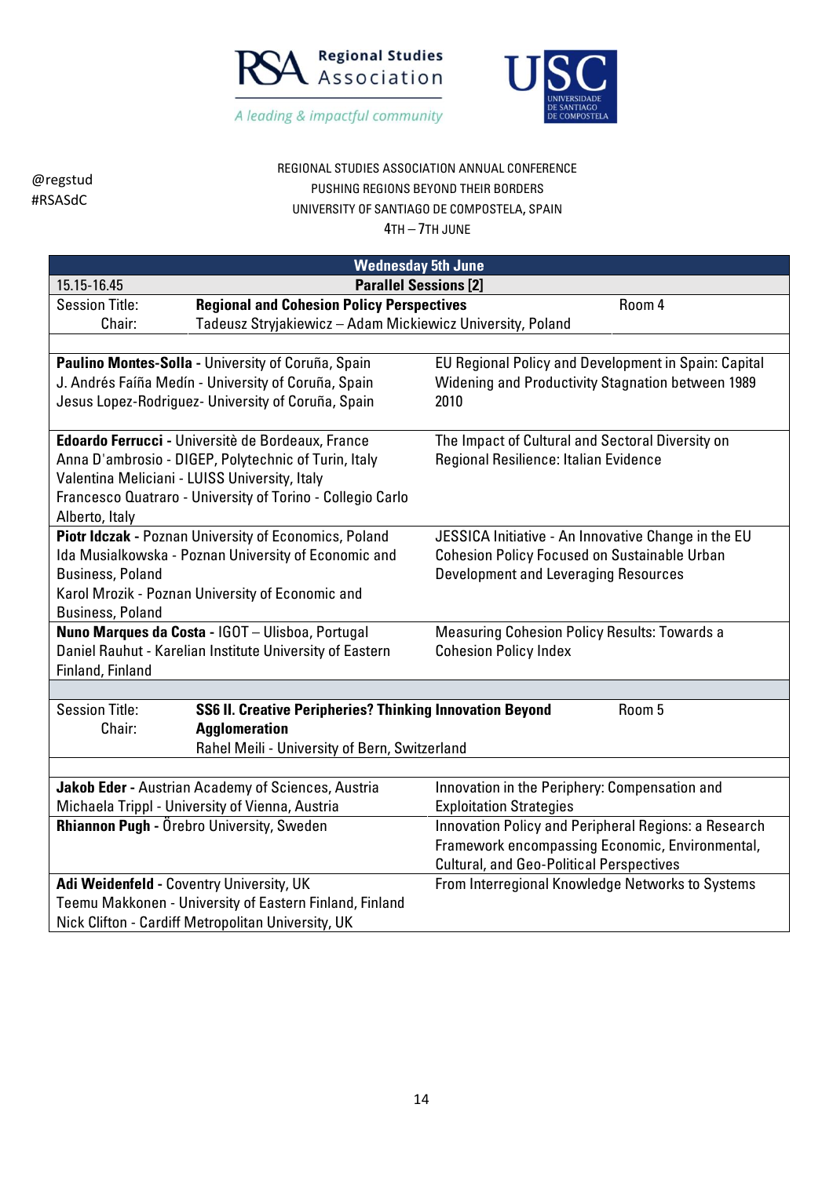@regstud
#RSASdC

REGIONAL STUDIES ASSOCIATION ANNUAL CONFERENCE
PUSHING REGIONS BEYOND THEIR BORDERS
UNIVERSITY OF SANTIAGO DE COMPOSTELA, SPAIN
4TH – 7TH JUNE

## Wednesday 5th June

**15.15-16.45 — Parallel Sessions [2]**

Session Title: **Regional and Cohesion Policy Perspectives** — Room 4
Chair: Tadeusz Stryjakiewicz – Adam Mickiewicz University, Poland

| Authors | Title |
|---|---|
| **Paulino Montes-Solla** - University of Coruña, Spain<br>J. Andrés Faíña Medín - University of Coruña, Spain<br>Jesus Lopez-Rodriguez- University of Coruña, Spain | EU Regional Policy and Development in Spain: Capital Widening and Productivity Stagnation between 1989 2010 |
| **Edoardo Ferrucci -** Università de Bordeaux, France<br>Anna D'ambrosio - DIGEP, Polytechnic of Turin, Italy<br>Valentina Meliciani - LUISS University, Italy<br>Francesco Quatraro - University of Torino - Collegio Carlo Alberto, Italy | The Impact of Cultural and Sectoral Diversity on Regional Resilience: Italian Evidence |
| **Piotr Idczak -** Poznan University of Economics, Poland<br>Ida Musialkowska - Poznan University of Economic and Business, Poland<br>Karol Mrozik - Poznan University of Economic and Business, Poland | JESSICA Initiative - An Innovative Change in the EU Cohesion Policy Focused on Sustainable Urban Development and Leveraging Resources |
| **Nuno Marques da Costa -** IGOT – Ulisboa, Portugal<br>Daniel Rauhut - Karelian Institute University of Eastern Finland, Finland | Measuring Cohesion Policy Results: Towards a Cohesion Policy Index |

Session Title: **SS6 II. Creative Peripheries? Thinking Innovation Beyond Agglomeration** — Room 5
Chair: Rahel Meili - University of Bern, Switzerland

| Authors | Title |
|---|---|
| **Jakob Eder -** Austrian Academy of Sciences, Austria<br>Michaela Trippl - University of Vienna, Austria | Innovation in the Periphery: Compensation and Exploitation Strategies |
| **Rhiannon Pugh -** Örebro University, Sweden | Innovation Policy and Peripheral Regions: a Research Framework encompassing Economic, Environmental, Cultural, and Geo-Political Perspectives |
| **Adi Weidenfeld -** Coventry University, UK<br>Teemu Makkonen - University of Eastern Finland, Finland<br>Nick Clifton - Cardiff Metropolitan University, UK | From Interregional Knowledge Networks to Systems |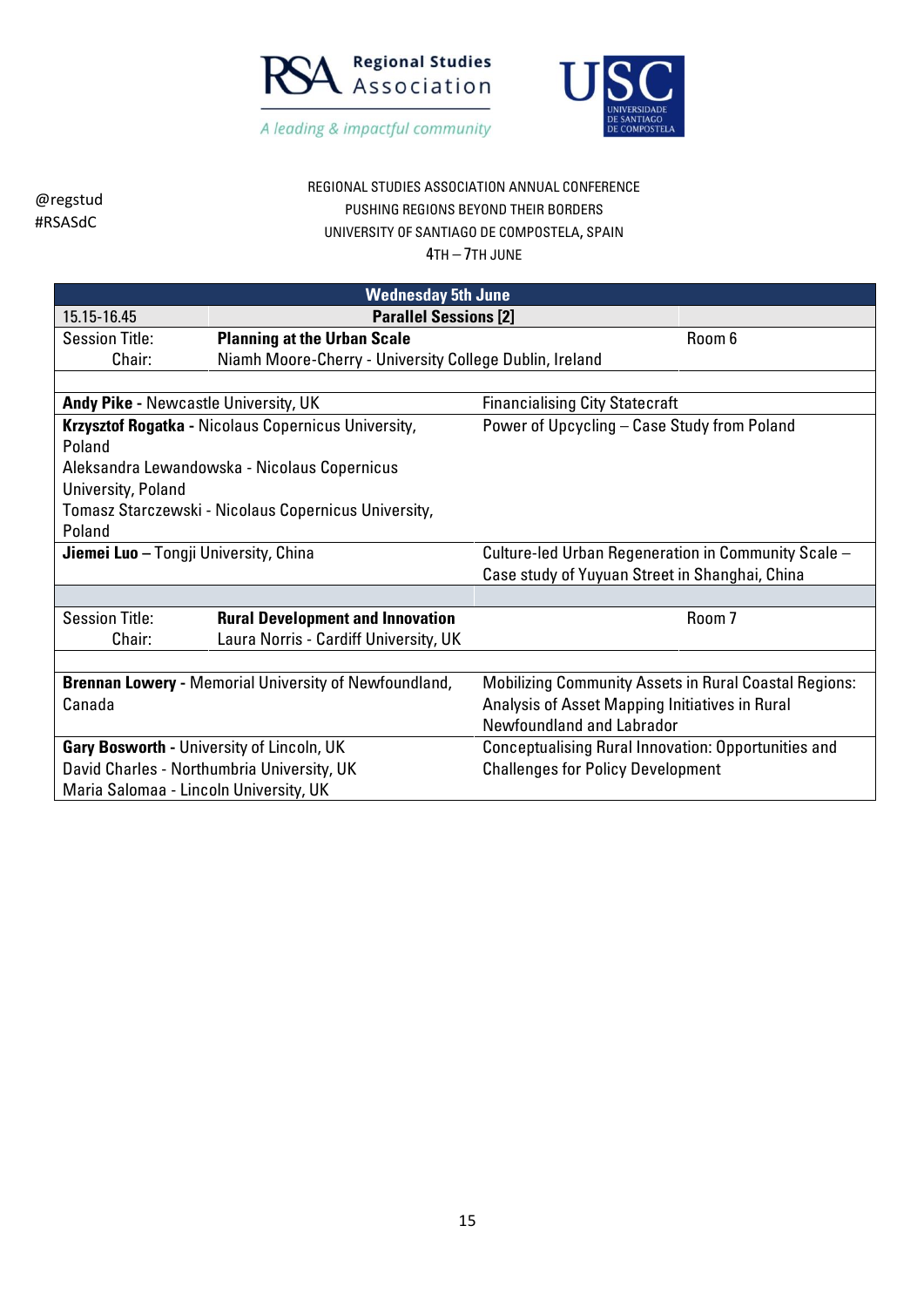@regstud
#RSASdC

REGIONAL STUDIES ASSOCIATION ANNUAL CONFERENCE
PUSHING REGIONS BEYOND THEIR BORDERS
UNIVERSITY OF SANTIAGO DE COMPOSTELA, SPAIN
4TH – 7TH JUNE

| **Wednesday 5th June** | | |
|---|---|---|
| 15.15-16.45 | **Parallel Sessions [2]** | |
| Session Title: | **Planning at the Urban Scale** | Room 6 |
| Chair: | Niamh Moore-Cherry - University College Dublin, Ireland | |
| | | |
| **Andy Pike** - Newcastle University, UK | Financialising City Statecraft | |
| **Krzysztof Rogatka** - Nicolaus Copernicus University, Poland<br>Aleksandra Lewandowska - Nicolaus Copernicus University, Poland<br>Tomasz Starczewski - Nicolaus Copernicus University, Poland | Power of Upcycling – Case Study from Poland | |
| **Jiemei Luo** – Tongji University, China | Culture-led Urban Regeneration in Community Scale – Case study of Yuyuan Street in Shanghai, China | |
| | | |
| Session Title: | **Rural Development and Innovation** | Room 7 |
| Chair: | Laura Norris - Cardiff University, UK | |
| | | |
| **Brennan Lowery** - Memorial University of Newfoundland, Canada | Mobilizing Community Assets in Rural Coastal Regions: Analysis of Asset Mapping Initiatives in Rural Newfoundland and Labrador | |
| **Gary Bosworth** - University of Lincoln, UK<br>David Charles - Northumbria University, UK<br>Maria Salomaa - Lincoln University, UK | Conceptualising Rural Innovation: Opportunities and Challenges for Policy Development | |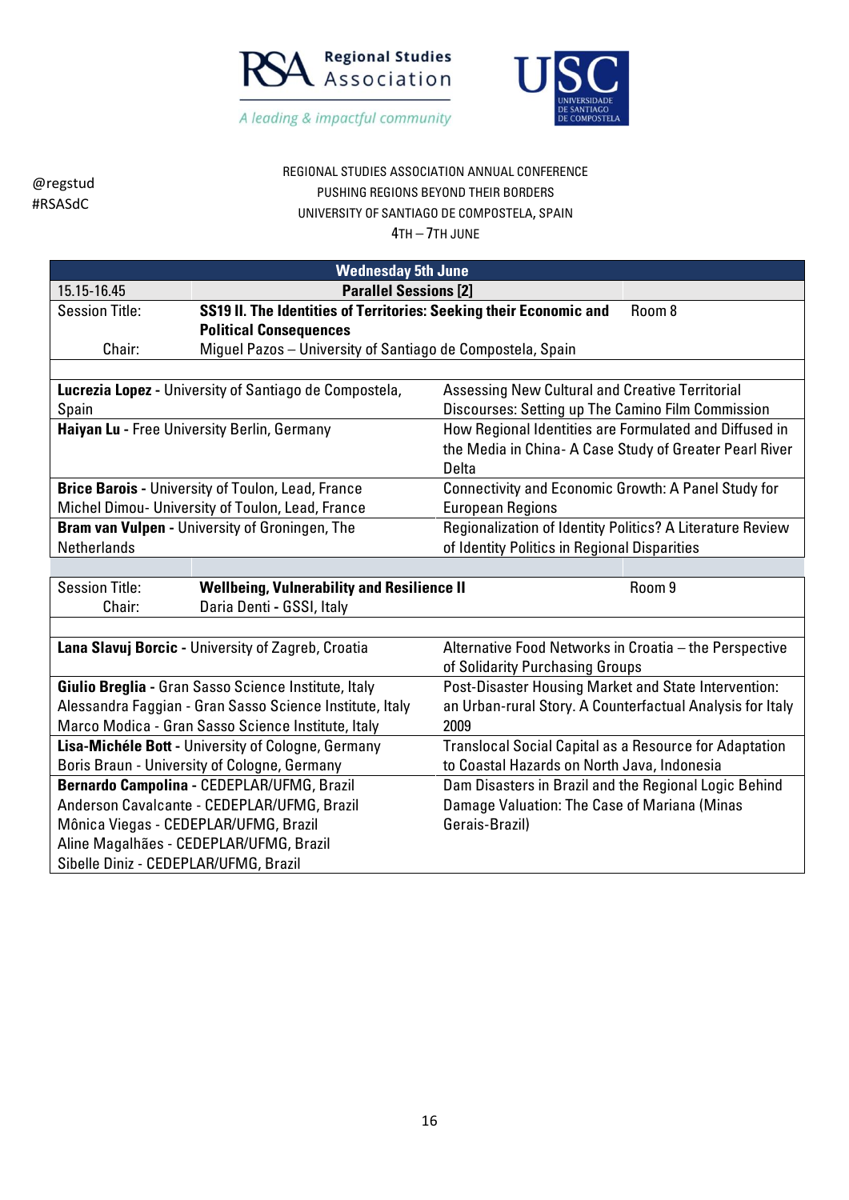@regstud
#RSASdC

REGIONAL STUDIES ASSOCIATION ANNUAL CONFERENCE
PUSHING REGIONS BEYOND THEIR BORDERS
UNIVERSITY OF SANTIAGO DE COMPOSTELA, SPAIN
4TH – 7TH JUNE

| **Wednesday 5th June** | | |
|---|---|---|
| 15.15-16.45 | **Parallel Sessions [2]** | |
| Session Title: | **SS19 II. The Identities of Territories: Seeking their Economic and Political Consequences** | Room 8 |
| Chair: | Miguel Pazos – University of Santiago de Compostela, Spain | |

| | |
|---|---|
| **Lucrezia Lopez -** University of Santiago de Compostela, Spain | Assessing New Cultural and Creative Territorial Discourses: Setting up The Camino Film Commission |
| **Haiyan Lu -** Free University Berlin, Germany | How Regional Identities are Formulated and Diffused in the Media in China- A Case Study of Greater Pearl River Delta |
| **Brice Barois -** University of Toulon, Lead, France<br>Michel Dimou- University of Toulon, Lead, France | Connectivity and Economic Growth: A Panel Study for European Regions |
| **Bram van Vulpen -** University of Groningen, The Netherlands | Regionalization of Identity Politics? A Literature Review of Identity Politics in Regional Disparities |

| | | |
|---|---|---|
| Session Title: | **Wellbeing, Vulnerability and Resilience II** | Room 9 |
| Chair: | Daria Denti - GSSI, Italy | |

| | |
|---|---|
| **Lana Slavuj Borcic -** University of Zagreb, Croatia | Alternative Food Networks in Croatia – the Perspective of Solidarity Purchasing Groups |
| **Giulio Breglia -** Gran Sasso Science Institute, Italy<br>Alessandra Faggian - Gran Sasso Science Institute, Italy<br>Marco Modica - Gran Sasso Science Institute, Italy | Post-Disaster Housing Market and State Intervention: an Urban-rural Story. A Counterfactual Analysis for Italy 2009 |
| **Lisa-Michéle Bott -** University of Cologne, Germany<br>Boris Braun - University of Cologne, Germany | Translocal Social Capital as a Resource for Adaptation to Coastal Hazards on North Java, Indonesia |
| **Bernardo Campolina -** CEDEPLAR/UFMG, Brazil<br>Anderson Cavalcante - CEDEPLAR/UFMG, Brazil<br>Mônica Viegas - CEDEPLAR/UFMG, Brazil<br>Aline Magalhães - CEDEPLAR/UFMG, Brazil<br>Sibelle Diniz - CEDEPLAR/UFMG, Brazil | Dam Disasters in Brazil and the Regional Logic Behind Damage Valuation: The Case of Mariana (Minas Gerais-Brazil) |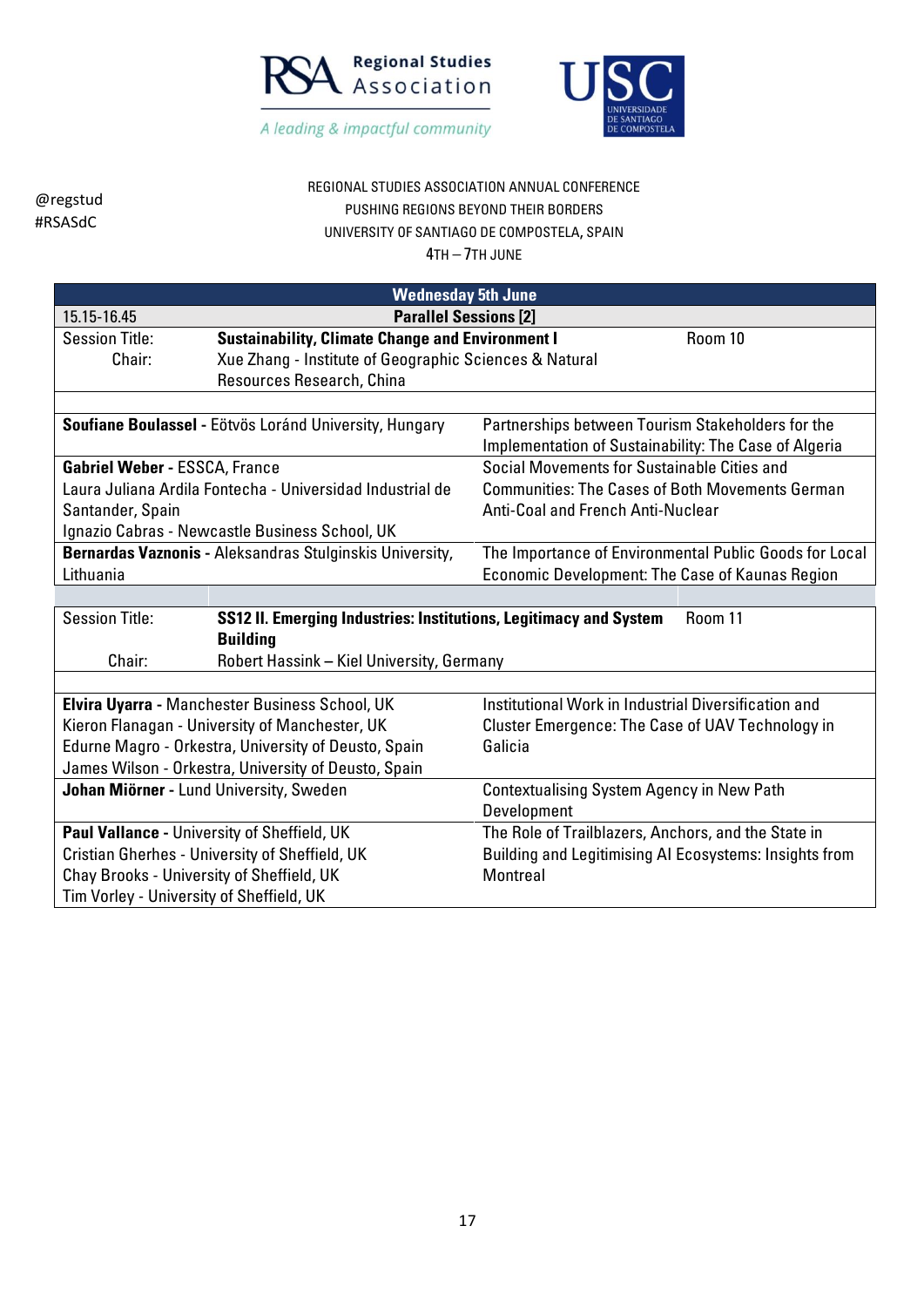@regstud
#RSASdC

REGIONAL STUDIES ASSOCIATION ANNUAL CONFERENCE
PUSHING REGIONS BEYOND THEIR BORDERS
UNIVERSITY OF SANTIAGO DE COMPOSTELA, SPAIN
4TH – 7TH JUNE

## Wednesday 5th June

**15.15-16.45 Parallel Sessions [2]**

| | |
|---|---|
| Session Title: | **Sustainability, Climate Change and Environment I** — Room 10 |
| Chair: | Xue Zhang - Institute of Geographic Sciences & Natural Resources Research, China |

| Authors | Paper |
|---|---|
| **Soufiane Boulassel** - Eötvös Loránd University, Hungary | Partnerships between Tourism Stakeholders for the Implementation of Sustainability: The Case of Algeria |
| **Gabriel Weber** - ESSCA, France<br>Laura Juliana Ardila Fontecha - Universidad Industrial de Santander, Spain<br>Ignazio Cabras - Newcastle Business School, UK | Social Movements for Sustainable Cities and Communities: The Cases of Both Movements German Anti-Coal and French Anti-Nuclear |
| **Bernardas Vaznonis** - Aleksandras Stulginskis University, Lithuania | The Importance of Environmental Public Goods for Local Economic Development: The Case of Kaunas Region |

| | |
|---|---|
| Session Title: | **SS12 II. Emerging Industries: Institutions, Legitimacy and System Building** — Room 11 |
| Chair: | Robert Hassink – Kiel University, Germany |

| Authors | Paper |
|---|---|
| **Elvira Uyarra** - Manchester Business School, UK<br>Kieron Flanagan - University of Manchester, UK<br>Edurne Magro - Orkestra, University of Deusto, Spain<br>James Wilson - Orkestra, University of Deusto, Spain | Institutional Work in Industrial Diversification and Cluster Emergence: The Case of UAV Technology in Galicia |
| **Johan Miörner** - Lund University, Sweden | Contextualising System Agency in New Path Development |
| **Paul Vallance** - University of Sheffield, UK<br>Cristian Gherhes - University of Sheffield, UK<br>Chay Brooks - University of Sheffield, UK<br>Tim Vorley - University of Sheffield, UK | The Role of Trailblazers, Anchors, and the State in Building and Legitimising AI Ecosystems: Insights from Montreal |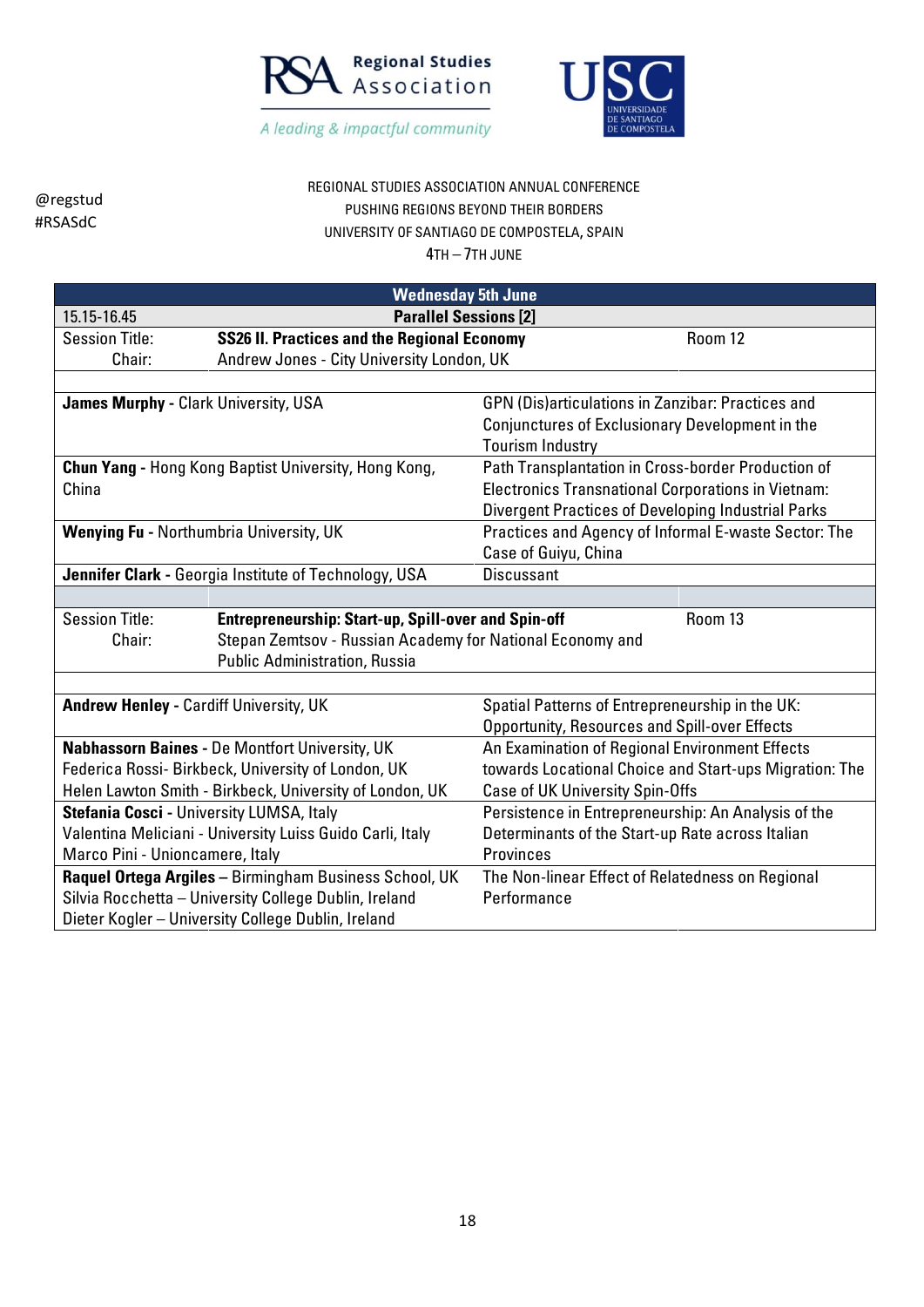@regstud
#RSASdC

REGIONAL STUDIES ASSOCIATION ANNUAL CONFERENCE
PUSHING REGIONS BEYOND THEIR BORDERS
UNIVERSITY OF SANTIAGO DE COMPOSTELA, SPAIN
4TH – 7TH JUNE

| **Wednesday 5th June** | | |
|---|---|---|
| 15.15-16.45 | **Parallel Sessions [2]** | |
| Session Title: | **SS26 II. Practices and the Regional Economy** | Room 12 |
| Chair: | Andrew Jones - City University London, UK | |
| | | |
| **James Murphy** - Clark University, USA | GPN (Dis)articulations in Zanzibar: Practices and Conjunctures of Exclusionary Development in the Tourism Industry | |
| **Chun Yang** - Hong Kong Baptist University, Hong Kong, China | Path Transplantation in Cross-border Production of Electronics Transnational Corporations in Vietnam: Divergent Practices of Developing Industrial Parks | |
| **Wenying Fu** - Northumbria University, UK | Practices and Agency of Informal E-waste Sector: The Case of Guiyu, China | |
| **Jennifer Clark** - Georgia Institute of Technology, USA | Discussant | |
| | | |
| Session Title: | **Entrepreneurship: Start-up, Spill-over and Spin-off** | Room 13 |
| Chair: | Stepan Zemtsov - Russian Academy for National Economy and Public Administration, Russia | |
| | | |
| **Andrew Henley** - Cardiff University, UK | Spatial Patterns of Entrepreneurship in the UK: Opportunity, Resources and Spill-over Effects | |
| **Nabhassorn Baines** - De Montfort University, UK<br>Federica Rossi- Birkbeck, University of London, UK<br>Helen Lawton Smith - Birkbeck, University of London, UK | An Examination of Regional Environment Effects towards Locational Choice and Start-ups Migration: The Case of UK University Spin-Offs | |
| **Stefania Cosci** - University LUMSA, Italy<br>Valentina Meliciani - University Luiss Guido Carli, Italy<br>Marco Pini - Unioncamere, Italy | Persistence in Entrepreneurship: An Analysis of the Determinants of the Start-up Rate across Italian Provinces | |
| **Raquel Ortega Argiles** – Birmingham Business School, UK<br>Silvia Rocchetta – University College Dublin, Ireland<br>Dieter Kogler – University College Dublin, Ireland | The Non-linear Effect of Relatedness on Regional Performance | |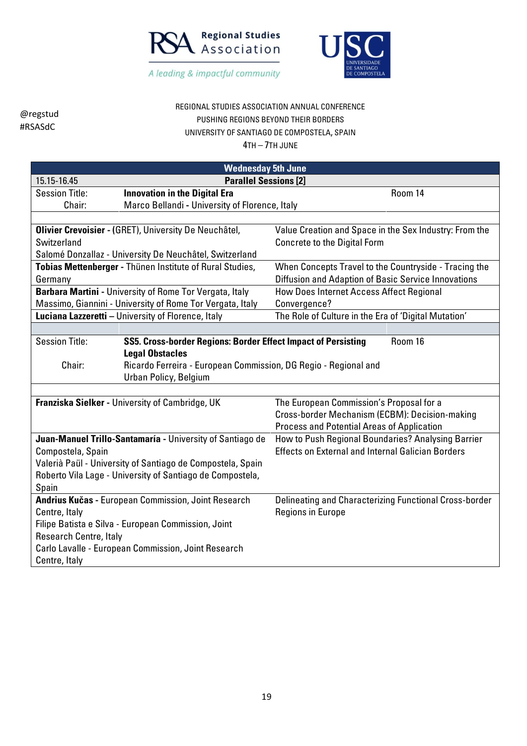@regstud
#RSASdC

REGIONAL STUDIES ASSOCIATION ANNUAL CONFERENCE
PUSHING REGIONS BEYOND THEIR BORDERS
UNIVERSITY OF SANTIAGO DE COMPOSTELA, SPAIN
4TH – 7TH JUNE

| Wednesday 5th June | |
|---|---|
| 15.15-16.45 | **Parallel Sessions [2]** |
| Session Title: **Innovation in the Digital Era** | Room 14 |
| Chair: Marco Bellandi - University of Florence, Italy | |
| | |
| **Olivier Crevoisier** - (GRET), University De Neuchâtel, Switzerland<br>Salomé Donzallaz - University De Neuchâtel, Switzerland | Value Creation and Space in the Sex Industry: From the Concrete to the Digital Form |
| **Tobias Mettenberger** - Thünen Institute of Rural Studies, Germany | When Concepts Travel to the Countryside - Tracing the Diffusion and Adaption of Basic Service Innovations |
| **Barbara Martini** - University of Rome Tor Vergata, Italy<br>Massimo, Giannini - University of Rome Tor Vergata, Italy | How Does Internet Access Affect Regional Convergence? |
| **Luciana Lazzeretti** – University of Florence, Italy | The Role of Culture in the Era of 'Digital Mutation' |
| | |
| Session Title: **SS5. Cross-border Regions: Border Effect Impact of Persisting Legal Obstacles** | Room 16 |
| Chair: Ricardo Ferreira - European Commission, DG Regio - Regional and Urban Policy, Belgium | |
| | |
| **Franziska Sielker** - University of Cambridge, UK | The European Commission's Proposal for a Cross-border Mechanism (ECBM): Decision-making Process and Potential Areas of Application |
| **Juan-Manuel Trillo-Santamaría** - University of Santiago de Compostela, Spain<br>Valerià Paül - University of Santiago de Compostela, Spain<br>Roberto Vila Lage - University of Santiago de Compostela, Spain | How to Push Regional Boundaries? Analysing Barrier Effects on External and Internal Galician Borders |
| **Andrius Kučas** - European Commission, Joint Research Centre, Italy<br>Filipe Batista e Silva - European Commission, Joint Research Centre, Italy<br>Carlo Lavalle - European Commission, Joint Research Centre, Italy | Delineating and Characterizing Functional Cross-border Regions in Europe |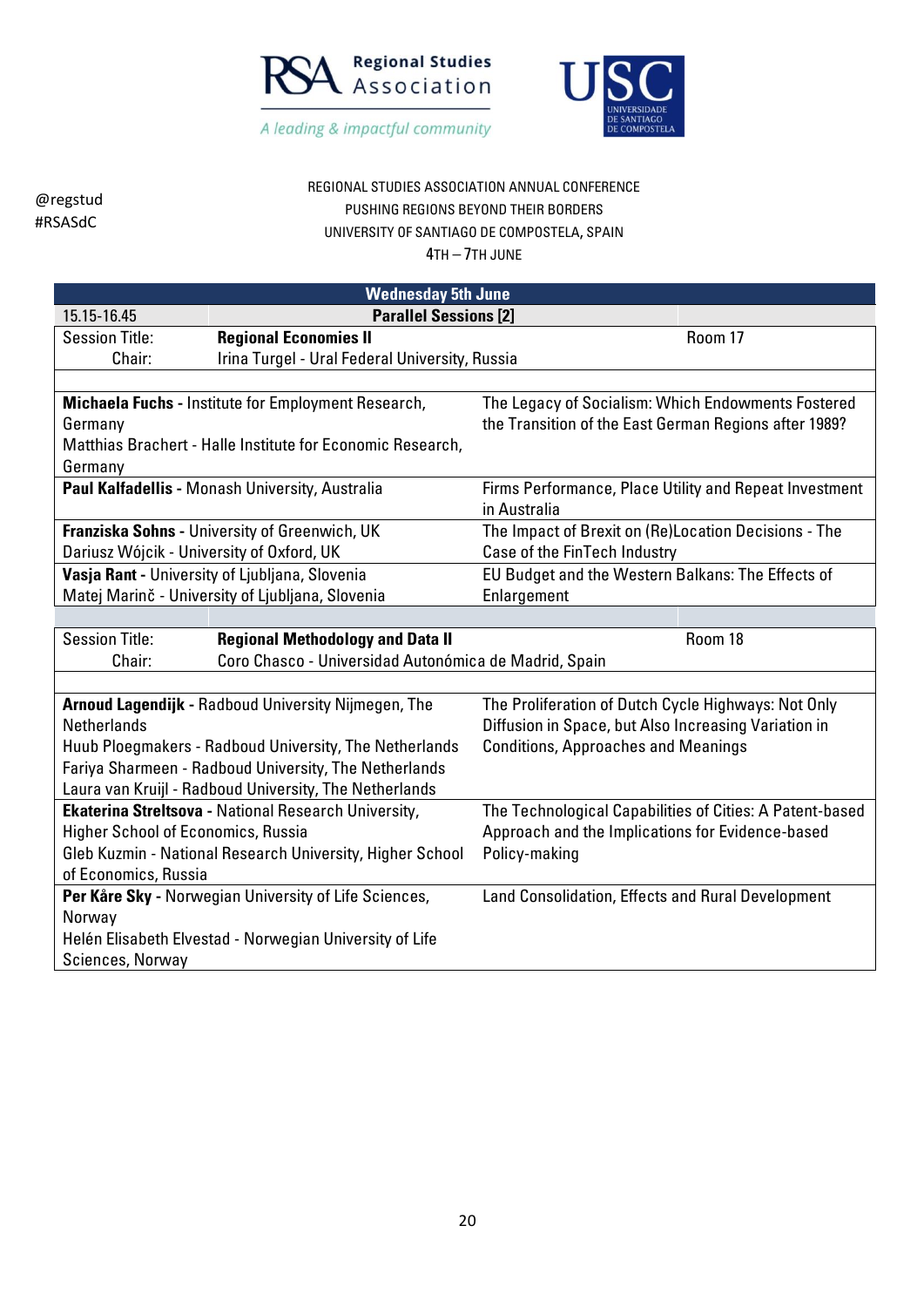REGIONAL STUDIES ASSOCIATION ANNUAL CONFERENCE
PUSHING REGIONS BEYOND THEIR BORDERS
UNIVERSITY OF SANTIAGO DE COMPOSTELA, SPAIN
4TH – 7TH JUNE

@regstud
#RSASdC

## Wednesday 5th June

**15.15-16.45 — Parallel Sessions [2]**

| Session Title: | **Regional Economies II** | Room 17 |
|---|---|---|
| Chair: | Irina Turgel - Ural Federal University, Russia | |

| Authors | Title |
|---|---|
| **Michaela Fuchs** - Institute for Employment Research, Germany<br>Matthias Brachert - Halle Institute for Economic Research, Germany | The Legacy of Socialism: Which Endowments Fostered the Transition of the East German Regions after 1989? |
| **Paul Kalfadellis** - Monash University, Australia | Firms Performance, Place Utility and Repeat Investment in Australia |
| **Franziska Sohns** - University of Greenwich, UK<br>Dariusz Wójcik - University of Oxford, UK | The Impact of Brexit on (Re)Location Decisions - The Case of the FinTech Industry |
| **Vasja Rant** - University of Ljubljana, Slovenia<br>Matej Marinč - University of Ljubljana, Slovenia | EU Budget and the Western Balkans: The Effects of Enlargement |

| Session Title: | **Regional Methodology and Data II** | Room 18 |
|---|---|---|
| Chair: | Coro Chasco - Universidad Autónomica de Madrid, Spain | |

| Authors | Title |
|---|---|
| **Arnoud Lagendijk** - Radboud University Nijmegen, The Netherlands<br>Huub Ploegmakers - Radboud University, The Netherlands<br>Fariya Sharmeen - Radboud University, The Netherlands<br>Laura van Kruijl - Radboud University, The Netherlands | The Proliferation of Dutch Cycle Highways: Not Only Diffusion in Space, but Also Increasing Variation in Conditions, Approaches and Meanings |
| **Ekaterina Streltsova** - National Research University, Higher School of Economics, Russia<br>Gleb Kuzmin - National Research University, Higher School of Economics, Russia | The Technological Capabilities of Cities: A Patent-based Approach and the Implications for Evidence-based Policy-making |
| **Per Kåre Sky** - Norwegian University of Life Sciences, Norway<br>Helén Elisabeth Elvestad - Norwegian University of Life Sciences, Norway | Land Consolidation, Effects and Rural Development |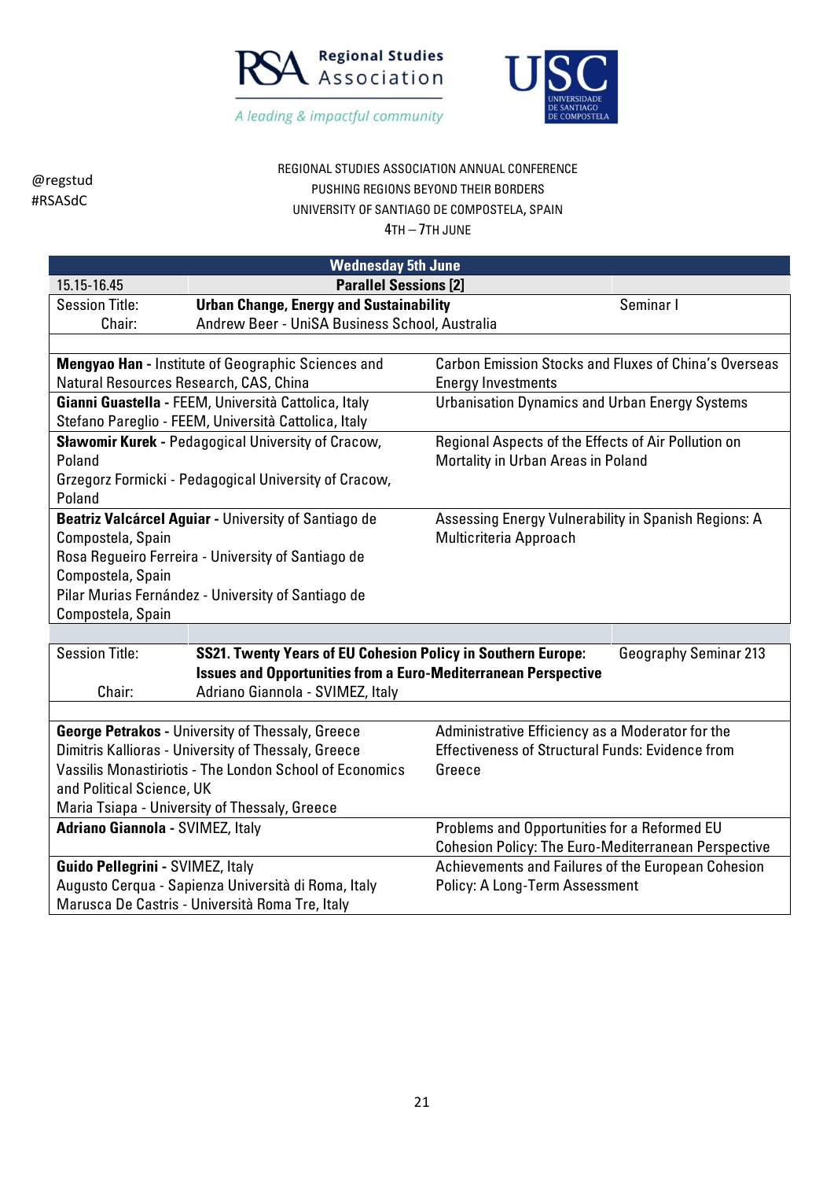Regional Studies Association

*A leading & impactful community*

USC UNIVERSIDADE DE SANTIAGO DE COMPOSTELA

@regstud
#RSASdC

REGIONAL STUDIES ASSOCIATION ANNUAL CONFERENCE
PUSHING REGIONS BEYOND THEIR BORDERS
UNIVERSITY OF SANTIAGO DE COMPOSTELA, SPAIN
4TH – 7TH JUNE

## Wednesday 5th June

**15.15-16.45 — Parallel Sessions [2]**

| | | |
|---|---|---|
| Session Title: | **Urban Change, Energy and Sustainability** | Seminar I |
| Chair: | Andrew Beer - UniSA Business School, Australia | |

| Authors | Paper |
|---|---|
| **Mengyao Han -** Institute of Geographic Sciences and Natural Resources Research, CAS, China | Carbon Emission Stocks and Fluxes of China's Overseas Energy Investments |
| **Gianni Guastella -** FEEM, Università Cattolica, Italy<br>Stefano Pareglio - FEEM, Università Cattolica, Italy | Urbanisation Dynamics and Urban Energy Systems |
| **Sławomir Kurek -** Pedagogical University of Cracow, Poland<br>Grzegorz Formicki - Pedagogical University of Cracow, Poland | Regional Aspects of the Effects of Air Pollution on Mortality in Urban Areas in Poland |
| **Beatriz Valcárcel Aguiar -** University of Santiago de Compostela, Spain<br>Rosa Regueiro Ferreira - University of Santiago de Compostela, Spain<br>Pilar Murias Fernández - University of Santiago de Compostela, Spain | Assessing Energy Vulnerability in Spanish Regions: A Multicriteria Approach |

| | | |
|---|---|---|
| Session Title: | **SS21. Twenty Years of EU Cohesion Policy in Southern Europe: Issues and Opportunities from a Euro-Mediterranean Perspective** | Geography Seminar 213 |
| Chair: | Adriano Giannola - SVIMEZ, Italy | |

| Authors | Paper |
|---|---|
| **George Petrakos -** University of Thessaly, Greece<br>Dimitris Kallioras - University of Thessaly, Greece<br>Vassilis Monastiriotis - The London School of Economics and Political Science, UK<br>Maria Tsiapa - University of Thessaly, Greece | Administrative Efficiency as a Moderator for the Effectiveness of Structural Funds: Evidence from Greece |
| **Adriano Giannola -** SVIMEZ, Italy | Problems and Opportunities for a Reformed EU Cohesion Policy: The Euro-Mediterranean Perspective |
| **Guido Pellegrini -** SVIMEZ, Italy<br>Augusto Cerqua - Sapienza Università di Roma, Italy<br>Marusca De Castris - Università Roma Tre, Italy | Achievements and Failures of the European Cohesion Policy: A Long-Term Assessment |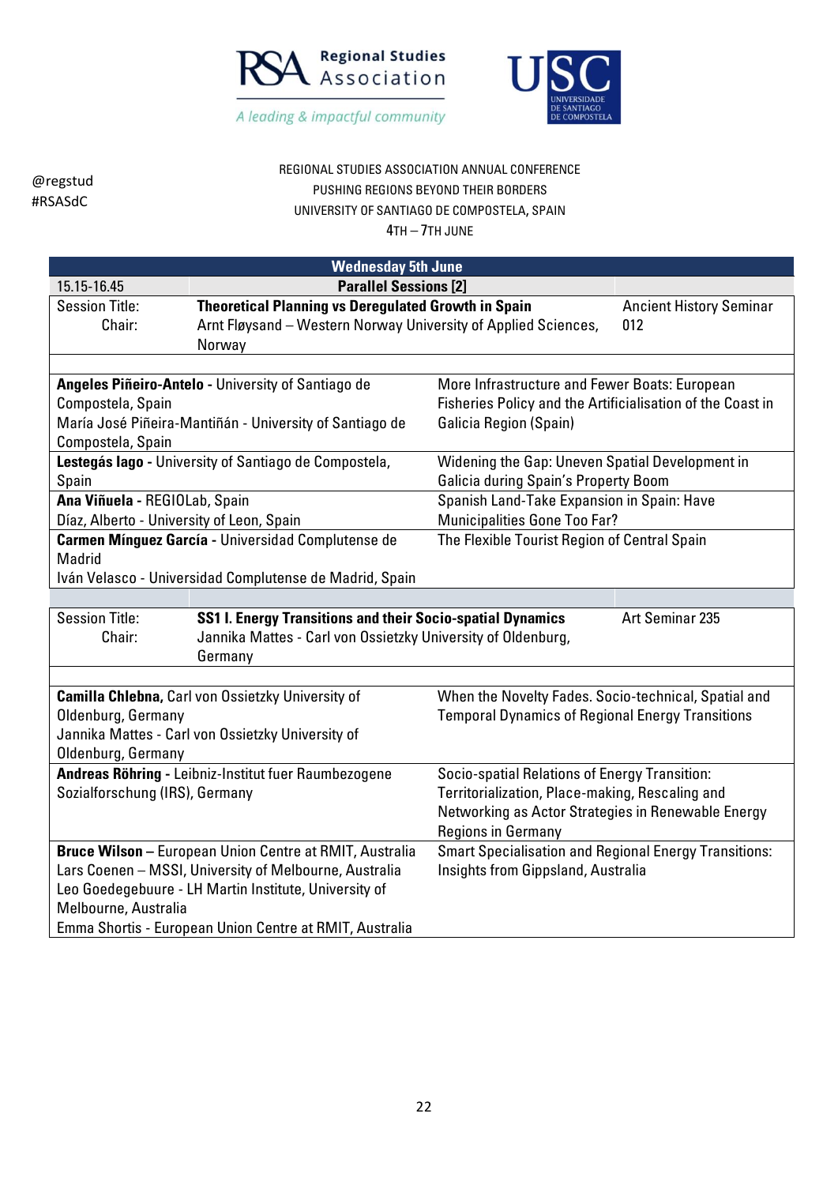REGIONAL STUDIES ASSOCIATION ANNUAL CONFERENCE
PUSHING REGIONS BEYOND THEIR BORDERS
UNIVERSITY OF SANTIAGO DE COMPOSTELA, SPAIN
4TH – 7TH JUNE

@regstud
#RSASdC

## Wednesday 5th June

**15.15-16.45 Parallel Sessions [2]**

| | | |
|---|---|---|
| Session Title: | **Theoretical Planning vs Deregulated Growth in Spain** | Ancient History Seminar 012 |
| Chair: | Arnt Fløysand – Western Norway University of Applied Sciences, Norway | |

| | |
|---|---|
| **Angeles Piñeiro-Antelo** - University of Santiago de Compostela, Spain<br>María José Piñeira-Mantiñán - University of Santiago de Compostela, Spain | More Infrastructure and Fewer Boats: European Fisheries Policy and the Artificialisation of the Coast in Galicia Region (Spain) |
| **Lestegás lago** - University of Santiago de Compostela, Spain | Widening the Gap: Uneven Spatial Development in Galicia during Spain's Property Boom |
| **Ana Viñuela** - REGIOLab, Spain<br>Díaz, Alberto - University of Leon, Spain | Spanish Land-Take Expansion in Spain: Have Municipalities Gone Too Far? |
| **Carmen Mínguez García** - Universidad Complutense de Madrid<br>Iván Velasco - Universidad Complutense de Madrid, Spain | The Flexible Tourist Region of Central Spain |

| | | |
|---|---|---|
| Session Title: | **SS1 I. Energy Transitions and their Socio-spatial Dynamics** | Art Seminar 235 |
| Chair: | Jannika Mattes - Carl von Ossietzky University of Oldenburg, Germany | |

| | |
|---|---|
| **Camilla Chlebna,** Carl von Ossietzky University of Oldenburg, Germany<br>Jannika Mattes - Carl von Ossietzky University of Oldenburg, Germany | When the Novelty Fades. Socio-technical, Spatial and Temporal Dynamics of Regional Energy Transitions |
| **Andreas Röhring** - Leibniz-Institut fuer Raumbezogene Sozialforschung (IRS), Germany | Socio-spatial Relations of Energy Transition: Territorialization, Place-making, Rescaling and Networking as Actor Strategies in Renewable Energy Regions in Germany |
| **Bruce Wilson** – European Union Centre at RMIT, Australia<br>Lars Coenen – MSSI, University of Melbourne, Australia<br>Leo Goedegebuure - LH Martin Institute, University of Melbourne, Australia<br>Emma Shortis - European Union Centre at RMIT, Australia | Smart Specialisation and Regional Energy Transitions: Insights from Gippsland, Australia |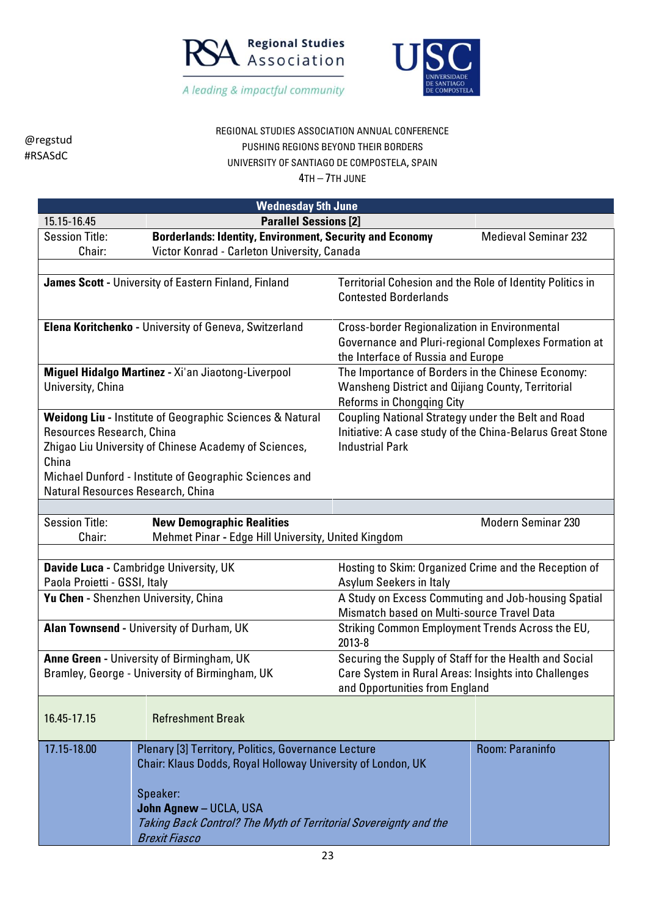Regional Studies Association — A leading & impactful community

@regstud
#RSASdC

REGIONAL STUDIES ASSOCIATION ANNUAL CONFERENCE
PUSHING REGIONS BEYOND THEIR BORDERS
UNIVERSITY OF SANTIAGO DE COMPOSTELA, SPAIN
4TH – 7TH JUNE

## Wednesday 5th June

| 15.15-16.45 | Parallel Sessions [2] | |
|---|---|---|
| Session Title:<br>Chair: | **Borderlands: Identity, Environment, Security and Economy**<br>Victor Konrad - Carleton University, Canada | Medieval Seminar 232 |

| Presenter | Title |
|---|---|
| **James Scott** - University of Eastern Finland, Finland | Territorial Cohesion and the Role of Identity Politics in Contested Borderlands |
| **Elena Koritchenko** - University of Geneva, Switzerland | Cross-border Regionalization in Environmental Governance and Pluri-regional Complexes Formation at the Interface of Russia and Europe |
| **Miguel Hidalgo Martinez** - Xi'an Jiaotong-Liverpool University, China | The Importance of Borders in the Chinese Economy: Wansheng District and Qijiang County, Territorial Reforms in Chongqing City |
| **Weidong Liu** - Institute of Geographic Sciences & Natural Resources Research, China<br>Zhigao Liu University of Chinese Academy of Sciences, China<br>Michael Dunford - Institute of Geographic Sciences and Natural Resources Research, China | Coupling National Strategy under the Belt and Road Initiative: A case study of the China-Belarus Great Stone Industrial Park |

| | | |
|---|---|---|
| Session Title:<br>Chair: | **New Demographic Realities**<br>Mehmet Pinar - Edge Hill University, United Kingdom | Modern Seminar 230 |

| Presenter | Title |
|---|---|
| **Davide Luca** - Cambridge University, UK<br>Paola Proietti - GSSI, Italy | Hosting to Skim: Organized Crime and the Reception of Asylum Seekers in Italy |
| **Yu Chen** - Shenzhen University, China | A Study on Excess Commuting and Job-housing Spatial Mismatch based on Multi-source Travel Data |
| **Alan Townsend** - University of Durham, UK | Striking Common Employment Trends Across the EU, 2013-8 |
| **Anne Green** - University of Birmingham, UK<br>Bramley, George - University of Birmingham, UK | Securing the Supply of Staff for the Health and Social Care System in Rural Areas: Insights into Challenges and Opportunities from England |

| | | |
|---|---|---|
| 16.45-17.15 | Refreshment Break | |
| 17.15-18.00 | Plenary [3] Territory, Politics, Governance Lecture<br>Chair: Klaus Dodds, Royal Holloway University of London, UK<br><br>Speaker:<br>**John Agnew** – UCLA, USA<br>*Taking Back Control? The Myth of Territorial Sovereignty and the Brexit Fiasco* | Room: Paraninfo |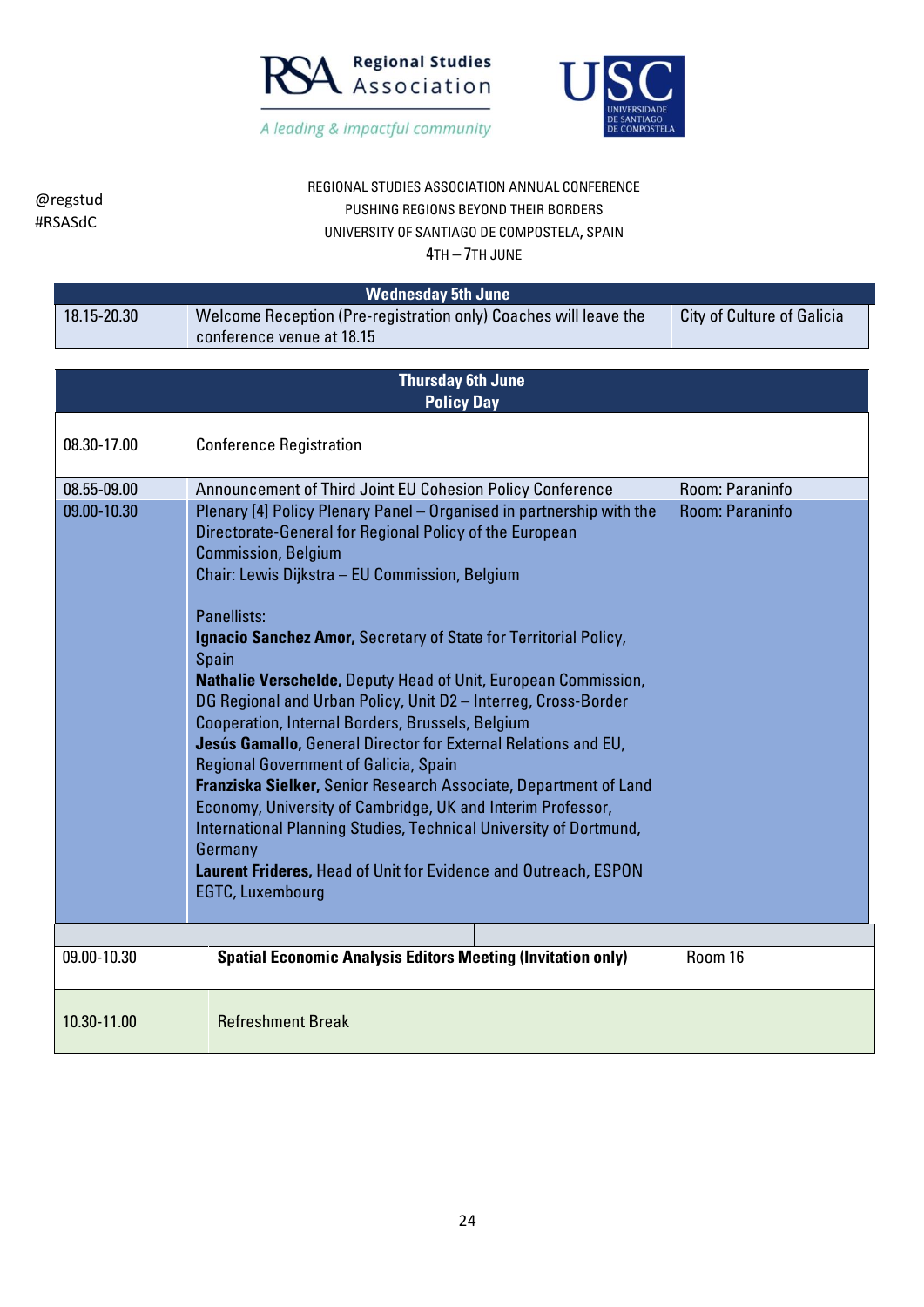Regional Studies Association

*A leading & impactful community*

USC UNIVERSIDADE DE SANTIAGO DE COMPOSTELA

@regstud
#RSASdC

REGIONAL STUDIES ASSOCIATION ANNUAL CONFERENCE
PUSHING REGIONS BEYOND THEIR BORDERS
UNIVERSITY OF SANTIAGO DE COMPOSTELA, SPAIN
4TH – 7TH JUNE

| **Wednesday 5th June** | | |
|---|---|---|
| 18.15-20.30 | Welcome Reception (Pre-registration only) Coaches will leave the conference venue at 18.15 | City of Culture of Galicia |

| **Thursday 6th June Policy Day** | | |
|---|---|---|
| 08.30-17.00 | Conference Registration | |
| 08.55-09.00 | Announcement of Third Joint EU Cohesion Policy Conference | Room: Paraninfo |
| 09.00-10.30 | Plenary [4] Policy Plenary Panel – Organised in partnership with the Directorate-General for Regional Policy of the European Commission, Belgium<br>Chair: Lewis Dijkstra – EU Commission, Belgium<br><br>Panellists:<br>**Ignacio Sanchez Amor,** Secretary of State for Territorial Policy, Spain<br>**Nathalie Verschelde,** Deputy Head of Unit, European Commission, DG Regional and Urban Policy, Unit D2 – Interreg, Cross-Border Cooperation, Internal Borders, Brussels, Belgium<br>**Jesús Gamallo,** General Director for External Relations and EU, Regional Government of Galicia, Spain<br>**Franziska Sielker,** Senior Research Associate, Department of Land Economy, University of Cambridge, UK and Interim Professor, International Planning Studies, Technical University of Dortmund, Germany<br>**Laurent Frideres,** Head of Unit for Evidence and Outreach, ESPON EGTC, Luxembourg | Room: Paraninfo |
| | | |
| 09.00-10.30 | **Spatial Economic Analysis Editors Meeting (Invitation only)** | Room 16 |
| 10.30-11.00 | Refreshment Break | |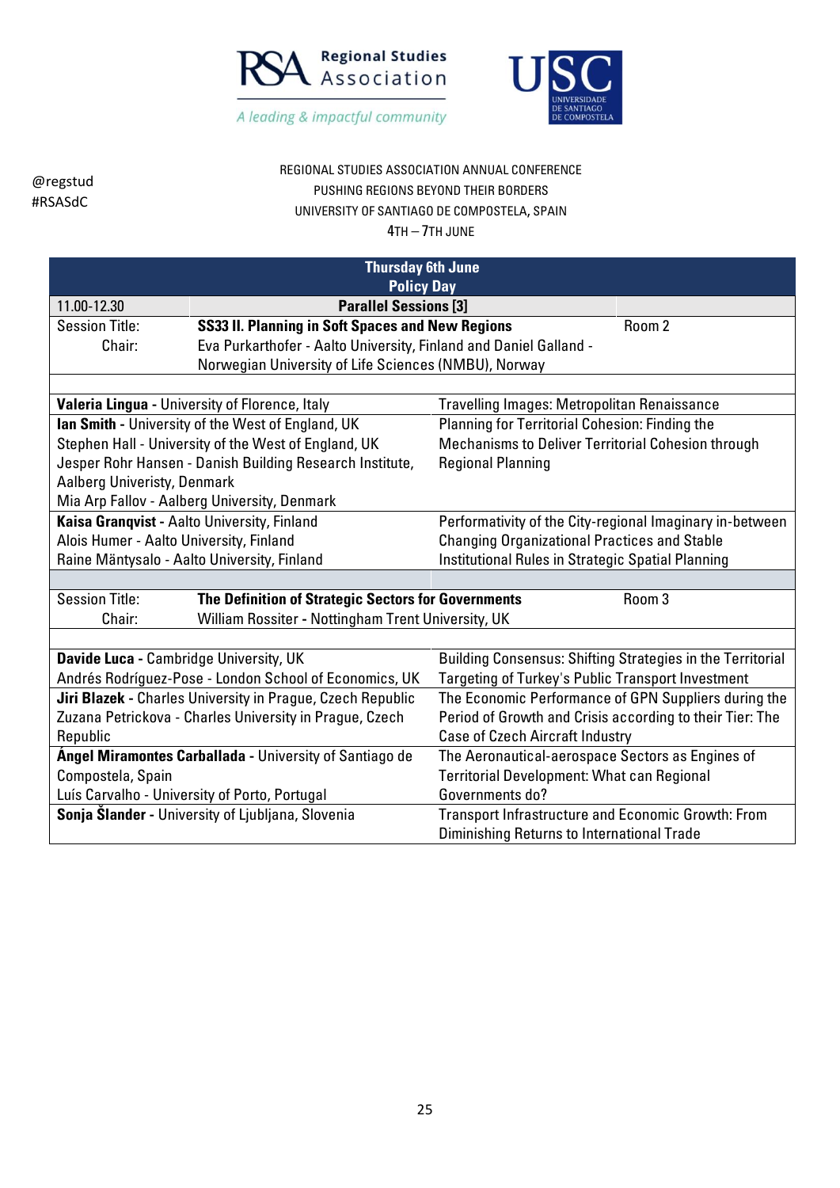Regional Studies Association

*A leading & impactful community*

@regstud
#RSASdC

REGIONAL STUDIES ASSOCIATION ANNUAL CONFERENCE
PUSHING REGIONS BEYOND THEIR BORDERS
UNIVERSITY OF SANTIAGO DE COMPOSTELA, SPAIN
4TH – 7TH JUNE

| **Thursday 6th June** **Policy Day** | | |
|---|---|---|
| 11.00-12.30 | **Parallel Sessions [3]** | |
| Session Title: | **SS33 II. Planning in Soft Spaces and New Regions** | Room 2 |
| Chair: | Eva Purkarthofer - Aalto University, Finland and Daniel Galland - Norwegian University of Life Sciences (NMBU), Norway | |

| | |
|---|---|
| **Valeria Lingua** - University of Florence, Italy | Travelling Images: Metropolitan Renaissance |
| **Ian Smith** - University of the West of England, UK<br>Stephen Hall - University of the West of England, UK<br>Jesper Rohr Hansen - Danish Building Research Institute, Aalberg Univeristy, Denmark<br>Mia Arp Fallov - Aalberg University, Denmark | Planning for Territorial Cohesion: Finding the Mechanisms to Deliver Territorial Cohesion through Regional Planning |
| **Kaisa Granqvist** - Aalto University, Finland<br>Alois Humer - Aalto University, Finland<br>Raine Mäntysalo - Aalto University, Finland | Performativity of the City-regional Imaginary in-between Changing Organizational Practices and Stable Institutional Rules in Strategic Spatial Planning |

| | | |
|---|---|---|
| Session Title: | **The Definition of Strategic Sectors for Governments** | Room 3 |
| Chair: | William Rossiter - Nottingham Trent University, UK | |

| | |
|---|---|
| **Davide Luca** - Cambridge University, UK<br>Andrés Rodríguez-Pose - London School of Economics, UK | Building Consensus: Shifting Strategies in the Territorial Targeting of Turkey's Public Transport Investment |
| **Jiri Blazek** - Charles University in Prague, Czech Republic<br>Zuzana Petrickova - Charles University in Prague, Czech Republic | The Economic Performance of GPN Suppliers during the Period of Growth and Crisis according to their Tier: The Case of Czech Aircraft Industry |
| **Ángel Miramontes Carballada** - University of Santiago de Compostela, Spain<br>Luís Carvalho - University of Porto, Portugal | The Aeronautical-aerospace Sectors as Engines of Territorial Development: What can Regional Governments do? |
| **Sonja Šlander** - University of Ljubljana, Slovenia | Transport Infrastructure and Economic Growth: From Diminishing Returns to International Trade |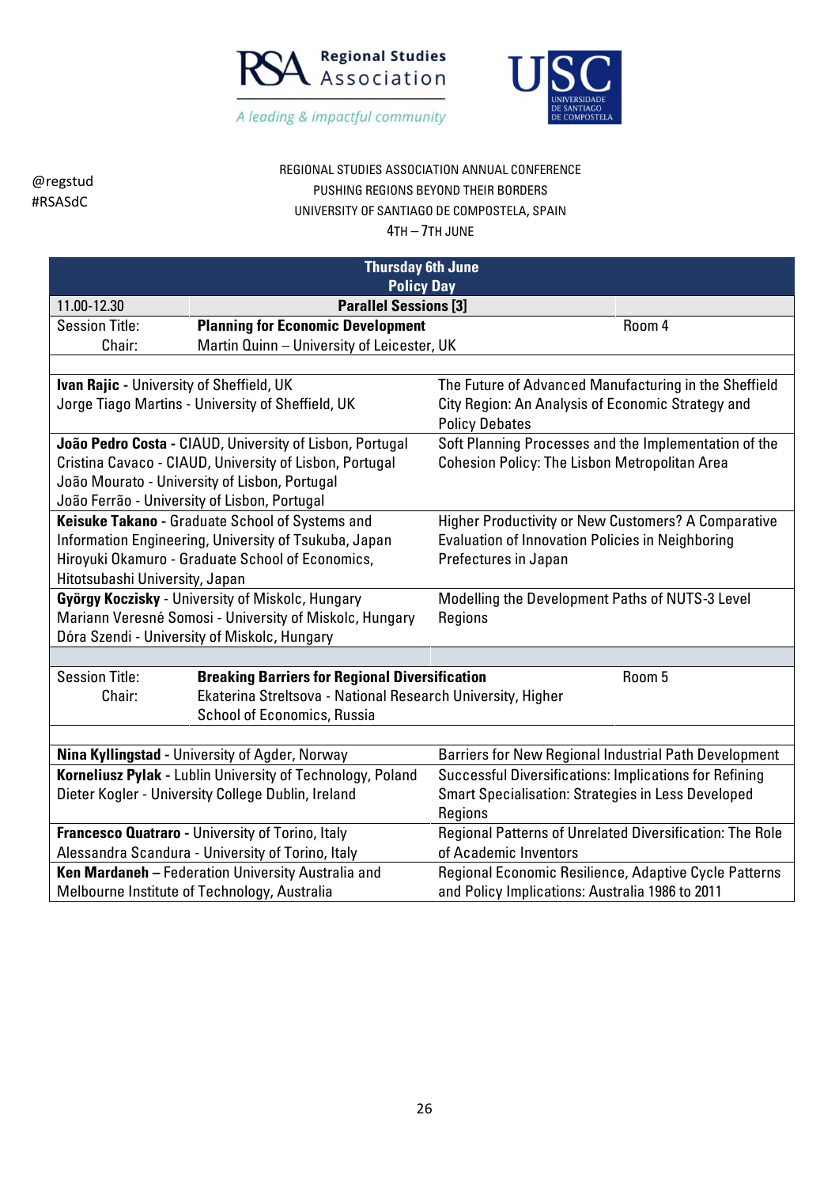Regional Studies Association
*A leading & impactful community*

@regstud
#RSASdC

REGIONAL STUDIES ASSOCIATION ANNUAL CONFERENCE
PUSHING REGIONS BEYOND THEIR BORDERS
UNIVERSITY OF SANTIAGO DE COMPOSTELA, SPAIN
4TH – 7TH JUNE

## Thursday 6th June
## Policy Day

**11.00-12.30 — Parallel Sessions [3]**

| | | |
|---|---|---|
| Session Title: | **Planning for Economic Development** | Room 4 |
| Chair: | Martin Quinn – University of Leicester, UK | |

| Authors | Title |
|---|---|
| **Ivan Rajic** - University of Sheffield, UK<br>Jorge Tiago Martins - University of Sheffield, UK | The Future of Advanced Manufacturing in the Sheffield City Region: An Analysis of Economic Strategy and Policy Debates |
| **João Pedro Costa** - CIAUD, University of Lisbon, Portugal<br>Cristina Cavaco - CIAUD, University of Lisbon, Portugal<br>João Mourato - University of Lisbon, Portugal<br>João Ferrão - University of Lisbon, Portugal | Soft Planning Processes and the Implementation of the Cohesion Policy: The Lisbon Metropolitan Area |
| **Keisuke Takano** - Graduate School of Systems and Information Engineering, University of Tsukuba, Japan<br>Hiroyuki Okamuro - Graduate School of Economics, Hitotsubashi University, Japan | Higher Productivity or New Customers? A Comparative Evaluation of Innovation Policies in Neighboring Prefectures in Japan |
| **György Koczisky** - University of Miskolc, Hungary<br>Mariann Veresné Somosi - University of Miskolc, Hungary<br>Dóra Szendi - University of Miskolc, Hungary | Modelling the Development Paths of NUTS-3 Level Regions |

| | | |
|---|---|---|
| Session Title: | **Breaking Barriers for Regional Diversification** | Room 5 |
| Chair: | Ekaterina Streltsova - National Research University, Higher School of Economics, Russia | |

| Authors | Title |
|---|---|
| **Nina Kyllingstad** - University of Agder, Norway | Barriers for New Regional Industrial Path Development |
| **Korneliusz Pylak** - Lublin University of Technology, Poland<br>Dieter Kogler - University College Dublin, Ireland | Successful Diversifications: Implications for Refining Smart Specialisation: Strategies in Less Developed Regions |
| **Francesco Quatraro** - University of Torino, Italy<br>Alessandra Scandura - University of Torino, Italy | Regional Patterns of Unrelated Diversification: The Role of Academic Inventors |
| **Ken Mardaneh** – Federation University Australia and Melbourne Institute of Technology, Australia | Regional Economic Resilience, Adaptive Cycle Patterns and Policy Implications: Australia 1986 to 2011 |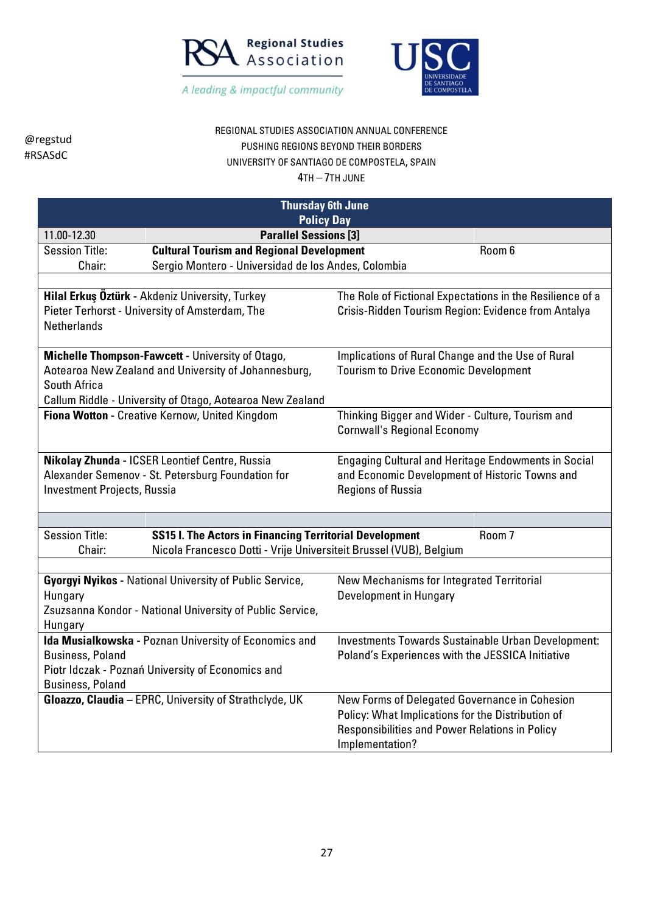@regstud
#RSASdC

REGIONAL STUDIES ASSOCIATION ANNUAL CONFERENCE
PUSHING REGIONS BEYOND THEIR BORDERS
UNIVERSITY OF SANTIAGO DE COMPOSTELA, SPAIN
4TH – 7TH JUNE

**Thursday 6th June**
**Policy Day**

| 11.00-12.30 | **Parallel Sessions [3]** | |
|---|---|---|
| Session Title: | **Cultural Tourism and Regional Development** | Room 6 |
| Chair: | Sergio Montero - Universidad de los Andes, Colombia | |

| Presenters | Title |
|---|---|
| **Hilal Erkuş Öztürk** - Akdeniz University, Turkey<br>Pieter Terhorst - University of Amsterdam, The Netherlands | The Role of Fictional Expectations in the Resilience of a Crisis-Ridden Tourism Region: Evidence from Antalya |
| **Michelle Thompson-Fawcett** - University of Otago, Aotearoa New Zealand and University of Johannesburg, South Africa<br>Callum Riddle - University of Otago, Aotearoa New Zealand | Implications of Rural Change and the Use of Rural Tourism to Drive Economic Development |
| **Fiona Wotton** - Creative Kernow, United Kingdom | Thinking Bigger and Wider - Culture, Tourism and Cornwall's Regional Economy |
| **Nikolay Zhunda** - ICSER Leontief Centre, Russia<br>Alexander Semenov - St. Petersburg Foundation for Investment Projects, Russia | Engaging Cultural and Heritage Endowments in Social and Economic Development of Historic Towns and Regions of Russia |

| | | |
|---|---|---|
| Session Title: | **SS15 I. The Actors in Financing Territorial Development** | Room 7 |
| Chair: | Nicola Francesco Dotti - Vrije Universiteit Brussel (VUB), Belgium | |

| Presenters | Title |
|---|---|
| **Gyorgyi Nyikos** - National University of Public Service, Hungary<br>Zsuzsanna Kondor - National University of Public Service, Hungary | New Mechanisms for Integrated Territorial Development in Hungary |
| **Ida Musialkowska** - Poznan University of Economics and Business, Poland<br>Piotr Idczak - Poznań University of Economics and Business, Poland | Investments Towards Sustainable Urban Development: Poland's Experiences with the JESSICA Initiative |
| **Gloazzo, Claudia** – EPRC, University of Strathclyde, UK | New Forms of Delegated Governance in Cohesion Policy: What Implications for the Distribution of Responsibilities and Power Relations in Policy Implementation? |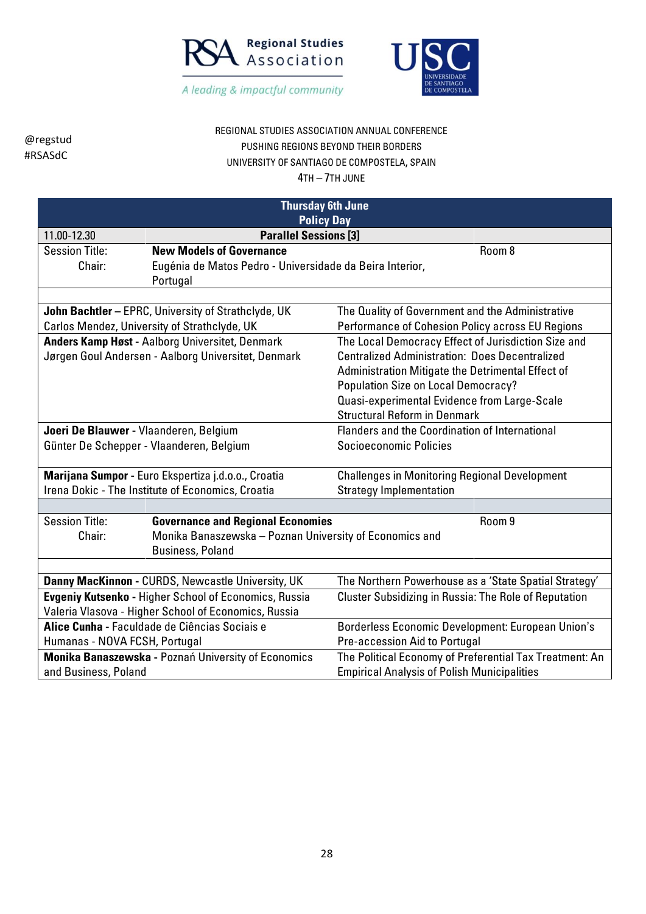@regstud
#RSASdC

REGIONAL STUDIES ASSOCIATION ANNUAL CONFERENCE
PUSHING REGIONS BEYOND THEIR BORDERS
UNIVERSITY OF SANTIAGO DE COMPOSTELA, SPAIN
4TH – 7TH JUNE

## Thursday 6th June
## Policy Day

**11.00-12.30 — Parallel Sessions [3]**

**Session Title:** **New Models of Governance** — Room 8
**Chair:** Eugénia de Matos Pedro - Universidade da Beira Interior, Portugal

| Authors | Title |
|---|---|
| **John Bachtler** – EPRC, University of Strathclyde, UK<br>Carlos Mendez, University of Strathclyde, UK | The Quality of Government and the Administrative Performance of Cohesion Policy across EU Regions |
| **Anders Kamp Høst** - Aalborg Universitet, Denmark<br>Jørgen Goul Andersen - Aalborg Universitet, Denmark | The Local Democracy Effect of Jurisdiction Size and Centralized Administration: Does Decentralized Administration Mitigate the Detrimental Effect of Population Size on Local Democracy? Quasi-experimental Evidence from Large-Scale Structural Reform in Denmark |
| **Joeri De Blauwer** - Vlaanderen, Belgium<br>Günter De Schepper - Vlaanderen, Belgium | Flanders and the Coordination of International Socioeconomic Policies |
| **Marijana Sumpor** - Euro Ekspertiza j.d.o.o., Croatia<br>Irena Dokic - The Institute of Economics, Croatia | Challenges in Monitoring Regional Development Strategy Implementation |

**Session Title:** **Governance and Regional Economies** — Room 9
**Chair:** Monika Banaszewska – Poznan University of Economics and Business, Poland

| Authors | Title |
|---|---|
| **Danny MacKinnon** - CURDS, Newcastle University, UK | The Northern Powerhouse as a 'State Spatial Strategy' |
| **Evgeniy Kutsenko** - Higher School of Economics, Russia<br>Valeria Vlasova - Higher School of Economics, Russia | Cluster Subsidizing in Russia: The Role of Reputation |
| **Alice Cunha** - Faculdade de Ciências Sociais e Humanas - NOVA FCSH, Portugal | Borderless Economic Development: European Union's Pre-accession Aid to Portugal |
| **Monika Banaszewska** - Poznań University of Economics and Business, Poland | The Political Economy of Preferential Tax Treatment: An Empirical Analysis of Polish Municipalities |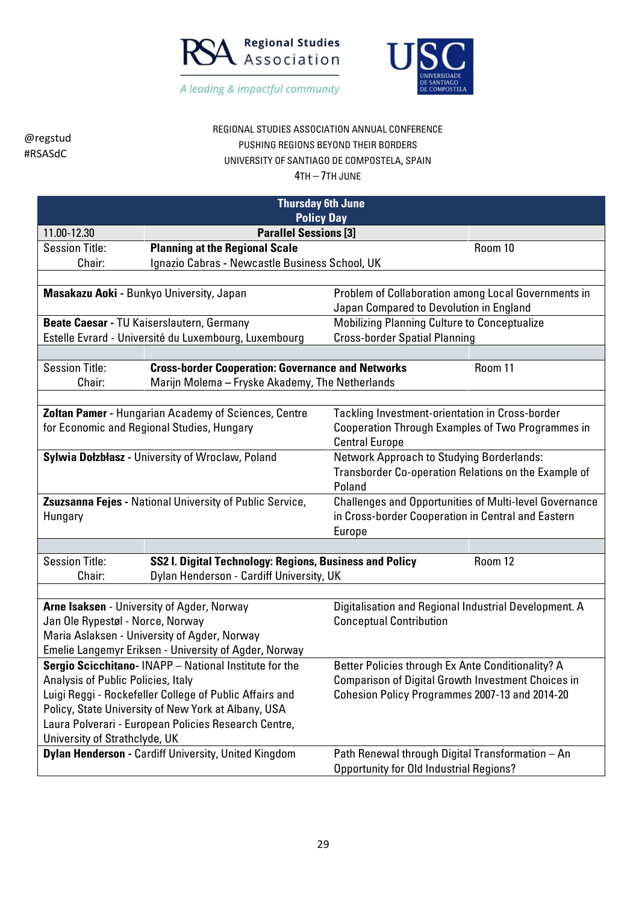@regstud
#RSASdC

REGIONAL STUDIES ASSOCIATION ANNUAL CONFERENCE
PUSHING REGIONS BEYOND THEIR BORDERS
UNIVERSITY OF SANTIAGO DE COMPOSTELA, SPAIN
4TH – 7TH JUNE

## Thursday 6th June
## Policy Day

**11.00-12.30 — Parallel Sessions [3]**

| | |
|---|---|
| Session Title: | **Planning at the Regional Scale** — Room 10 |
| Chair: | Ignazio Cabras - Newcastle Business School, UK |

| Presenter(s) | Title |
|---|---|
| **Masakazu Aoki** - Bunkyo University, Japan | Problem of Collaboration among Local Governments in Japan Compared to Devolution in England |
| **Beate Caesar** - TU Kaiserslautern, Germany<br>Estelle Evrard - Université du Luxembourg, Luxembourg | Mobilizing Planning Culture to Conceptualize Cross-border Spatial Planning |

| | |
|---|---|
| Session Title: | **Cross-border Cooperation: Governance and Networks** — Room 11 |
| Chair: | Marijn Molema – Fryske Akademy, The Netherlands |

| Presenter(s) | Title |
|---|---|
| **Zoltan Pamer** - Hungarian Academy of Sciences, Centre for Economic and Regional Studies, Hungary | Tackling Investment-orientation in Cross-border Cooperation Through Examples of Two Programmes in Central Europe |
| **Sylwia Dołzbłasz** - University of Wroclaw, Poland | Network Approach to Studying Borderlands: Transborder Co-operation Relations on the Example of Poland |
| **Zsuzsanna Fejes** - National University of Public Service, Hungary | Challenges and Opportunities of Multi-level Governance in Cross-border Cooperation in Central and Eastern Europe |

| | |
|---|---|
| Session Title: | **SS2 I. Digital Technology: Regions, Business and Policy** — Room 12 |
| Chair: | Dylan Henderson - Cardiff University, UK |

| Presenter(s) | Title |
|---|---|
| **Arne Isaksen** - University of Agder, Norway<br>Jan Ole Rypestøl - Norce, Norway<br>Maria Aslaksen - University of Agder, Norway<br>Emelie Langemyr Eriksen - University of Agder, Norway | Digitalisation and Regional Industrial Development. A Conceptual Contribution |
| **Sergio Scicchitano-** INAPP – National Institute for the Analysis of Public Policies, Italy<br>Luigi Reggi - Rockefeller College of Public Affairs and Policy, State University of New York at Albany, USA<br>Laura Polverari - European Policies Research Centre, University of Strathclyde, UK | Better Policies through Ex Ante Conditionality? A Comparison of Digital Growth Investment Choices in Cohesion Policy Programmes 2007-13 and 2014-20 |
| **Dylan Henderson -** Cardiff University, United Kingdom | Path Renewal through Digital Transformation – An Opportunity for Old Industrial Regions? |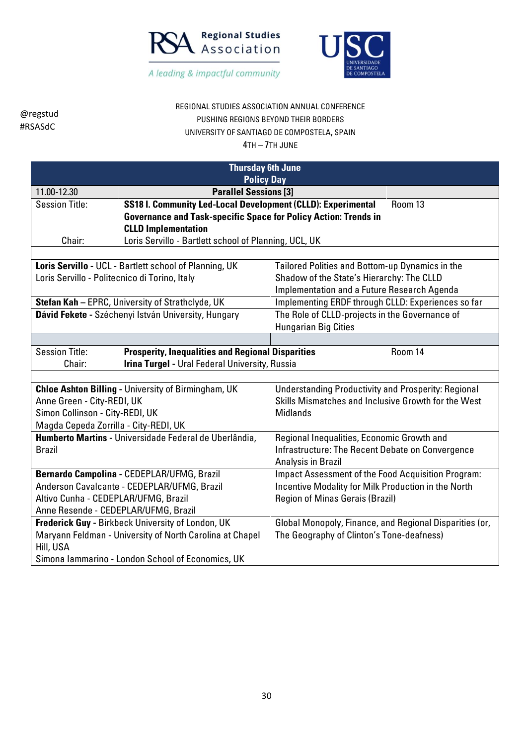@regstud
#RSASdC

REGIONAL STUDIES ASSOCIATION ANNUAL CONFERENCE
PUSHING REGIONS BEYOND THEIR BORDERS
UNIVERSITY OF SANTIAGO DE COMPOSTELA, SPAIN
4TH – 7TH JUNE

## Thursday 6th June
## Policy Day

**11.00-12.30 — Parallel Sessions [3]**

| | | |
|---|---|---|
| Session Title: | **SS18 I. Community Led-Local Development (CLLD): Experimental Governance and Task-specific Space for Policy Action: Trends in CLLD Implementation** | Room 13 |
| Chair: | Loris Servillo - Bartlett school of Planning, UCL, UK | |

| Author(s) | Title |
|---|---|
| **Loris Servillo -** UCL - Bartlett school of Planning, UK<br>Loris Servillo - Politecnico di Torino, Italy | Tailored Polities and Bottom-up Dynamics in the Shadow of the State's Hierarchy: The CLLD Implementation and a Future Research Agenda |
| **Stefan Kah –** EPRC, University of Strathclyde, UK | Implementing ERDF through CLLD: Experiences so far |
| **Dávid Fekete -** Széchenyi István University, Hungary | The Role of CLLD-projects in the Governance of Hungarian Big Cities |

| | | |
|---|---|---|
| Session Title: | **Prosperity, Inequalities and Regional Disparities** | Room 14 |
| Chair: | **Irina Turgel -** Ural Federal University, Russia | |

| Author(s) | Title |
|---|---|
| **Chloe Ashton Billing -** University of Birmingham, UK<br>Anne Green - City-REDI, UK<br>Simon Collinson - City-REDI, UK<br>Magda Cepeda Zorrilla - City-REDI, UK | Understanding Productivity and Prosperity: Regional Skills Mismatches and Inclusive Growth for the West Midlands |
| **Humberto Martins -** Universidade Federal de Uberlândia, Brazil | Regional Inequalities, Economic Growth and Infrastructure: The Recent Debate on Convergence Analysis in Brazil |
| **Bernardo Campolina -** CEDEPLAR/UFMG, Brazil<br>Anderson Cavalcante - CEDEPLAR/UFMG, Brazil<br>Altivo Cunha - CEDEPLAR/UFMG, Brazil<br>Anne Resende - CEDEPLAR/UFMG, Brazil | Impact Assessment of the Food Acquisition Program: Incentive Modality for Milk Production in the North Region of Minas Gerais (Brazil) |
| **Frederick Guy -** Birkbeck University of London, UK<br>Maryann Feldman - University of North Carolina at Chapel Hill, USA<br>Simona Iammarino - London School of Economics, UK | Global Monopoly, Finance, and Regional Disparities (or, The Geography of Clinton's Tone-deafness) |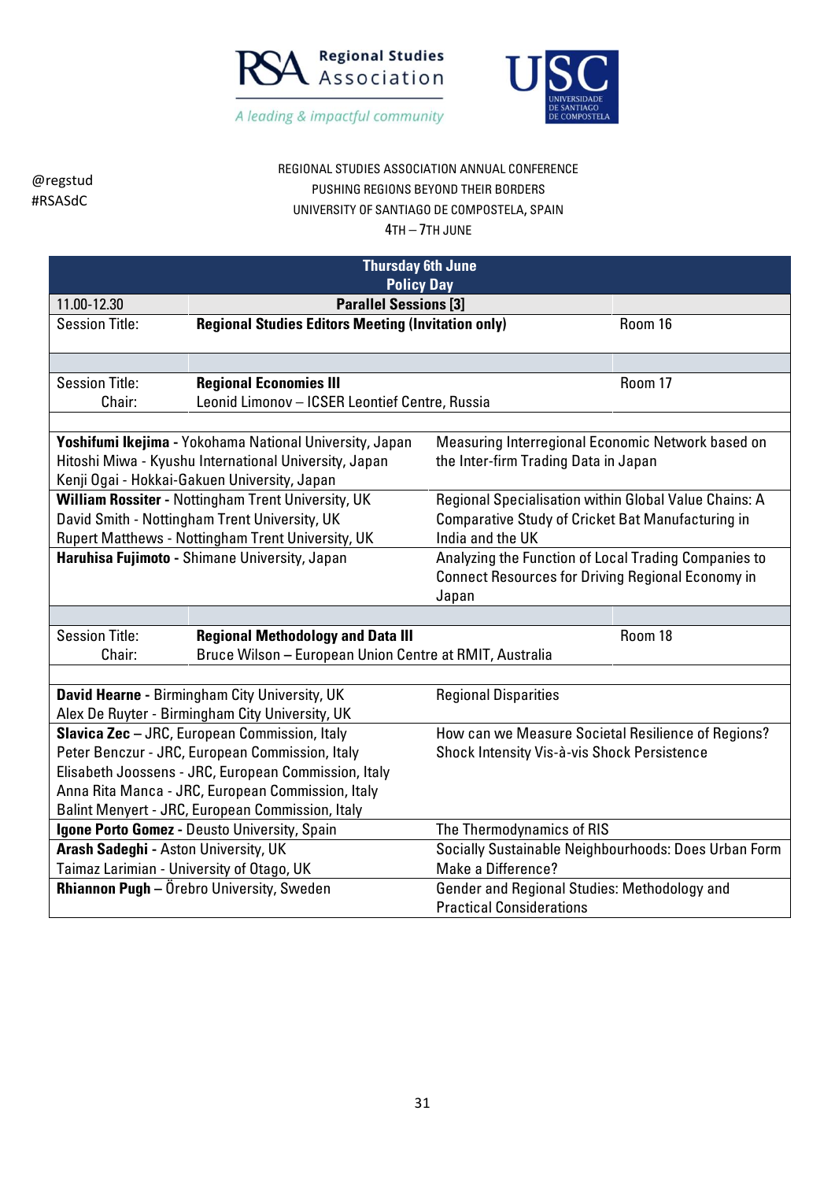REGIONAL STUDIES ASSOCIATION ANNUAL CONFERENCE
PUSHING REGIONS BEYOND THEIR BORDERS
UNIVERSITY OF SANTIAGO DE COMPOSTELA, SPAIN
4TH – 7TH JUNE

@regstud
#RSASdC

## Thursday 6th June
## Policy Day

| 11.00-12.30 | **Parallel Sessions [3]** | |
|---|---|---|
| Session Title: | **Regional Studies Editors Meeting (Invitation only)** | Room 16 |

| Session Title: | **Regional Economies III** | Room 17 |
|---|---|---|
| Chair: | Leonid Limonov – ICSER Leontief Centre, Russia | |

| Authors | Title |
|---|---|
| **Yoshifumi Ikejima** - Yokohama National University, Japan<br>Hitoshi Miwa - Kyushu International University, Japan<br>Kenji Ogai - Hokkai-Gakuen University, Japan | Measuring Interregional Economic Network based on the Inter-firm Trading Data in Japan |
| **William Rossiter** - Nottingham Trent University, UK<br>David Smith - Nottingham Trent University, UK<br>Rupert Matthews - Nottingham Trent University, UK | Regional Specialisation within Global Value Chains: A Comparative Study of Cricket Bat Manufacturing in India and the UK |
| **Haruhisa Fujimoto** - Shimane University, Japan | Analyzing the Function of Local Trading Companies to Connect Resources for Driving Regional Economy in Japan |

| Session Title: | **Regional Methodology and Data III** | Room 18 |
|---|---|---|
| Chair: | Bruce Wilson – European Union Centre at RMIT, Australia | |

| Authors | Title |
|---|---|
| **David Hearne** - Birmingham City University, UK<br>Alex De Ruyter - Birmingham City University, UK | Regional Disparities |
| **Slavica Zec** – JRC, European Commission, Italy<br>Peter Benczur - JRC, European Commission, Italy<br>Elisabeth Joossens - JRC, European Commission, Italy<br>Anna Rita Manca - JRC, European Commission, Italy<br>Balint Menyert - JRC, European Commission, Italy | How can we Measure Societal Resilience of Regions? Shock Intensity Vis-à-vis Shock Persistence |
| **Igone Porto Gomez** - Deusto University, Spain | The Thermodynamics of RIS |
| **Arash Sadeghi** - Aston University, UK<br>Taimaz Larimian - University of Otago, UK | Socially Sustainable Neighbourhoods: Does Urban Form Make a Difference? |
| **Rhiannon Pugh** – Örebro University, Sweden | Gender and Regional Studies: Methodology and Practical Considerations |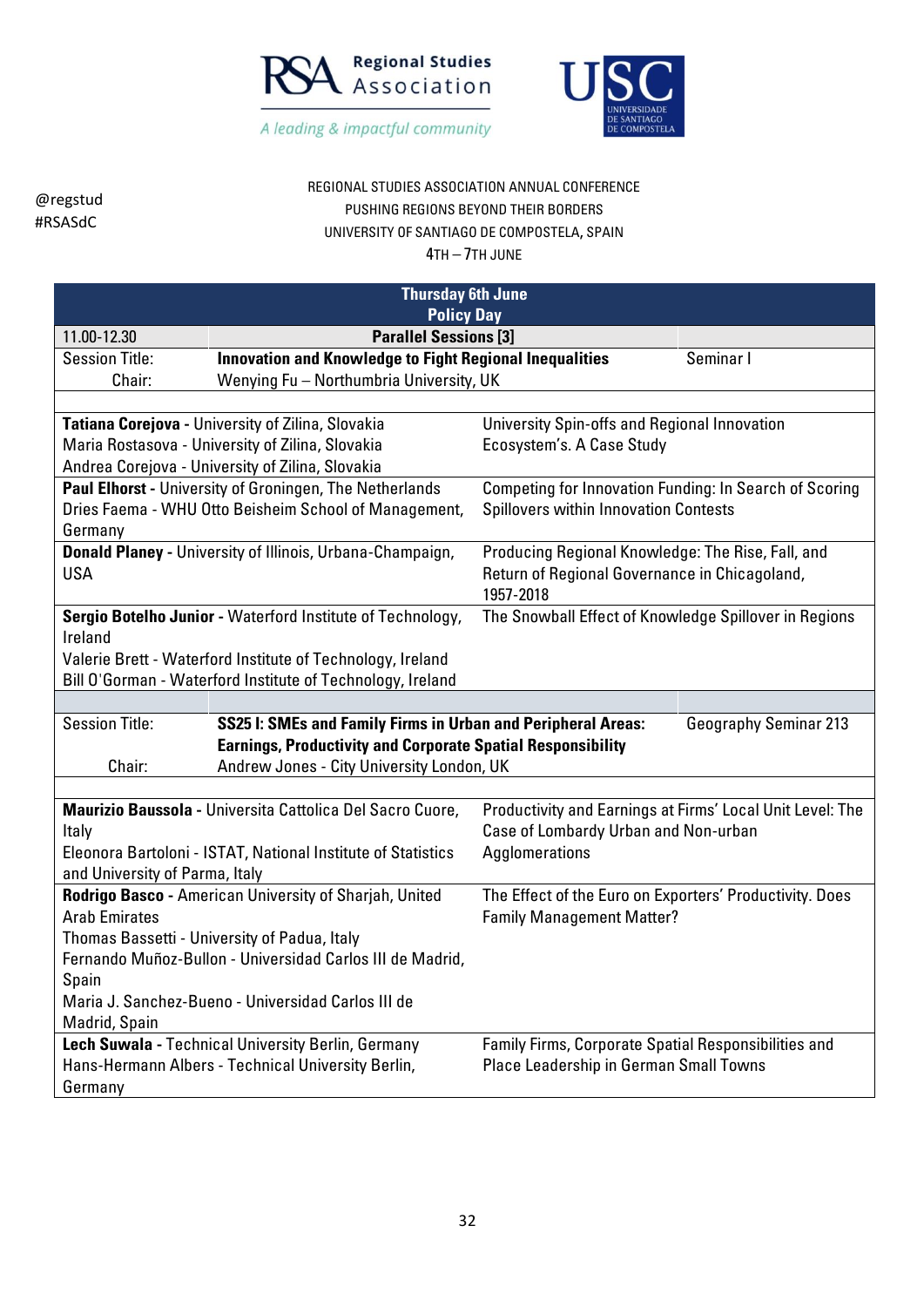@regstud
#RSASdC

REGIONAL STUDIES ASSOCIATION ANNUAL CONFERENCE
PUSHING REGIONS BEYOND THEIR BORDERS
UNIVERSITY OF SANTIAGO DE COMPOSTELA, SPAIN
4TH – 7TH JUNE

| **Thursday 6th June** | | |
|---|---|---|
| **Policy Day** | | |
| 11.00-12.30 | **Parallel Sessions [3]** | |
| Session Title: | **Innovation and Knowledge to Fight Regional Inequalities** | Seminar I |
| Chair: | Wenying Fu – Northumbria University, UK | |

| Authors | Title |
|---|---|
| **Tatiana Corejova** - University of Zilina, Slovakia<br>Maria Rostasova - University of Zilina, Slovakia<br>Andrea Corejova - University of Zilina, Slovakia | University Spin-offs and Regional Innovation Ecosystem's. A Case Study |
| **Paul Elhorst** - University of Groningen, The Netherlands<br>Dries Faema - WHU Otto Beisheim School of Management, Germany | Competing for Innovation Funding: In Search of Scoring Spillovers within Innovation Contests |
| **Donald Planey** - University of Illinois, Urbana-Champaign, USA | Producing Regional Knowledge: The Rise, Fall, and Return of Regional Governance in Chicagoland, 1957-2018 |
| **Sergio Botelho Junior** - Waterford Institute of Technology, Ireland<br>Valerie Brett - Waterford Institute of Technology, Ireland<br>Bill O'Gorman - Waterford Institute of Technology, Ireland | The Snowball Effect of Knowledge Spillover in Regions |

| | | |
|---|---|---|
| Session Title: | **SS25 I: SMEs and Family Firms in Urban and Peripheral Areas: Earnings, Productivity and Corporate Spatial Responsibility** | Geography Seminar 213 |
| Chair: | Andrew Jones - City University London, UK | |

| Authors | Title |
|---|---|
| **Maurizio Baussola** - Universita Cattolica Del Sacro Cuore, Italy<br>Eleonora Bartoloni - ISTAT, National Institute of Statistics and University of Parma, Italy | Productivity and Earnings at Firms' Local Unit Level: The Case of Lombardy Urban and Non-urban Agglomerations |
| **Rodrigo Basco** - American University of Sharjah, United Arab Emirates<br>Thomas Bassetti - University of Padua, Italy<br>Fernando Muñoz-Bullon - Universidad Carlos III de Madrid, Spain<br>Maria J. Sanchez-Bueno - Universidad Carlos III de Madrid, Spain | The Effect of the Euro on Exporters' Productivity. Does Family Management Matter? |
| **Lech Suwala** - Technical University Berlin, Germany<br>Hans-Hermann Albers - Technical University Berlin, Germany | Family Firms, Corporate Spatial Responsibilities and Place Leadership in German Small Towns |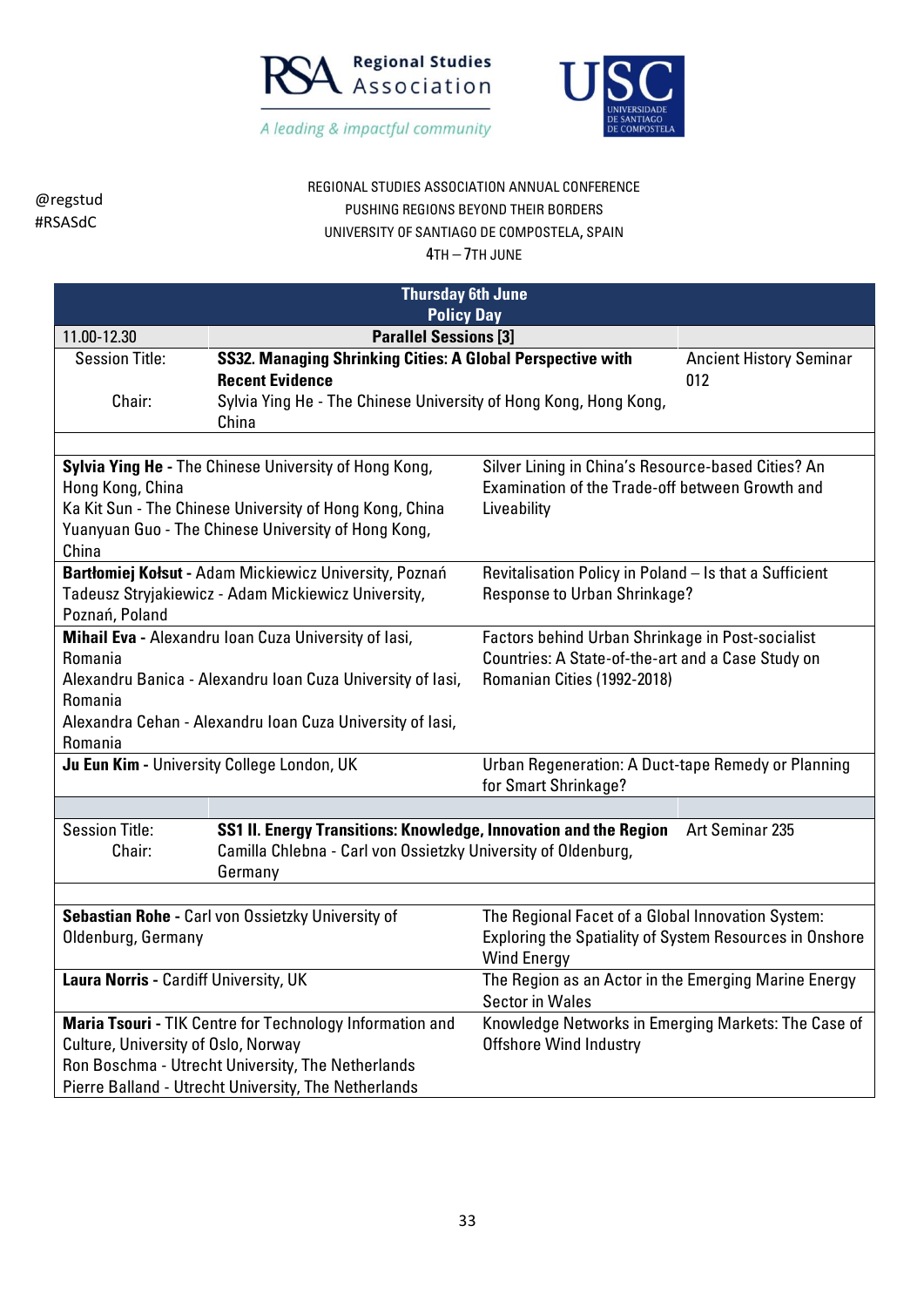@regstud
#RSASdC

REGIONAL STUDIES ASSOCIATION ANNUAL CONFERENCE
PUSHING REGIONS BEYOND THEIR BORDERS
UNIVERSITY OF SANTIAGO DE COMPOSTELA, SPAIN
4TH – 7TH JUNE

## Thursday 6th June
### Policy Day

| 11.00-12.30 | Parallel Sessions [3] | |
|---|---|---|
| Session Title: | **SS32. Managing Shrinking Cities: A Global Perspective with Recent Evidence** | Ancient History Seminar 012 |
| Chair: | Sylvia Ying He - The Chinese University of Hong Kong, Hong Kong, China | |

| Authors | Title |
|---|---|
| **Sylvia Ying He** - The Chinese University of Hong Kong, Hong Kong, China<br>Ka Kit Sun - The Chinese University of Hong Kong, China<br>Yuanyuan Guo - The Chinese University of Hong Kong, China | Silver Lining in China's Resource-based Cities? An Examination of the Trade-off between Growth and Liveability |
| **Bartłomiej Kołsut** - Adam Mickiewicz University, Poznań<br>Tadeusz Stryjakiewicz - Adam Mickiewicz University, Poznań, Poland | Revitalisation Policy in Poland – Is that a Sufficient Response to Urban Shrinkage? |
| **Mihail Eva** - Alexandru Ioan Cuza University of Iasi, Romania<br>Alexandru Banica - Alexandru Ioan Cuza University of Iasi, Romania<br>Alexandra Cehan - Alexandru Ioan Cuza University of Iasi, Romania | Factors behind Urban Shrinkage in Post-socialist Countries: A State-of-the-art and a Case Study on Romanian Cities (1992-2018) |
| **Ju Eun Kim** - University College London, UK | Urban Regeneration: A Duct-tape Remedy or Planning for Smart Shrinkage? |

| | | |
|---|---|---|
| Session Title: | **SS1 II. Energy Transitions: Knowledge, Innovation and the Region** | Art Seminar 235 |
| Chair: | Camilla Chlebna - Carl von Ossietzky University of Oldenburg, Germany | |

| Authors | Title |
|---|---|
| **Sebastian Rohe** - Carl von Ossietzky University of Oldenburg, Germany | The Regional Facet of a Global Innovation System: Exploring the Spatiality of System Resources in Onshore Wind Energy |
| **Laura Norris** - Cardiff University, UK | The Region as an Actor in the Emerging Marine Energy Sector in Wales |
| **Maria Tsouri** - TIK Centre for Technology Information and Culture, University of Oslo, Norway<br>Ron Boschma - Utrecht University, The Netherlands<br>Pierre Balland - Utrecht University, The Netherlands | Knowledge Networks in Emerging Markets: The Case of Offshore Wind Industry |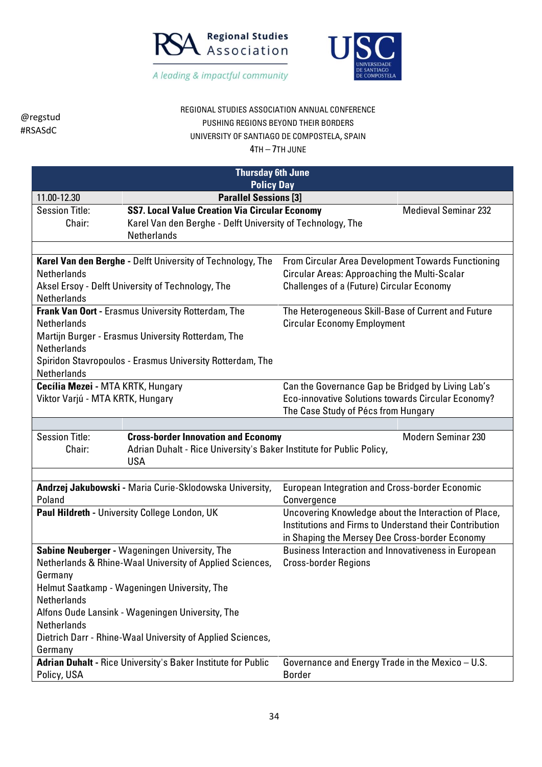@regstud
#RSASdC

REGIONAL STUDIES ASSOCIATION ANNUAL CONFERENCE
PUSHING REGIONS BEYOND THEIR BORDERS
UNIVERSITY OF SANTIAGO DE COMPOSTELA, SPAIN
4TH – 7TH JUNE

## Thursday 6th June
### Policy Day

| 11.00-12.30 | **Parallel Sessions [3]** | |
|---|---|---|
| Session Title: | **SS7. Local Value Creation Via Circular Economy** | Medieval Seminar 232 |
| Chair: | Karel Van den Berghe - Delft University of Technology, The Netherlands | |

| Presenter(s) | Title |
|---|---|
| **Karel Van den Berghe -** Delft University of Technology, The Netherlands<br>Aksel Ersoy - Delft University of Technology, The Netherlands | From Circular Area Development Towards Functioning Circular Areas: Approaching the Multi-Scalar Challenges of a (Future) Circular Economy |
| **Frank Van Oort -** Erasmus University Rotterdam, The Netherlands<br>Martijn Burger - Erasmus University Rotterdam, The Netherlands<br>Spiridon Stavropoulos - Erasmus University Rotterdam, The Netherlands | The Heterogeneous Skill-Base of Current and Future Circular Economy Employment |
| **Cecília Mezei -** MTA KRTK, Hungary<br>Viktor Varjú - MTA KRTK, Hungary | Can the Governance Gap be Bridged by Living Lab's Eco-innovative Solutions towards Circular Economy? The Case Study of Pécs from Hungary |

| | | |
|---|---|---|
| Session Title: | **Cross-border Innovation and Economy** | Modern Seminar 230 |
| Chair: | Adrian Duhalt - Rice University's Baker Institute for Public Policy, USA | |

| Presenter(s) | Title |
|---|---|
| **Andrzej Jakubowski -** Maria Curie-Sklodowska University, Poland | European Integration and Cross-border Economic Convergence |
| **Paul Hildreth -** University College London, UK | Uncovering Knowledge about the Interaction of Place, Institutions and Firms to Understand their Contribution in Shaping the Mersey Dee Cross-border Economy |
| **Sabine Neuberger -** Wageningen University, The Netherlands & Rhine-Waal University of Applied Sciences, Germany<br>Helmut Saatkamp - Wageningen University, The Netherlands<br>Alfons Oude Lansink - Wageningen University, The Netherlands<br>Dietrich Darr - Rhine-Waal University of Applied Sciences, Germany | Business Interaction and Innovativeness in European Cross-border Regions |
| **Adrian Duhalt -** Rice University's Baker Institute for Public Policy, USA | Governance and Energy Trade in the Mexico – U.S. Border |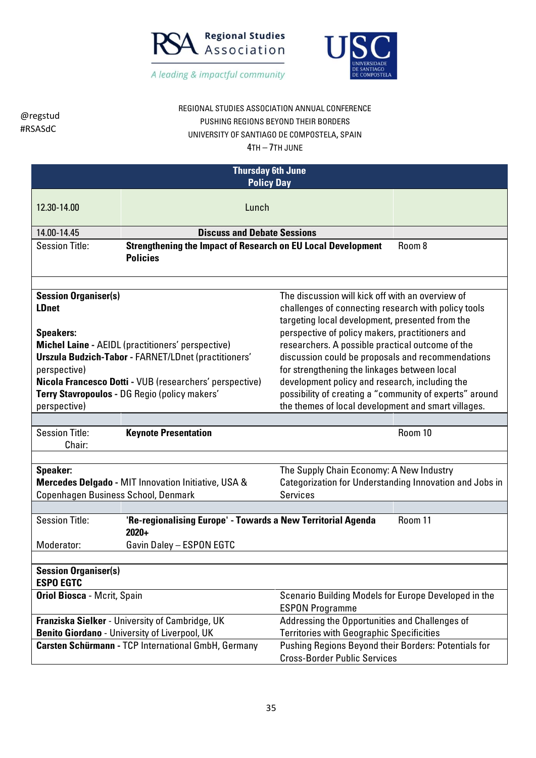@regstud
#RSASdC

REGIONAL STUDIES ASSOCIATION ANNUAL CONFERENCE
PUSHING REGIONS BEYOND THEIR BORDERS
UNIVERSITY OF SANTIAGO DE COMPOSTELA, SPAIN
4TH – 7TH JUNE

## Thursday 6th June
## Policy Day

| | | |
|---|---|---|
| 12.30-14.00 | Lunch | |
| 14.00-14.45 | **Discuss and Debate Sessions** | |

**Session Title:** **Strengthening the Impact of Research on EU Local Development Policies** — Room 8

**Session Organiser(s)**
**LDnet**

**Speakers:**
**Michel Laine** - AEIDL (practitioners' perspective)
**Urszula Budzich-Tabor** - FARNET/LDnet (practitioners' perspective)
**Nicola Francesco Dotti** - VUB (researchers' perspective)
**Terry Stavropoulos** - DG Regio (policy makers' perspective)

The discussion will kick off with an overview of challenges of connecting research with policy tools targeting local development, presented from the perspective of policy makers, practitioners and researchers. A possible practical outcome of the discussion could be proposals and recommendations for strengthening the linkages between local development policy and research, including the possibility of creating a "community of experts" around the themes of local development and smart villages.

**Session Title:** **Keynote Presentation** — Room 10
Chair:

**Speaker:**
**Mercedes Delgado** - MIT Innovation Initiative, USA & Copenhagen Business School, Denmark

The Supply Chain Economy: A New Industry Categorization for Understanding Innovation and Jobs in Services

**Session Title:** **'Re-regionalising Europe' - Towards a New Territorial Agenda 2020+** — Room 11
Moderator: Gavin Daley – ESPON EGTC

**Session Organiser(s)**
**ESPO EGTC**

| Speaker | Title |
|---|---|
| **Oriol Biosca** - Mcrit, Spain | Scenario Building Models for Europe Developed in the ESPON Programme |
| **Franziska Sielker** - University of Cambridge, UK<br>**Benito Giordano** - University of Liverpool, UK | Addressing the Opportunities and Challenges of Territories with Geographic Specificities |
| **Carsten Schürmann** - TCP International GmbH, Germany | Pushing Regions Beyond their Borders: Potentials for Cross-Border Public Services |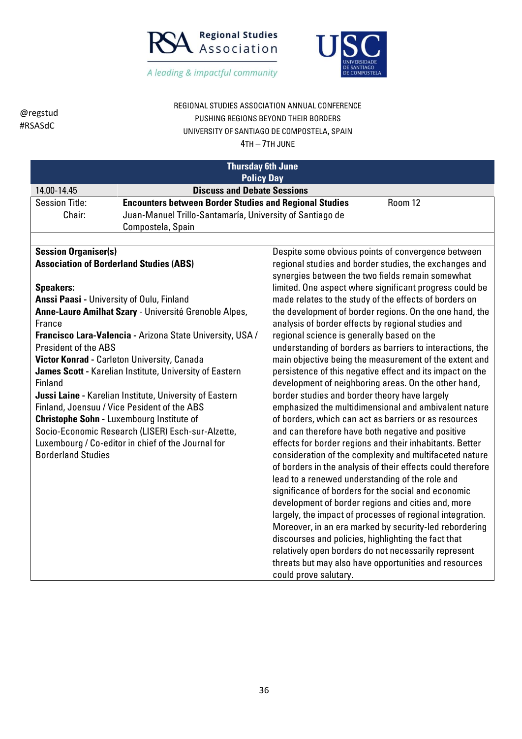@regstud
#RSASdC

REGIONAL STUDIES ASSOCIATION ANNUAL CONFERENCE
PUSHING REGIONS BEYOND THEIR BORDERS
UNIVERSITY OF SANTIAGO DE COMPOSTELA, SPAIN
4TH – 7TH JUNE

## Thursday 6th June
## Policy Day

| 14.00-14.45 | Discuss and Debate Sessions | |
|---|---|---|
| Session Title: | **Encounters between Border Studies and Regional Studies** | Room 12 |
| Chair: | Juan-Manuel Trillo-Santamaría, University of Santiago de Compostela, Spain | |

**Session Organiser(s)**
**Association of Borderland Studies (ABS)**

**Speakers:**
**Anssi Paasi** - University of Oulu, Finland
**Anne-Laure Amilhat Szary** - Université Grenoble Alpes, France
**Francisco Lara-Valencia** - Arizona State University, USA / President of the ABS
**Victor Konrad** - Carleton University, Canada
**James Scott** - Karelian Institute, University of Eastern Finland
**Jussi Laine** - Karelian Institute, University of Eastern Finland, Joensuu / Vice Pesident of the ABS
**Christophe Sohn** - Luxembourg Institute of Socio-Economic Research (LISER) Esch-sur-Alzette, Luxembourg / Co-editor in chief of the Journal for Borderland Studies

Despite some obvious points of convergence between regional studies and border studies, the exchanges and synergies between the two fields remain somewhat limited. One aspect where significant progress could be made relates to the study of the effects of borders on the development of border regions. On the one hand, the analysis of border effects by regional studies and regional science is generally based on the understanding of borders as barriers to interactions, the main objective being the measurement of the extent and persistence of this negative effect and its impact on the development of neighboring areas. On the other hand, border studies and border theory have largely emphasized the multidimensional and ambivalent nature of borders, which can act as barriers or as resources and can therefore have both negative and positive effects for border regions and their inhabitants. Better consideration of the complexity and multifaceted nature of borders in the analysis of their effects could therefore lead to a renewed understanding of the role and significance of borders for the social and economic development of border regions and cities and, more largely, the impact of processes of regional integration. Moreover, in an era marked by security-led rebordering discourses and policies, highlighting the fact that relatively open borders do not necessarily represent threats but may also have opportunities and resources could prove salutary.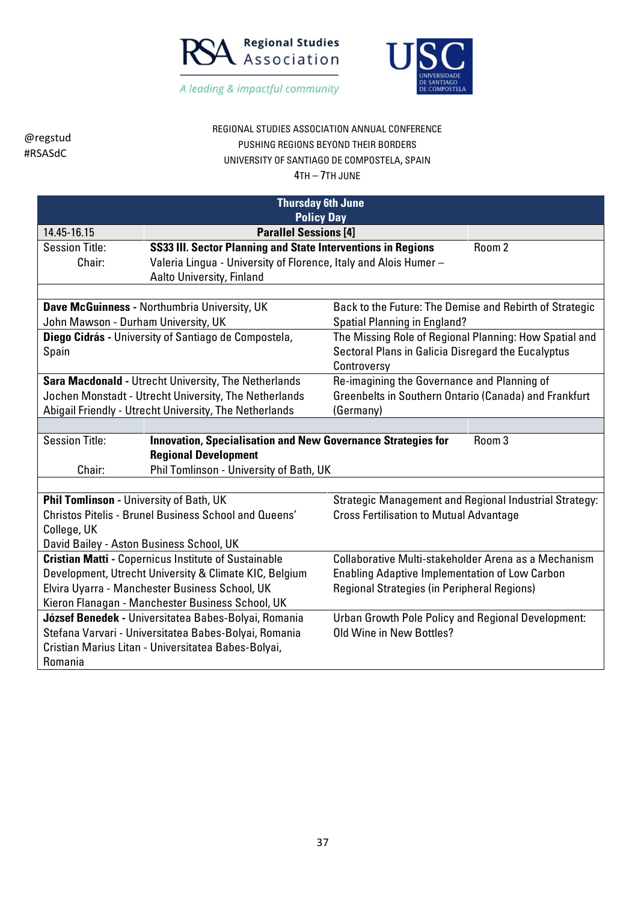@regstud
#RSASdC

REGIONAL STUDIES ASSOCIATION ANNUAL CONFERENCE
PUSHING REGIONS BEYOND THEIR BORDERS
UNIVERSITY OF SANTIAGO DE COMPOSTELA, SPAIN
4TH – 7TH JUNE

## Thursday 6th June
## Policy Day

| 14.45-16.15 | Parallel Sessions [4] | |
|---|---|---|
| Session Title: | **SS33 III. Sector Planning and State Interventions in Regions** | Room 2 |
| Chair: | Valeria Lingua - University of Florence, Italy and Alois Humer – Aalto University, Finland | |

| Presenters | Title |
|---|---|
| **Dave McGuinness** - Northumbria University, UK<br>John Mawson - Durham University, UK | Back to the Future: The Demise and Rebirth of Strategic Spatial Planning in England? |
| **Diego Cidrás** - University of Santiago de Compostela, Spain | The Missing Role of Regional Planning: How Spatial and Sectoral Plans in Galicia Disregard the Eucalyptus Controversy |
| **Sara Macdonald** - Utrecht University, The Netherlands<br>Jochen Monstadt - Utrecht University, The Netherlands<br>Abigail Friendly - Utrecht University, The Netherlands | Re-imagining the Governance and Planning of Greenbelts in Southern Ontario (Canada) and Frankfurt (Germany) |

| | | |
|---|---|---|
| Session Title: | **Innovation, Specialisation and New Governance Strategies for Regional Development** | Room 3 |
| Chair: | Phil Tomlinson - University of Bath, UK | |

| Presenters | Title |
|---|---|
| **Phil Tomlinson** - University of Bath, UK<br>Christos Pitelis - Brunel Business School and Queens' College, UK<br>David Bailey - Aston Business School, UK | Strategic Management and Regional Industrial Strategy: Cross Fertilisation to Mutual Advantage |
| **Cristian Matti** - Copernicus Institute of Sustainable Development, Utrecht University & Climate KIC, Belgium<br>Elvira Uyarra - Manchester Business School, UK<br>Kieron Flanagan - Manchester Business School, UK | Collaborative Multi-stakeholder Arena as a Mechanism Enabling Adaptive Implementation of Low Carbon Regional Strategies (in Peripheral Regions) |
| **József Benedek** - Universitatea Babes-Bolyai, Romania<br>Stefana Varvari - Universitatea Babes-Bolyai, Romania<br>Cristian Marius Litan - Universitatea Babes-Bolyai, Romania | Urban Growth Pole Policy and Regional Development: Old Wine in New Bottles? |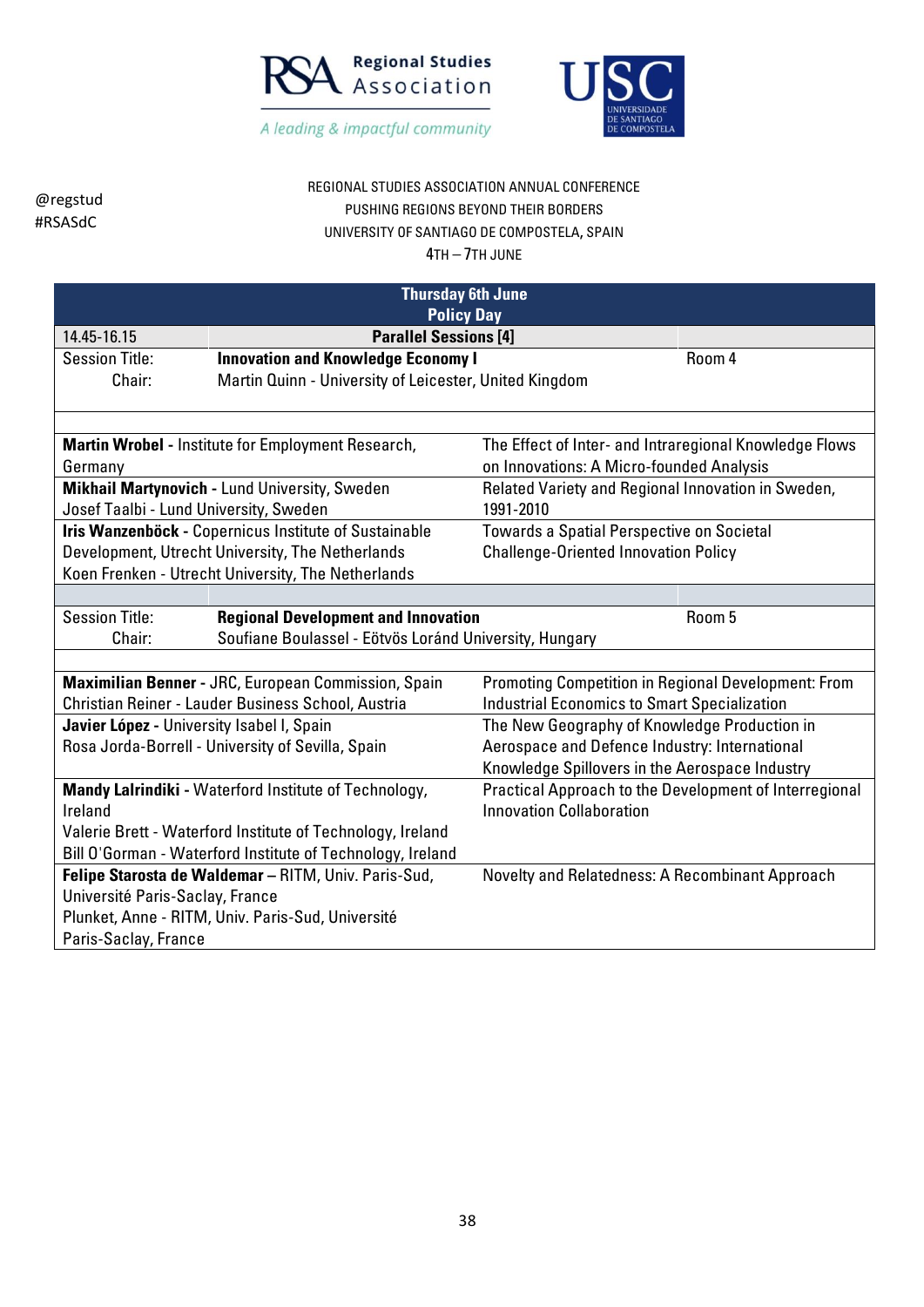@regstud
#RSASdC

REGIONAL STUDIES ASSOCIATION ANNUAL CONFERENCE
PUSHING REGIONS BEYOND THEIR BORDERS
UNIVERSITY OF SANTIAGO DE COMPOSTELA, SPAIN
4TH – 7TH JUNE

## Thursday 6th June
## Policy Day

**14.45-16.15 — Parallel Sessions [4]**

Session Title: **Innovation and Knowledge Economy I** — Room 4
Chair: Martin Quinn - University of Leicester, United Kingdom

| Authors | Title |
|---|---|
| **Martin Wrobel -** Institute for Employment Research, Germany | The Effect of Inter- and Intraregional Knowledge Flows on Innovations: A Micro-founded Analysis |
| **Mikhail Martynovich -** Lund University, Sweden<br>Josef Taalbi - Lund University, Sweden | Related Variety and Regional Innovation in Sweden, 1991-2010 |
| **Iris Wanzenböck -** Copernicus Institute of Sustainable Development, Utrecht University, The Netherlands<br>Koen Frenken - Utrecht University, The Netherlands | Towards a Spatial Perspective on Societal Challenge-Oriented Innovation Policy |

Session Title: **Regional Development and Innovation** — Room 5
Chair: Soufiane Boulassel - Eötvös Loránd University, Hungary

| Authors | Title |
|---|---|
| **Maximilian Benner -** JRC, European Commission, Spain<br>Christian Reiner - Lauder Business School, Austria | Promoting Competition in Regional Development: From Industrial Economics to Smart Specialization |
| **Javier López -** University Isabel I, Spain<br>Rosa Jorda-Borrell - University of Sevilla, Spain | The New Geography of Knowledge Production in Aerospace and Defence Industry: International Knowledge Spillovers in the Aerospace Industry |
| **Mandy Lalrindiki -** Waterford Institute of Technology, Ireland<br>Valerie Brett - Waterford Institute of Technology, Ireland<br>Bill O'Gorman - Waterford Institute of Technology, Ireland | Practical Approach to the Development of Interregional Innovation Collaboration |
| **Felipe Starosta de Waldemar** – RITM, Univ. Paris-Sud, Université Paris-Saclay, France<br>Plunket, Anne - RITM, Univ. Paris-Sud, Université Paris-Saclay, France | Novelty and Relatedness: A Recombinant Approach |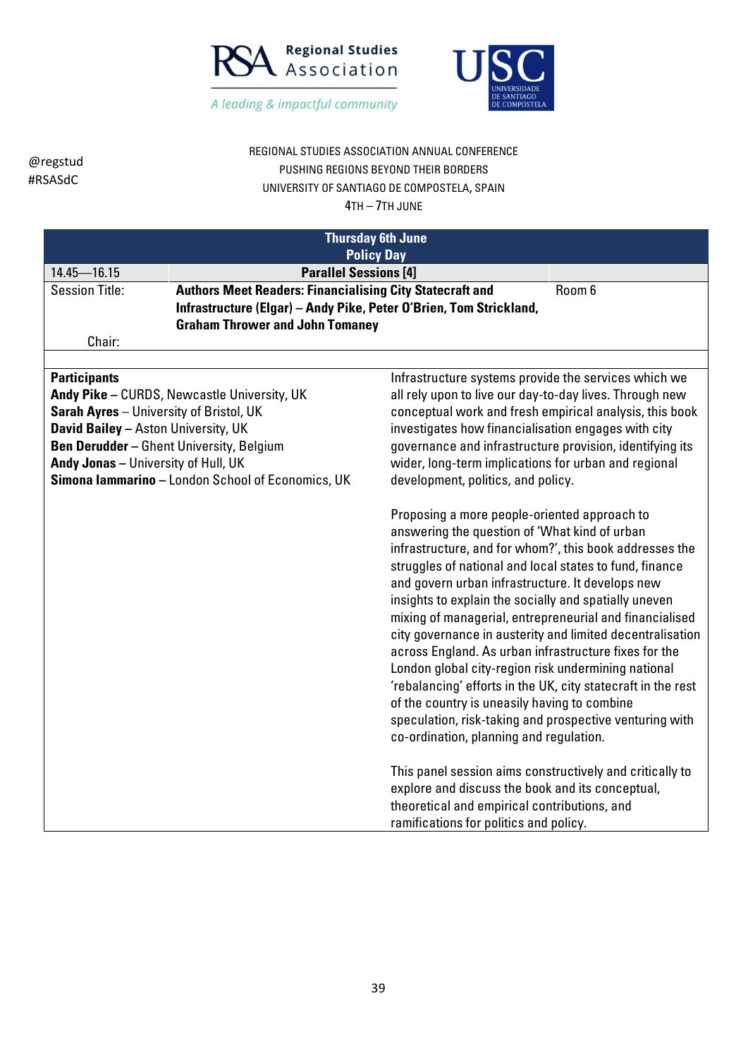@regstud
#RSASdC

REGIONAL STUDIES ASSOCIATION ANNUAL CONFERENCE
PUSHING REGIONS BEYOND THEIR BORDERS
UNIVERSITY OF SANTIAGO DE COMPOSTELA, SPAIN
4TH – 7TH JUNE

| **Thursday 6th June** | | |
|---|---|---|
| **Policy Day** | | |
| 14.45—16.15 | **Parallel Sessions [4]** | |
| Session Title: | **Authors Meet Readers: Financialising City Statecraft and Infrastructure (Elgar) – Andy Pike, Peter O'Brien, Tom Strickland, Graham Thrower and John Tomaney** | Room 6 |
| Chair: | | |

**Participants**
**Andy Pike** – CURDS, Newcastle University, UK
**Sarah Ayres** – University of Bristol, UK
**David Bailey** – Aston University, UK
**Ben Derudder** – Ghent University, Belgium
**Andy Jonas** – University of Hull, UK
**Simona Iammarino** – London School of Economics, UK

Infrastructure systems provide the services which we all rely upon to live our day-to-day lives. Through new conceptual work and fresh empirical analysis, this book investigates how financialisation engages with city governance and infrastructure provision, identifying its wider, long-term implications for urban and regional development, politics, and policy.

Proposing a more people-oriented approach to answering the question of 'What kind of urban infrastructure, and for whom?', this book addresses the struggles of national and local states to fund, finance and govern urban infrastructure. It develops new insights to explain the socially and spatially uneven mixing of managerial, entrepreneurial and financialised city governance in austerity and limited decentralisation across England. As urban infrastructure fixes for the London global city-region risk undermining national 'rebalancing' efforts in the UK, city statecraft in the rest of the country is uneasily having to combine speculation, risk-taking and prospective venturing with co-ordination, planning and regulation.

This panel session aims constructively and critically to explore and discuss the book and its conceptual, theoretical and empirical contributions, and ramifications for politics and policy.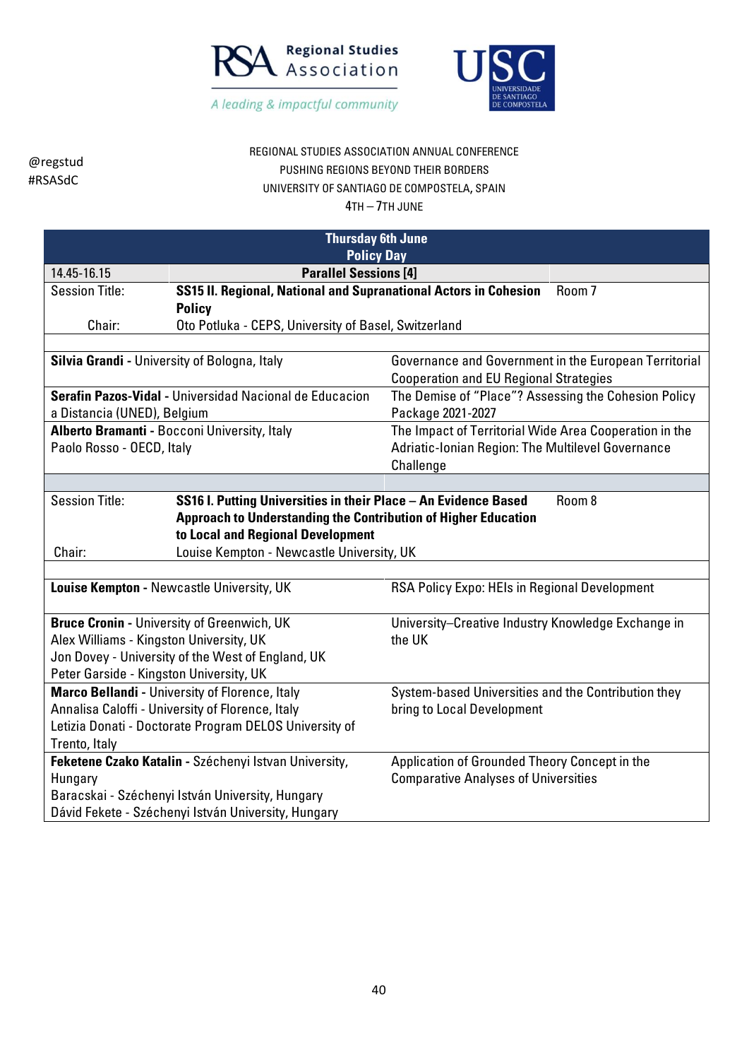@regstud
#RSASdC

REGIONAL STUDIES ASSOCIATION ANNUAL CONFERENCE
PUSHING REGIONS BEYOND THEIR BORDERS
UNIVERSITY OF SANTIAGO DE COMPOSTELA, SPAIN
4TH – 7TH JUNE

| **Thursday 6th June**<br>**Policy Day** | | |
|---|---|---|
| 14.45-16.15 | **Parallel Sessions [4]** | |
| Session Title: | **SS15 II. Regional, National and Supranational Actors in Cohesion Policy** | Room 7 |
| Chair: | Oto Potluka - CEPS, University of Basel, Switzerland | |
| | | |
| **Silvia Grandi** - University of Bologna, Italy | Governance and Government in the European Territorial Cooperation and EU Regional Strategies | |
| **Serafin Pazos-Vidal** - Universidad Nacional de Educacion a Distancia (UNED), Belgium | The Demise of "Place"? Assessing the Cohesion Policy Package 2021-2027 | |
| **Alberto Bramanti** - Bocconi University, Italy<br>Paolo Rosso - OECD, Italy | The Impact of Territorial Wide Area Cooperation in the Adriatic-Ionian Region: The Multilevel Governance Challenge | |
| | | |
| Session Title: | **SS16 I. Putting Universities in their Place – An Evidence Based Approach to Understanding the Contribution of Higher Education to Local and Regional Development** | Room 8 |
| Chair: | Louise Kempton - Newcastle University, UK | |
| | | |
| **Louise Kempton** - Newcastle University, UK | RSA Policy Expo: HEIs in Regional Development | |
| **Bruce Cronin** - University of Greenwich, UK<br>Alex Williams - Kingston University, UK<br>Jon Dovey - University of the West of England, UK<br>Peter Garside - Kingston University, UK | University–Creative Industry Knowledge Exchange in the UK | |
| **Marco Bellandi** - University of Florence, Italy<br>Annalisa Caloffi - University of Florence, Italy<br>Letizia Donati - Doctorate Program DELOS University of Trento, Italy | System-based Universities and the Contribution they bring to Local Development | |
| **Feketene Czako Katalin** - Széchenyi Istvan University, Hungary<br>Baracskai - Széchenyi István University, Hungary<br>Dávid Fekete - Széchenyi István University, Hungary | Application of Grounded Theory Concept in the Comparative Analyses of Universities | |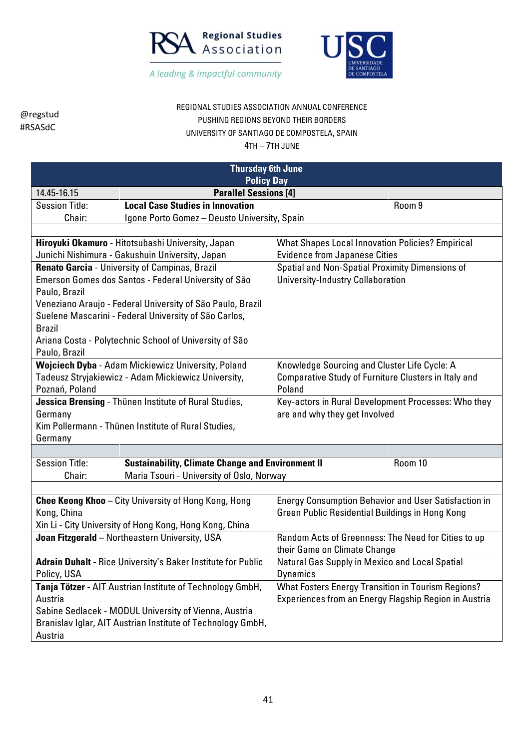@regstud
#RSASdC

REGIONAL STUDIES ASSOCIATION ANNUAL CONFERENCE
PUSHING REGIONS BEYOND THEIR BORDERS
UNIVERSITY OF SANTIAGO DE COMPOSTELA, SPAIN
4TH – 7TH JUNE

## Thursday 6th June
## Policy Day

**14.45-16.15 — Parallel Sessions [4]**

Session Title: **Local Case Studies in Innovation** — Room 9
Chair: Igone Porto Gomez – Deusto University, Spain

| Authors | Title |
|---|---|
| **Hiroyuki Okamuro** - Hitotsubashi University, Japan<br>Junichi Nishimura - Gakushuin University, Japan | What Shapes Local Innovation Policies? Empirical Evidence from Japanese Cities |
| **Renato Garcia** - University of Campinas, Brazil<br>Emerson Gomes dos Santos - Federal University of São Paulo, Brazil<br>Veneziano Araujo - Federal University of São Paulo, Brazil<br>Suelene Mascarini - Federal University of São Carlos, Brazil<br>Ariana Costa - Polytechnic School of University of São Paulo, Brazil | Spatial and Non-Spatial Proximity Dimensions of University-Industry Collaboration |
| **Wojciech Dyba** - Adam Mickiewicz University, Poland<br>Tadeusz Stryjakiewicz - Adam Mickiewicz University, Poznań, Poland | Knowledge Sourcing and Cluster Life Cycle: A Comparative Study of Furniture Clusters in Italy and Poland |
| **Jessica Brensing** - Thünen Institute of Rural Studies, Germany<br>Kim Pollermann - Thünen Institute of Rural Studies, Germany | Key-actors in Rural Development Processes: Who they are and why they get Involved |

Session Title: **Sustainability, Climate Change and Environment II** — Room 10
Chair: Maria Tsouri - University of Oslo, Norway

| Authors | Title |
|---|---|
| **Chee Keong Khoo** – City University of Hong Kong, Hong Kong, China<br>Xin Li - City University of Hong Kong, Hong Kong, China | Energy Consumption Behavior and User Satisfaction in Green Public Residential Buildings in Hong Kong |
| **Joan Fitzgerald** – Northeastern University, USA | Random Acts of Greenness: The Need for Cities to up their Game on Climate Change |
| **Adrain Duhalt** - Rice University's Baker Institute for Public Policy, USA | Natural Gas Supply in Mexico and Local Spatial Dynamics |
| **Tanja Tötzer** - AIT Austrian Institute of Technology GmbH, Austria<br>Sabine Sedlacek - MODUL University of Vienna, Austria<br>Branislav Iglar, AIT Austrian Institute of Technology GmbH, Austria | What Fosters Energy Transition in Tourism Regions? Experiences from an Energy Flagship Region in Austria |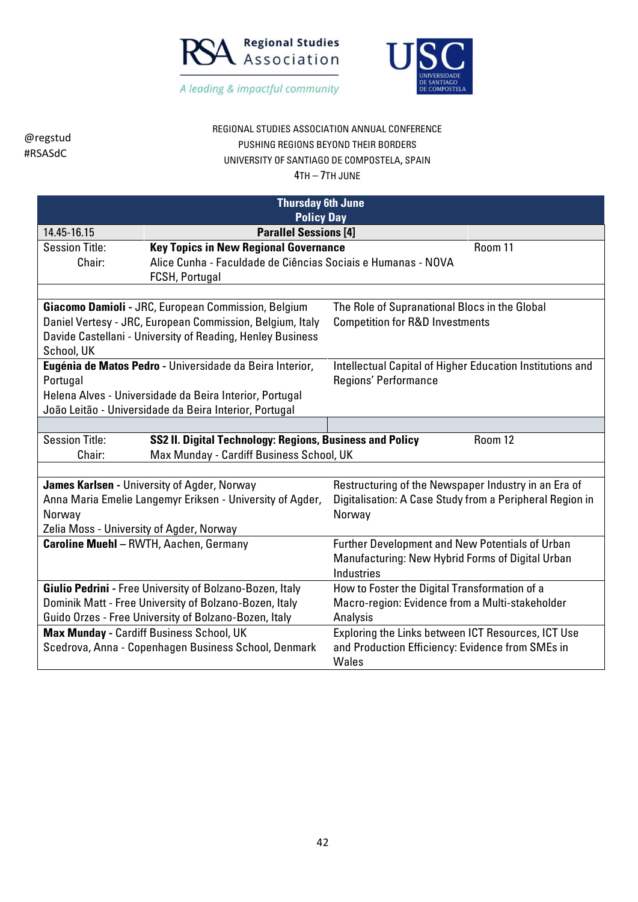@regstud
#RSASdC

REGIONAL STUDIES ASSOCIATION ANNUAL CONFERENCE
PUSHING REGIONS BEYOND THEIR BORDERS
UNIVERSITY OF SANTIAGO DE COMPOSTELA, SPAIN
4TH – 7TH JUNE

| **Thursday 6th June Policy Day** | | |
|---|---|---|
| 14.45-16.15 | **Parallel Sessions [4]** | |
| Session Title:<br>Chair: | **Key Topics in New Regional Governance**<br>Alice Cunha - Faculdade de Ciências Sociais e Humanas - NOVA FCSH, Portugal | Room 11 |
| **Giacomo Damioli -** JRC, European Commission, Belgium<br>Daniel Vertesy - JRC, European Commission, Belgium, Italy<br>Davide Castellani - University of Reading, Henley Business School, UK | The Role of Supranational Blocs in the Global Competition for R&D Investments | |
| **Eugénia de Matos Pedro -** Universidade da Beira Interior, Portugal<br>Helena Alves - Universidade da Beira Interior, Portugal<br>João Leitão - Universidade da Beira Interior, Portugal | Intellectual Capital of Higher Education Institutions and Regions' Performance | |
| Session Title:<br>Chair: | **SS2 II. Digital Technology: Regions, Business and Policy**<br>Max Munday - Cardiff Business School, UK | Room 12 |
| **James Karlsen -** University of Agder, Norway<br>Anna Maria Emelie Langemyr Eriksen - University of Agder, Norway<br>Zelia Moss - University of Agder, Norway | Restructuring of the Newspaper Industry in an Era of Digitalisation: A Case Study from a Peripheral Region in Norway | |
| **Caroline Muehl** – RWTH, Aachen, Germany | Further Development and New Potentials of Urban Manufacturing: New Hybrid Forms of Digital Urban Industries | |
| **Giulio Pedrini -** Free University of Bolzano-Bozen, Italy<br>Dominik Matt - Free University of Bolzano-Bozen, Italy<br>Guido Orzes - Free University of Bolzano-Bozen, Italy | How to Foster the Digital Transformation of a Macro-region: Evidence from a Multi-stakeholder Analysis | |
| **Max Munday -** Cardiff Business School, UK<br>Scedrova, Anna - Copenhagen Business School, Denmark | Exploring the Links between ICT Resources, ICT Use and Production Efficiency: Evidence from SMEs in Wales | |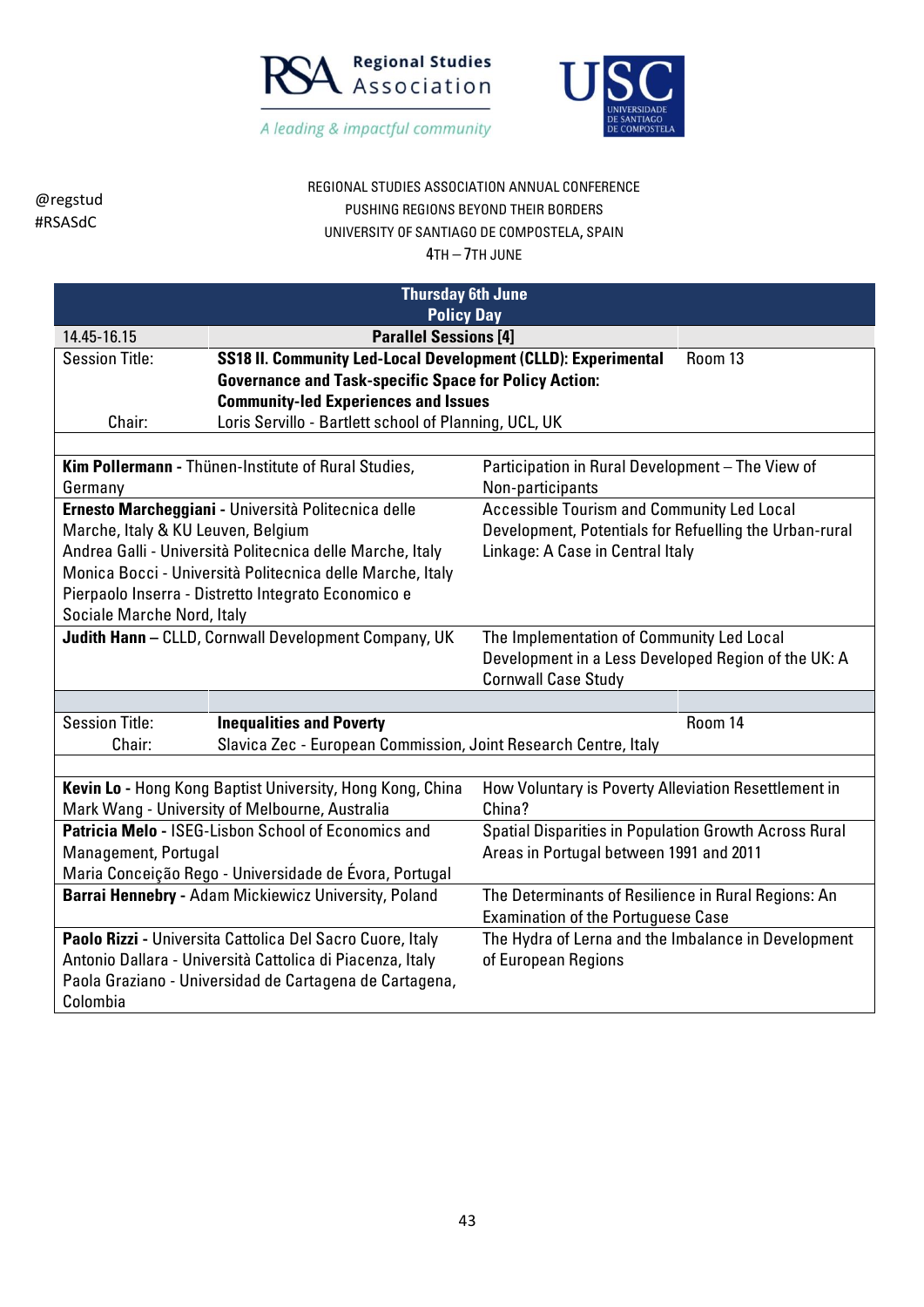@regstud
#RSASdC

REGIONAL STUDIES ASSOCIATION ANNUAL CONFERENCE
PUSHING REGIONS BEYOND THEIR BORDERS
UNIVERSITY OF SANTIAGO DE COMPOSTELA, SPAIN
4TH – 7TH JUNE

**Thursday 6th June**
**Policy Day**

| 14.45-16.15 | **Parallel Sessions [4]** | |
|---|---|---|
| Session Title: | **SS18 II. Community Led-Local Development (CLLD): Experimental Governance and Task-specific Space for Policy Action: Community-led Experiences and Issues** | Room 13 |
| Chair: | Loris Servillo - Bartlett school of Planning, UCL, UK | |

| Presenter(s) | Title |
|---|---|
| **Kim Pollermann -** Thünen-Institute of Rural Studies, Germany | Participation in Rural Development – The View of Non-participants |
| **Ernesto Marcheggiani -** Università Politecnica delle Marche, Italy & KU Leuven, Belgium<br>Andrea Galli - Università Politecnica delle Marche, Italy<br>Monica Bocci - Università Politecnica delle Marche, Italy<br>Pierpaolo Inserra - Distretto Integrato Economico e Sociale Marche Nord, Italy | Accessible Tourism and Community Led Local Development, Potentials for Refuelling the Urban-rural Linkage: A Case in Central Italy |
| **Judith Hann –** CLLD, Cornwall Development Company, UK | The Implementation of Community Led Local Development in a Less Developed Region of the UK: A Cornwall Case Study |

| Session Title: | **Inequalities and Poverty** | Room 14 |
|---|---|---|
| Chair: | Slavica Zec - European Commission, Joint Research Centre, Italy | |

| Presenter(s) | Title |
|---|---|
| **Kevin Lo -** Hong Kong Baptist University, Hong Kong, China<br>Mark Wang - University of Melbourne, Australia | How Voluntary is Poverty Alleviation Resettlement in China? |
| **Patricia Melo -** ISEG-Lisbon School of Economics and Management, Portugal<br>Maria Conceição Rego - Universidade de Évora, Portugal | Spatial Disparities in Population Growth Across Rural Areas in Portugal between 1991 and 2011 |
| **Barrai Hennebry -** Adam Mickiewicz University, Poland | The Determinants of Resilience in Rural Regions: An Examination of the Portuguese Case |
| **Paolo Rizzi -** Universita Cattolica Del Sacro Cuore, Italy<br>Antonio Dallara - Università Cattolica di Piacenza, Italy<br>Paola Graziano - Universidad de Cartagena de Cartagena, Colombia | The Hydra of Lerna and the Imbalance in Development of European Regions |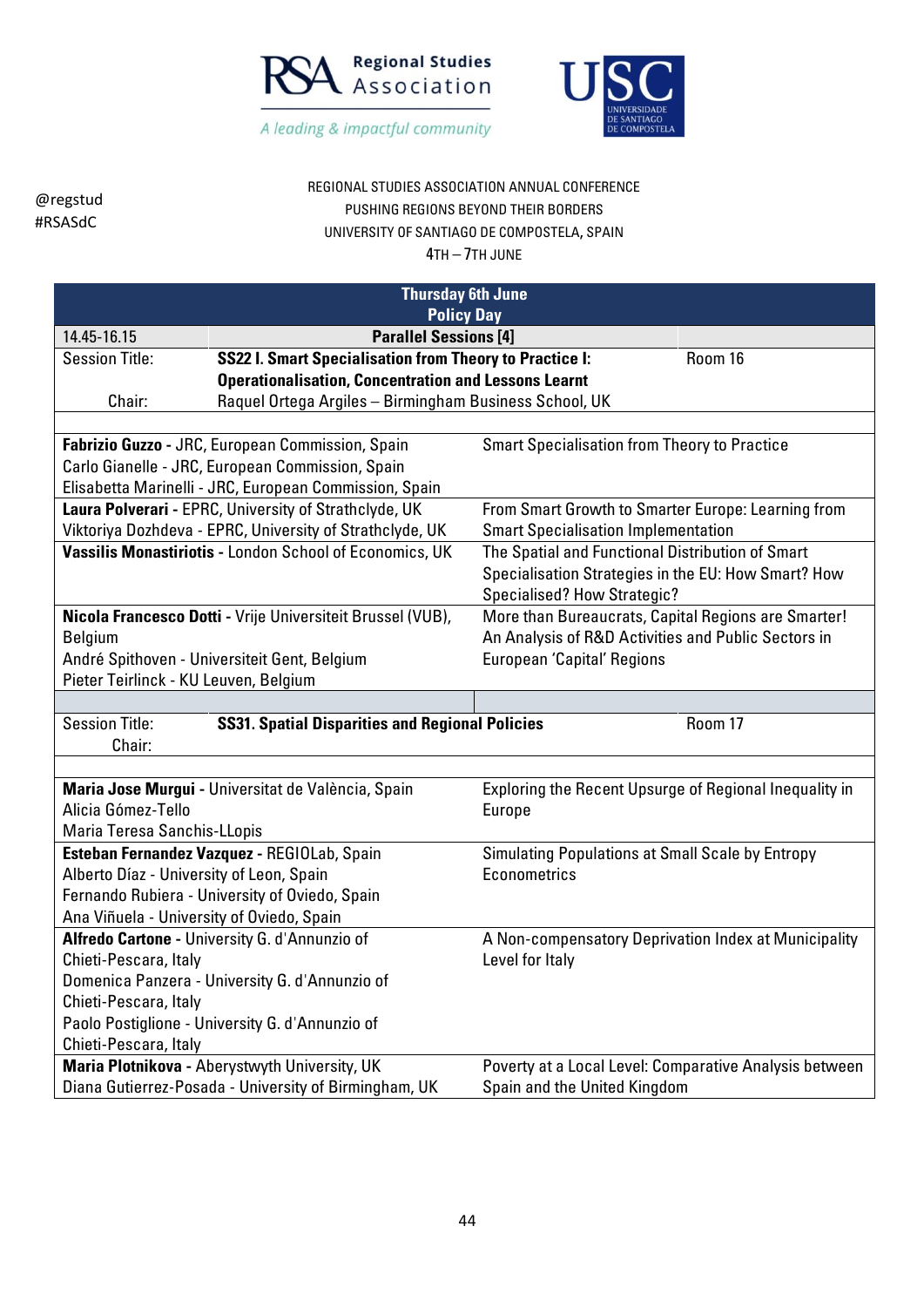Regional Studies Association

*A leading & impactful community*

USC UNIVERSIDADE DE SANTIAGO DE COMPOSTELA

@regstud
#RSASdC

REGIONAL STUDIES ASSOCIATION ANNUAL CONFERENCE
PUSHING REGIONS BEYOND THEIR BORDERS
UNIVERSITY OF SANTIAGO DE COMPOSTELA, SPAIN
4TH – 7TH JUNE

## Thursday 6th June
## Policy Day

| 14.45-16.15 | **Parallel Sessions [4]** | |
|---|---|---|
| Session Title: | **SS22 I. Smart Specialisation from Theory to Practice I: Operationalisation, Concentration and Lessons Learnt** | Room 16 |
| Chair: | Raquel Ortega Argiles – Birmingham Business School, UK | |

| Presenters | Paper |
|---|---|
| **Fabrizio Guzzo** - JRC, European Commission, Spain<br>Carlo Gianelle - JRC, European Commission, Spain<br>Elisabetta Marinelli - JRC, European Commission, Spain | Smart Specialisation from Theory to Practice |
| **Laura Polverari** - EPRC, University of Strathclyde, UK<br>Viktoriya Dozhdeva - EPRC, University of Strathclyde, UK | From Smart Growth to Smarter Europe: Learning from Smart Specialisation Implementation |
| **Vassilis Monastiriotis** - London School of Economics, UK | The Spatial and Functional Distribution of Smart Specialisation Strategies in the EU: How Smart? How Specialised? How Strategic? |
| **Nicola Francesco Dotti** - Vrije Universiteit Brussel (VUB), Belgium<br>André Spithoven - Universiteit Gent, Belgium<br>Pieter Teirlinck - KU Leuven, Belgium | More than Bureaucrats, Capital Regions are Smarter! An Analysis of R&D Activities and Public Sectors in European 'Capital' Regions |

| Session Title: | **SS31. Spatial Disparities and Regional Policies** | Room 17 |
|---|---|---|
| Chair: | | |

| Presenters | Paper |
|---|---|
| **Maria Jose Murgui** - Universitat de València, Spain<br>Alicia Gómez-Tello<br>Maria Teresa Sanchis-LLopis | Exploring the Recent Upsurge of Regional Inequality in Europe |
| **Esteban Fernandez Vazquez** - REGIOLab, Spain<br>Alberto Díaz - University of Leon, Spain<br>Fernando Rubiera - University of Oviedo, Spain<br>Ana Viñuela - University of Oviedo, Spain | Simulating Populations at Small Scale by Entropy Econometrics |
| **Alfredo Cartone** - University G. d'Annunzio of Chieti-Pescara, Italy<br>Domenica Panzera - University G. d'Annunzio of Chieti-Pescara, Italy<br>Paolo Postiglione - University G. d'Annunzio of Chieti-Pescara, Italy | A Non-compensatory Deprivation Index at Municipality Level for Italy |
| **Maria Plotnikova** - Aberystwyth University, UK<br>Diana Gutierrez-Posada - University of Birmingham, UK | Poverty at a Local Level: Comparative Analysis between Spain and the United Kingdom |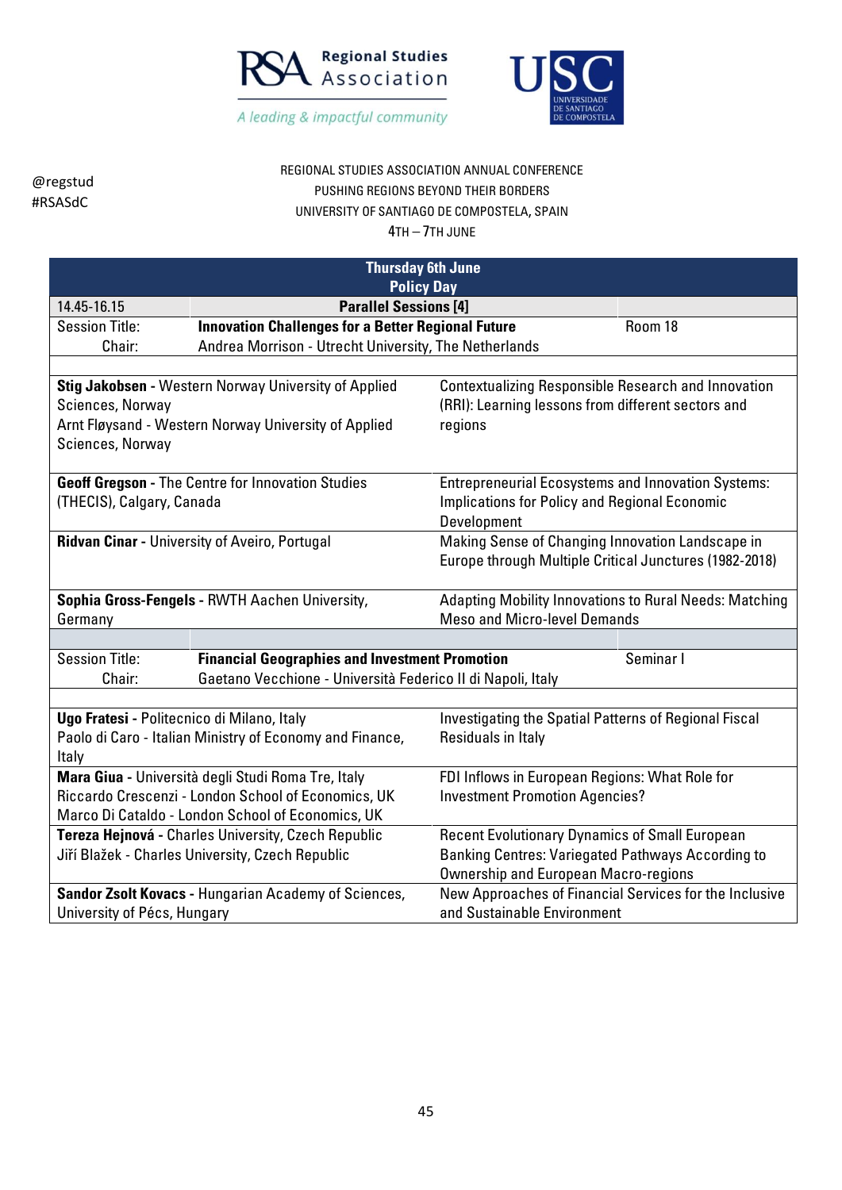@regstud
#RSASdC

REGIONAL STUDIES ASSOCIATION ANNUAL CONFERENCE
PUSHING REGIONS BEYOND THEIR BORDERS
UNIVERSITY OF SANTIAGO DE COMPOSTELA, SPAIN
4TH – 7TH JUNE

## Thursday 6th June
## Policy Day

| 14.45-16.15 | **Parallel Sessions [4]** | |
|---|---|---|
| Session Title: | **Innovation Challenges for a Better Regional Future** | Room 18 |
| Chair: | Andrea Morrison - Utrecht University, The Netherlands | |

| | |
|---|---|
| **Stig Jakobsen** - Western Norway University of Applied Sciences, Norway<br>Arnt Fløysand - Western Norway University of Applied Sciences, Norway | Contextualizing Responsible Research and Innovation (RRI): Learning lessons from different sectors and regions |
| **Geoff Gregson** - The Centre for Innovation Studies (THECIS), Calgary, Canada | Entrepreneurial Ecosystems and Innovation Systems: Implications for Policy and Regional Economic Development |
| **Ridvan Cinar** - University of Aveiro, Portugal | Making Sense of Changing Innovation Landscape in Europe through Multiple Critical Junctures (1982-2018) |
| **Sophia Gross-Fengels** - RWTH Aachen University, Germany | Adapting Mobility Innovations to Rural Needs: Matching Meso and Micro-level Demands |

| | | |
|---|---|---|
| Session Title: | **Financial Geographies and Investment Promotion** | Seminar I |
| Chair: | Gaetano Vecchione - Università Federico II di Napoli, Italy | |

| | |
|---|---|
| **Ugo Fratesi** - Politecnico di Milano, Italy<br>Paolo di Caro - Italian Ministry of Economy and Finance, Italy | Investigating the Spatial Patterns of Regional Fiscal Residuals in Italy |
| **Mara Giua** - Università degli Studi Roma Tre, Italy<br>Riccardo Crescenzi - London School of Economics, UK<br>Marco Di Cataldo - London School of Economics, UK | FDI Inflows in European Regions: What Role for Investment Promotion Agencies? |
| **Tereza Hejnová** - Charles University, Czech Republic<br>Jiří Blažek - Charles University, Czech Republic | Recent Evolutionary Dynamics of Small European Banking Centres: Variegated Pathways According to Ownership and European Macro-regions |
| **Sandor Zsolt Kovacs** - Hungarian Academy of Sciences, University of Pécs, Hungary | New Approaches of Financial Services for the Inclusive and Sustainable Environment |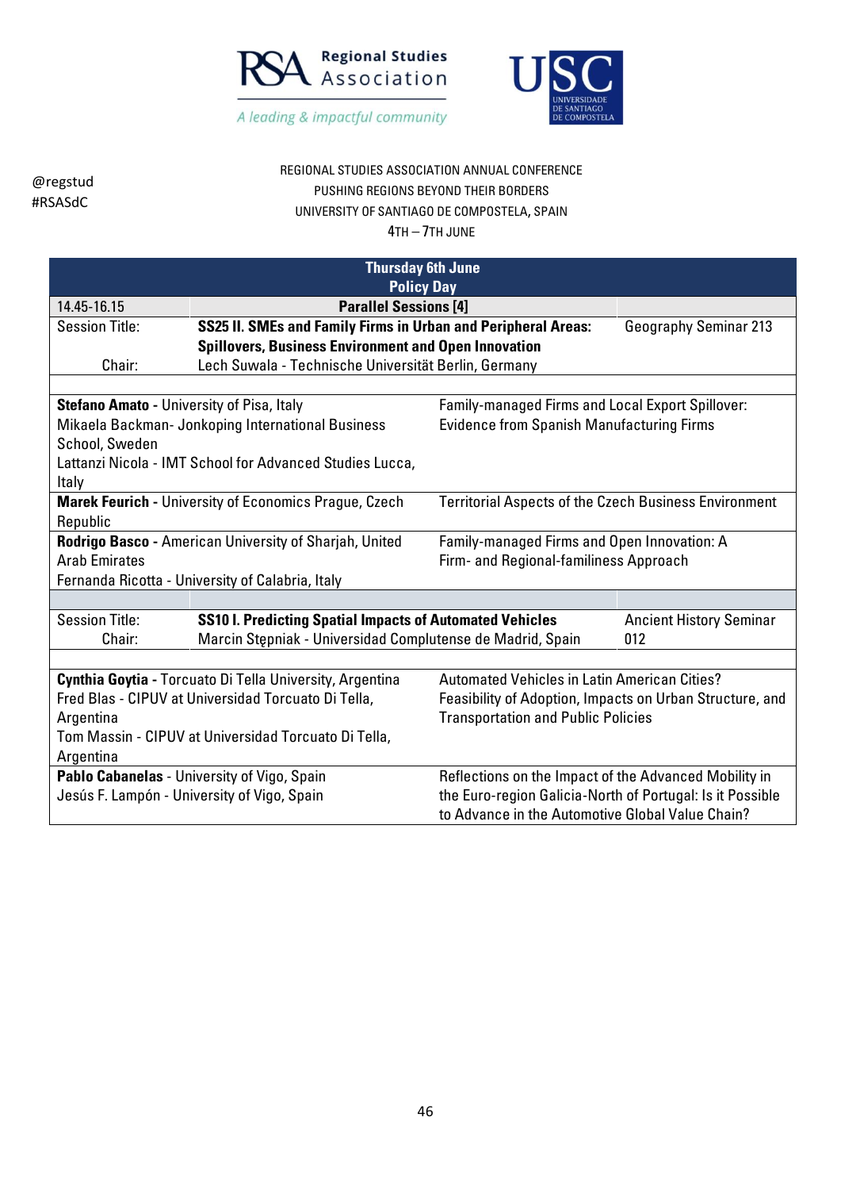@regstud
#RSASdC

REGIONAL STUDIES ASSOCIATION ANNUAL CONFERENCE
PUSHING REGIONS BEYOND THEIR BORDERS
UNIVERSITY OF SANTIAGO DE COMPOSTELA, SPAIN
4TH – 7TH JUNE

## Thursday 6th June
## Policy Day

| 14.45-16.15 | Parallel Sessions [4] | |
|---|---|---|
| Session Title: | **SS25 II. SMEs and Family Firms in Urban and Peripheral Areas: Spillovers, Business Environment and Open Innovation** | Geography Seminar 213 |
| Chair: | Lech Suwala - Technische Universität Berlin, Germany | |

| Authors | Paper |
|---|---|
| **Stefano Amato** - University of Pisa, Italy<br>Mikaela Backman- Jonkoping International Business School, Sweden<br>Lattanzi Nicola - IMT School for Advanced Studies Lucca, Italy | Family-managed Firms and Local Export Spillover: Evidence from Spanish Manufacturing Firms |
| **Marek Feurich** - University of Economics Prague, Czech Republic | Territorial Aspects of the Czech Business Environment |
| **Rodrigo Basco** - American University of Sharjah, United Arab Emirates<br>Fernanda Ricotta - University of Calabria, Italy | Family-managed Firms and Open Innovation: A Firm- and Regional-familiness Approach |

| Session Title: | **SS10 I. Predicting Spatial Impacts of Automated Vehicles** | Ancient History Seminar 012 |
|---|---|---|
| Chair: | Marcin Stępniak - Universidad Complutense de Madrid, Spain | |

| Authors | Paper |
|---|---|
| **Cynthia Goytia** - Torcuato Di Tella University, Argentina<br>Fred Blas - CIPUV at Universidad Torcuato Di Tella, Argentina<br>Tom Massin - CIPUV at Universidad Torcuato Di Tella, Argentina | Automated Vehicles in Latin American Cities? Feasibility of Adoption, Impacts on Urban Structure, and Transportation and Public Policies |
| **Pablo Cabanelas** - University of Vigo, Spain<br>Jesús F. Lampón - University of Vigo, Spain | Reflections on the Impact of the Advanced Mobility in the Euro-region Galicia-North of Portugal: Is it Possible to Advance in the Automotive Global Value Chain? |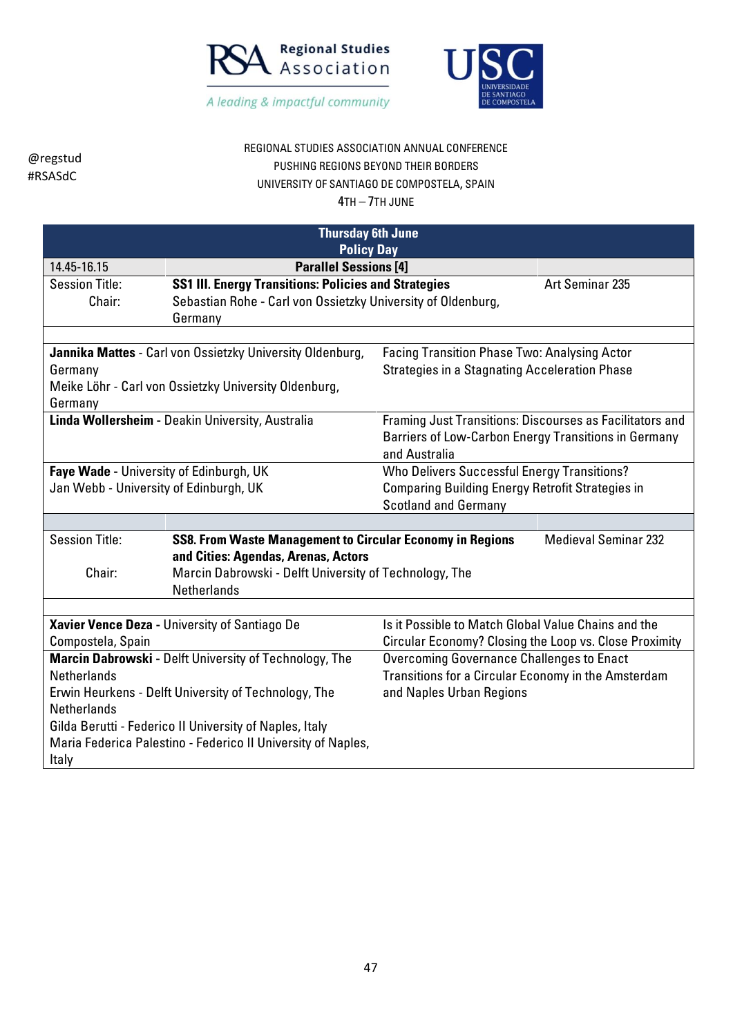@regstud
#RSASdC

REGIONAL STUDIES ASSOCIATION ANNUAL CONFERENCE
PUSHING REGIONS BEYOND THEIR BORDERS
UNIVERSITY OF SANTIAGO DE COMPOSTELA, SPAIN
4TH – 7TH JUNE

## Thursday 6th June
## Policy Day

| 14.45-16.15 | **Parallel Sessions [4]** | |
|---|---|---|
| Session Title: | **SS1 III. Energy Transitions: Policies and Strategies** | Art Seminar 235 |
| Chair: | Sebastian Rohe - Carl von Ossietzky University of Oldenburg, Germany | |

| Presenters | Title |
|---|---|
| **Jannika Mattes** - Carl von Ossietzky University Oldenburg, Germany<br>Meike Löhr - Carl von Ossietzky University Oldenburg, Germany | Facing Transition Phase Two: Analysing Actor Strategies in a Stagnating Acceleration Phase |
| **Linda Wollersheim** - Deakin University, Australia | Framing Just Transitions: Discourses as Facilitators and Barriers of Low-Carbon Energy Transitions in Germany and Australia |
| **Faye Wade** - University of Edinburgh, UK<br>Jan Webb - University of Edinburgh, UK | Who Delivers Successful Energy Transitions? Comparing Building Energy Retrofit Strategies in Scotland and Germany |

| | | |
|---|---|---|
| Session Title: | **SS8. From Waste Management to Circular Economy in Regions and Cities: Agendas, Arenas, Actors** | Medieval Seminar 232 |
| Chair: | Marcin Dabrowski - Delft University of Technology, The Netherlands | |

| Presenters | Title |
|---|---|
| **Xavier Vence Deza** - University of Santiago De Compostela, Spain | Is it Possible to Match Global Value Chains and the Circular Economy? Closing the Loop vs. Close Proximity |
| **Marcin Dabrowski** - Delft University of Technology, The Netherlands<br>Erwin Heurkens - Delft University of Technology, The Netherlands<br>Gilda Berutti - Federico II University of Naples, Italy<br>Maria Federica Palestino - Federico II University of Naples, Italy | Overcoming Governance Challenges to Enact Transitions for a Circular Economy in the Amsterdam and Naples Urban Regions |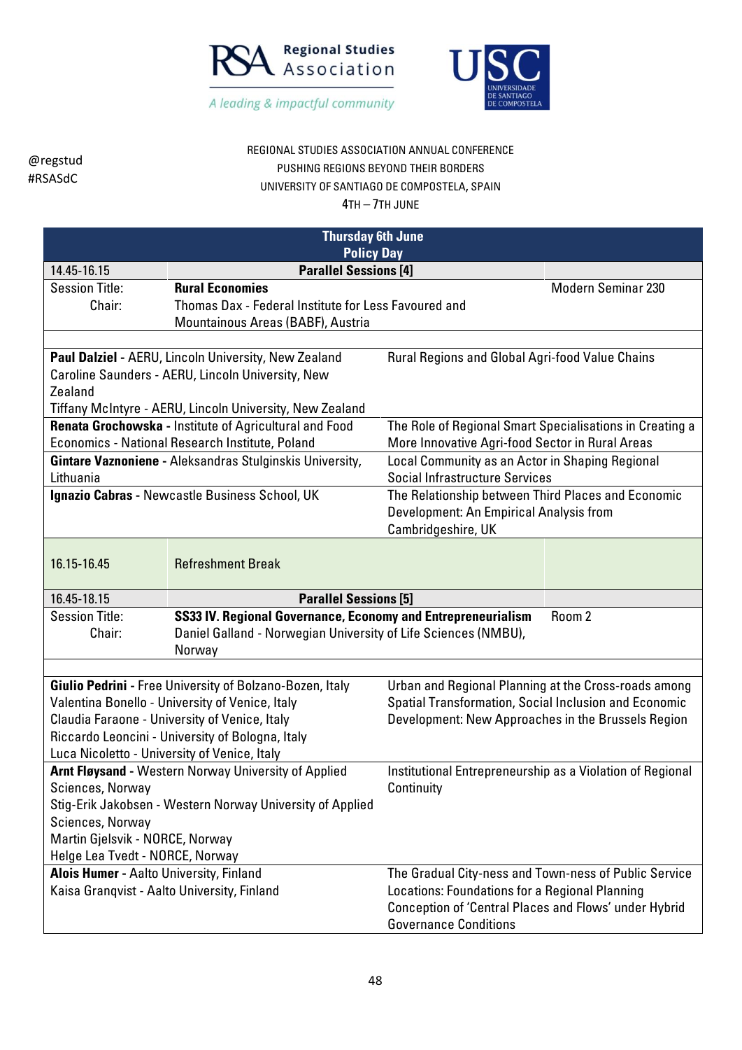@regstud
#RSASdC

REGIONAL STUDIES ASSOCIATION ANNUAL CONFERENCE
PUSHING REGIONS BEYOND THEIR BORDERS
UNIVERSITY OF SANTIAGO DE COMPOSTELA, SPAIN
4TH – 7TH JUNE

## Thursday 6th June
### Policy Day

| 14.45-16.15 | Parallel Sessions [4] | |
|---|---|---|
| Session Title: | **Rural Economies** | Modern Seminar 230 |
| Chair: | Thomas Dax - Federal Institute for Less Favoured and Mountainous Areas (BABF), Austria | |

| Presenters | Title |
|---|---|
| **Paul Dalziel** - AERU, Lincoln University, New Zealand<br>Caroline Saunders - AERU, Lincoln University, New Zealand<br>Tiffany McIntyre - AERU, Lincoln University, New Zealand | Rural Regions and Global Agri-food Value Chains |
| **Renata Grochowska** - Institute of Agricultural and Food Economics - National Research Institute, Poland | The Role of Regional Smart Specialisations in Creating a More Innovative Agri-food Sector in Rural Areas |
| **Gintare Vaznoniene** - Aleksandras Stulginskis University, Lithuania | Local Community as an Actor in Shaping Regional Social Infrastructure Services |
| **Ignazio Cabras** - Newcastle Business School, UK | The Relationship between Third Places and Economic Development: An Empirical Analysis from Cambridgeshire, UK |

| 16.15-16.45 | Refreshment Break |
|---|---|

| 16.45-18.15 | Parallel Sessions [5] | |
|---|---|---|
| Session Title: | **SS33 IV. Regional Governance, Economy and Entrepreneurialism** | Room 2 |
| Chair: | Daniel Galland - Norwegian University of Life Sciences (NMBU), Norway | |

| Presenters | Title |
|---|---|
| **Giulio Pedrini** - Free University of Bolzano-Bozen, Italy<br>Valentina Bonello - University of Venice, Italy<br>Claudia Faraone - University of Venice, Italy<br>Riccardo Leoncini - University of Bologna, Italy<br>Luca Nicoletto - University of Venice, Italy | Urban and Regional Planning at the Cross-roads among Spatial Transformation, Social Inclusion and Economic Development: New Approaches in the Brussels Region |
| **Arnt Fløysand** - Western Norway University of Applied Sciences, Norway<br>Stig-Erik Jakobsen - Western Norway University of Applied Sciences, Norway<br>Martin Gjelsvik - NORCE, Norway<br>Helge Lea Tvedt - NORCE, Norway | Institutional Entrepreneurship as a Violation of Regional Continuity |
| **Alois Humer** - Aalto University, Finland<br>Kaisa Granqvist - Aalto University, Finland | The Gradual City-ness and Town-ness of Public Service Locations: Foundations for a Regional Planning Conception of 'Central Places and Flows' under Hybrid Governance Conditions |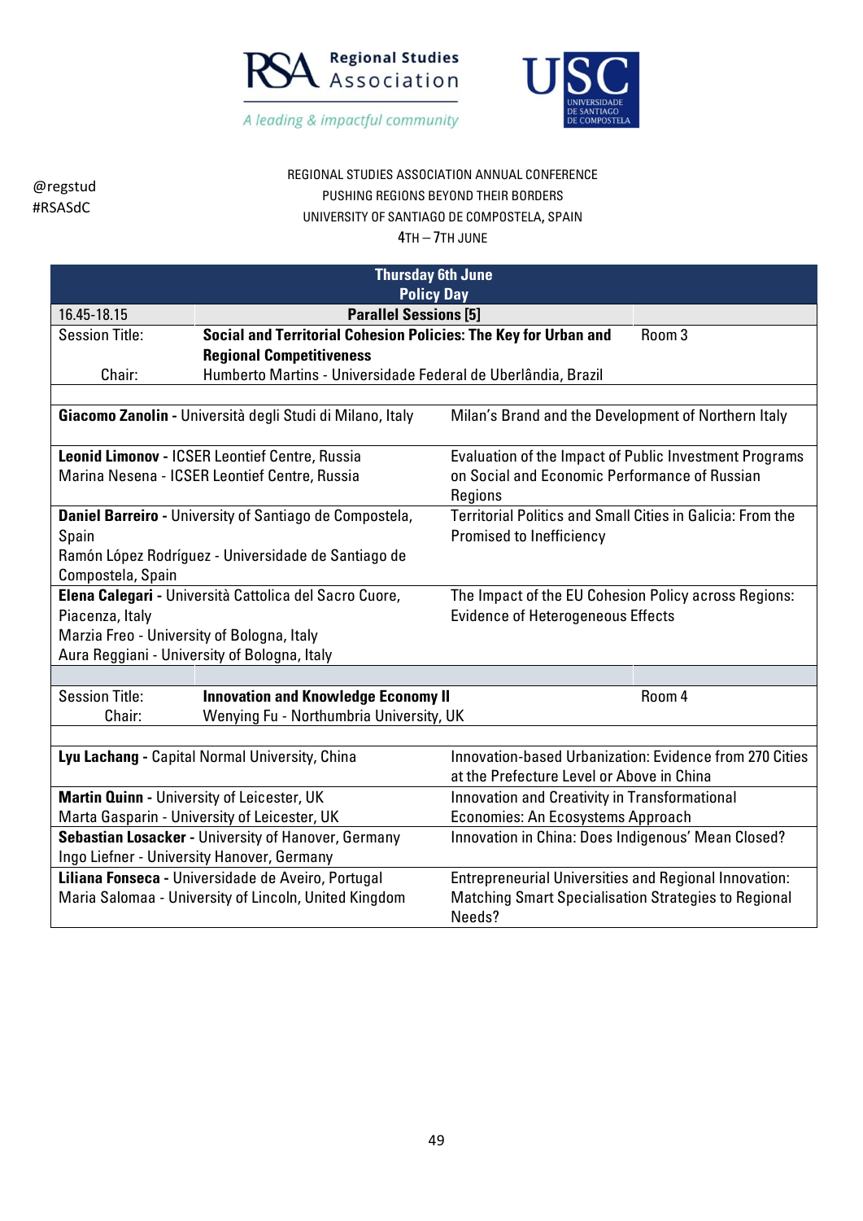@regstud
#RSASdC

REGIONAL STUDIES ASSOCIATION ANNUAL CONFERENCE
PUSHING REGIONS BEYOND THEIR BORDERS
UNIVERSITY OF SANTIAGO DE COMPOSTELA, SPAIN
4TH – 7TH JUNE

| Thursday 6th June Policy Day | | |
|---|---|---|
| 16.45-18.15 | **Parallel Sessions [5]** | |
| Session Title: | **Social and Territorial Cohesion Policies: The Key for Urban and Regional Competitiveness** | Room 3 |
| Chair: | Humberto Martins - Universidade Federal de Uberlândia, Brazil | |

| Authors | Title |
|---|---|
| **Giacomo Zanolin -** Università degli Studi di Milano, Italy | Milan's Brand and the Development of Northern Italy |
| **Leonid Limonov -** ICSER Leontief Centre, Russia<br>Marina Nesena - ICSER Leontief Centre, Russia | Evaluation of the Impact of Public Investment Programs on Social and Economic Performance of Russian Regions |
| **Daniel Barreiro -** University of Santiago de Compostela, Spain<br>Ramón López Rodríguez - Universidade de Santiago de Compostela, Spain | Territorial Politics and Small Cities in Galicia: From the Promised to Inefficiency |
| **Elena Calegari -** Università Cattolica del Sacro Cuore, Piacenza, Italy<br>Marzia Freo - University of Bologna, Italy<br>Aura Reggiani - University of Bologna, Italy | The Impact of the EU Cohesion Policy across Regions: Evidence of Heterogeneous Effects |

| | | |
|---|---|---|
| Session Title: | **Innovation and Knowledge Economy II** | Room 4 |
| Chair: | Wenying Fu - Northumbria University, UK | |

| Authors | Title |
|---|---|
| **Lyu Lachang -** Capital Normal University, China | Innovation-based Urbanization: Evidence from 270 Cities at the Prefecture Level or Above in China |
| **Martin Quinn -** University of Leicester, UK<br>Marta Gasparin - University of Leicester, UK | Innovation and Creativity in Transformational Economies: An Ecosystems Approach |
| **Sebastian Losacker -** University of Hanover, Germany<br>Ingo Liefner - University Hanover, Germany | Innovation in China: Does Indigenous' Mean Closed? |
| **Liliana Fonseca -** Universidade de Aveiro, Portugal<br>Maria Salomaa - University of Lincoln, United Kingdom | Entrepreneurial Universities and Regional Innovation: Matching Smart Specialisation Strategies to Regional Needs? |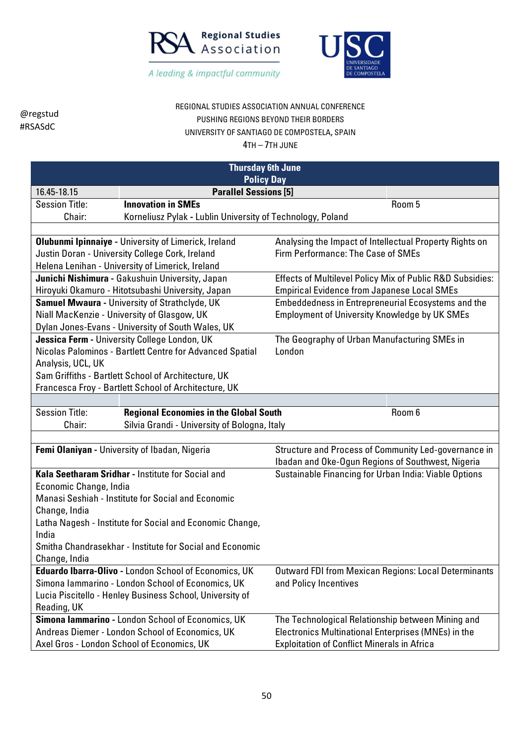@regstud
#RSASdC

REGIONAL STUDIES ASSOCIATION ANNUAL CONFERENCE
PUSHING REGIONS BEYOND THEIR BORDERS
UNIVERSITY OF SANTIAGO DE COMPOSTELA, SPAIN
4TH – 7TH JUNE

## Thursday 6th June
## Policy Day

**16.45-18.15 — Parallel Sessions [5]**

| | |
|---|---|
| Session Title: | **Innovation in SMEs** — Room 5 |
| Chair: | Korneliusz Pylak - Lublin University of Technology, Poland |

| Authors | Title |
|---|---|
| **Olubunmi Ipinnaiye** - University of Limerick, Ireland<br>Justin Doran - University College Cork, Ireland<br>Helena Lenihan - University of Limerick, Ireland | Analysing the Impact of Intellectual Property Rights on Firm Performance: The Case of SMEs |
| **Junichi Nishimura** - Gakushuin University, Japan<br>Hiroyuki Okamuro - Hitotsubashi University, Japan | Effects of Multilevel Policy Mix of Public R&D Subsidies: Empirical Evidence from Japanese Local SMEs |
| **Samuel Mwaura** - University of Strathclyde, UK<br>Niall MacKenzie - University of Glasgow, UK<br>Dylan Jones-Evans - University of South Wales, UK | Embeddedness in Entrepreneurial Ecosystems and the Employment of University Knowledge by UK SMEs |
| **Jessica Ferm** - University College London, UK<br>Nicolas Palominos - Bartlett Centre for Advanced Spatial Analysis, UCL, UK<br>Sam Griffiths - Bartlett School of Architecture, UK<br>Francesca Froy - Bartlett School of Architecture, UK | The Geography of Urban Manufacturing SMEs in London |

| | |
|---|---|
| Session Title: | **Regional Economies in the Global South** — Room 6 |
| Chair: | Silvia Grandi - University of Bologna, Italy |

| Authors | Title |
|---|---|
| **Femi Olaniyan** - University of Ibadan, Nigeria | Structure and Process of Community Led-governance in Ibadan and Oke-Ogun Regions of Southwest, Nigeria |
| **Kala Seetharam Sridhar** - Institute for Social and Economic Change, India<br>Manasi Seshiah - Institute for Social and Economic Change, India<br>Latha Nagesh - Institute for Social and Economic Change, India<br>Smitha Chandrasekhar - Institute for Social and Economic Change, India | Sustainable Financing for Urban India: Viable Options |
| **Eduardo Ibarra-Olivo** - London School of Economics, UK<br>Simona Iammarino - London School of Economics, UK<br>Lucia Piscitello - Henley Business School, University of Reading, UK | Outward FDI from Mexican Regions: Local Determinants and Policy Incentives |
| **Simona Iammarino** - London School of Economics, UK<br>Andreas Diemer - London School of Economics, UK<br>Axel Gros - London School of Economics, UK | The Technological Relationship between Mining and Electronics Multinational Enterprises (MNEs) in the Exploitation of Conflict Minerals in Africa |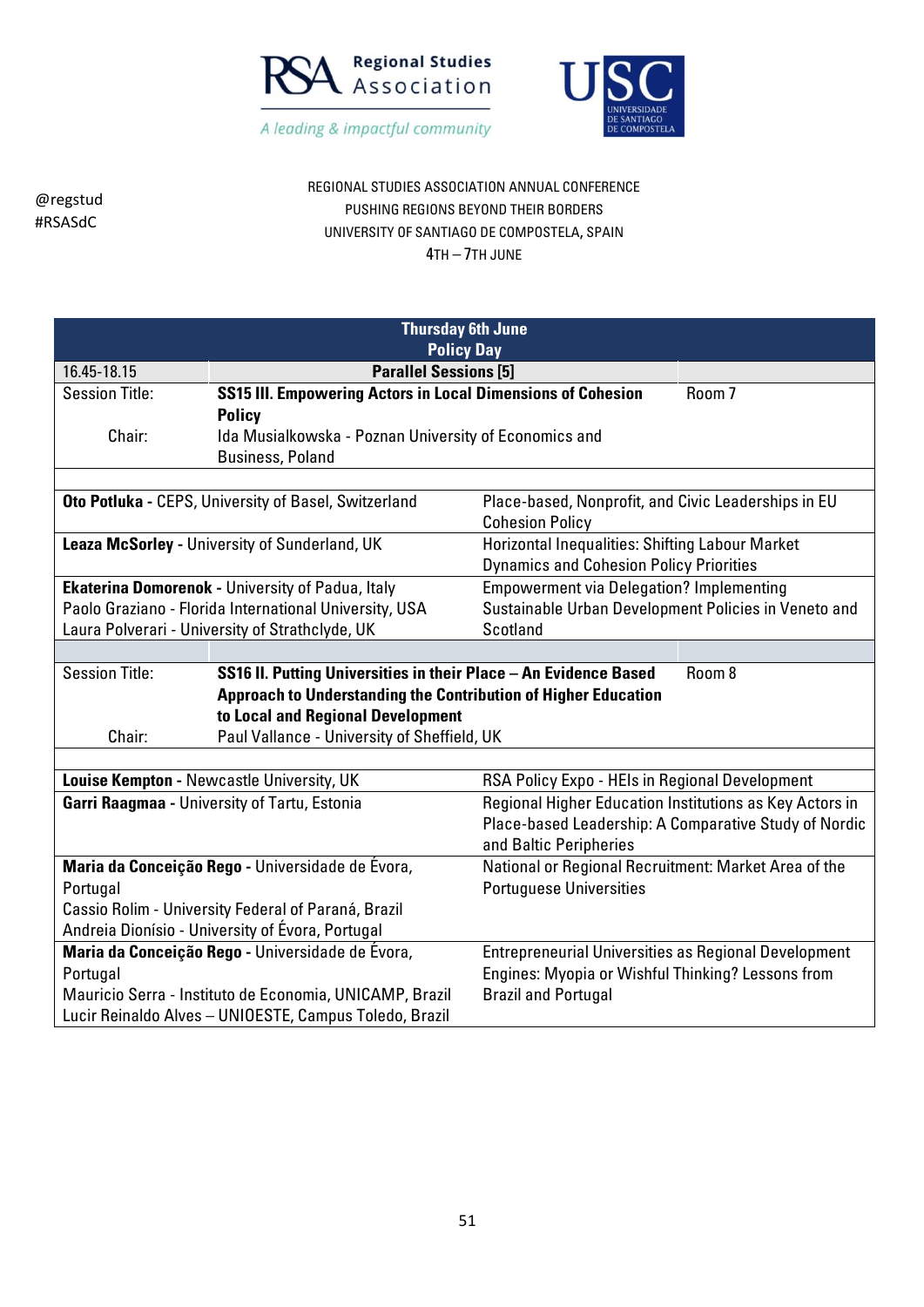@regstud
#RSASdC

REGIONAL STUDIES ASSOCIATION ANNUAL CONFERENCE
PUSHING REGIONS BEYOND THEIR BORDERS
UNIVERSITY OF SANTIAGO DE COMPOSTELA, SPAIN
4TH – 7TH JUNE

## Thursday 6th June
## Policy Day

**16.45-18.15 — Parallel Sessions [5]**

| | | |
|---|---|---|
| Session Title: | **SS15 III. Empowering Actors in Local Dimensions of Cohesion Policy** | Room 7 |
| Chair: | Ida Musialkowska - Poznan University of Economics and Business, Poland | |

| Presenter | Title |
|---|---|
| **Oto Potluka -** CEPS, University of Basel, Switzerland | Place-based, Nonprofit, and Civic Leaderships in EU Cohesion Policy |
| **Leaza McSorley -** University of Sunderland, UK | Horizontal Inequalities: Shifting Labour Market Dynamics and Cohesion Policy Priorities |
| **Ekaterina Domorenok -** University of Padua, Italy<br>Paolo Graziano - Florida International University, USA<br>Laura Polverari - University of Strathclyde, UK | Empowerment via Delegation? Implementing Sustainable Urban Development Policies in Veneto and Scotland |

| | | |
|---|---|---|
| Session Title: | **SS16 II. Putting Universities in their Place – An Evidence Based Approach to Understanding the Contribution of Higher Education to Local and Regional Development** | Room 8 |
| Chair: | Paul Vallance - University of Sheffield, UK | |

| Presenter | Title |
|---|---|
| **Louise Kempton -** Newcastle University, UK | RSA Policy Expo - HEIs in Regional Development |
| **Garri Raagmaa -** University of Tartu, Estonia | Regional Higher Education Institutions as Key Actors in Place-based Leadership: A Comparative Study of Nordic and Baltic Peripheries |
| **Maria da Conceição Rego -** Universidade de Évora, Portugal<br>Cassio Rolim - University Federal of Paraná, Brazil<br>Andreia Dionísio - University of Évora, Portugal | National or Regional Recruitment: Market Area of the Portuguese Universities |
| **Maria da Conceição Rego -** Universidade de Évora, Portugal<br>Mauricio Serra - Instituto de Economia, UNICAMP, Brazil<br>Lucir Reinaldo Alves – UNIOESTE, Campus Toledo, Brazil | Entrepreneurial Universities as Regional Development Engines: Myopia or Wishful Thinking? Lessons from Brazil and Portugal |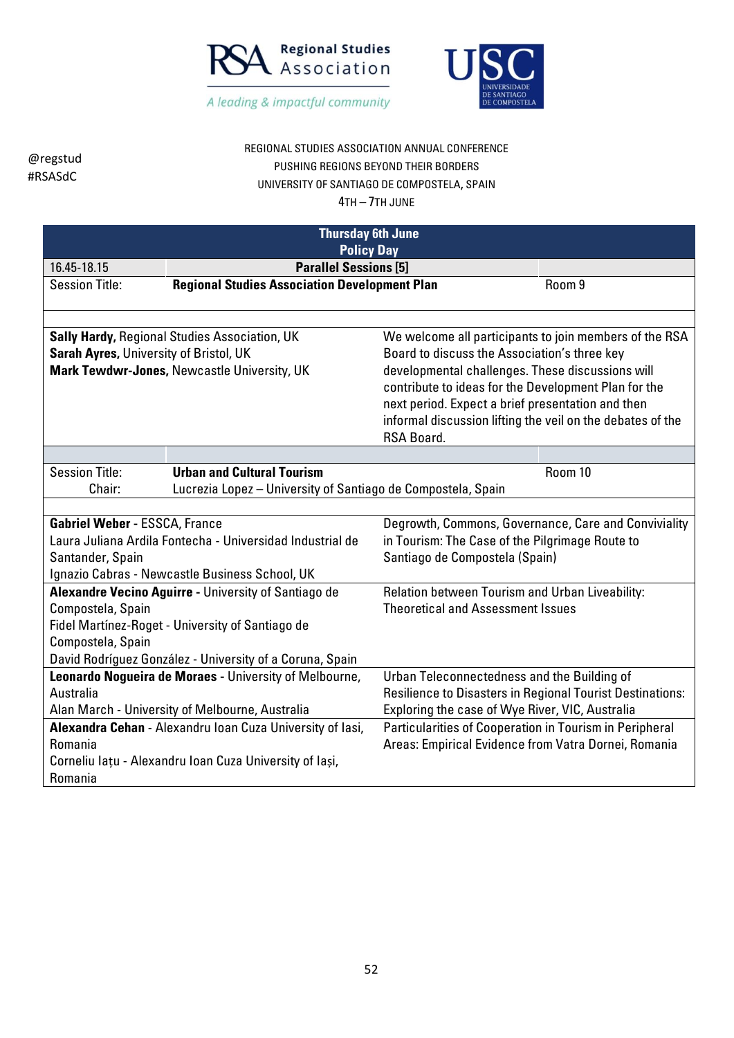Regional Studies Association

*A leading & impactful community*

USC UNIVERSIDADE DE SANTIAGO DE COMPOSTELA

@regstud
#RSASdC

REGIONAL STUDIES ASSOCIATION ANNUAL CONFERENCE
PUSHING REGIONS BEYOND THEIR BORDERS
UNIVERSITY OF SANTIAGO DE COMPOSTELA, SPAIN
4TH – 7TH JUNE

## Thursday 6th June
## Policy Day

**16.45-18.15 — Parallel Sessions [5]**

| Session Title: | **Regional Studies Association Development Plan** | Room 9 |
|---|---|---|

| | |
|---|---|
| **Sally Hardy,** Regional Studies Association, UK<br>**Sarah Ayres,** University of Bristol, UK<br>**Mark Tewdwr-Jones,** Newcastle University, UK | We welcome all participants to join members of the RSA Board to discuss the Association's three key developmental challenges. These discussions will contribute to ideas for the Development Plan for the next period. Expect a brief presentation and then informal discussion lifting the veil on the debates of the RSA Board. |

| Session Title: | **Urban and Cultural Tourism** | Room 10 |
|---|---|---|
| Chair: | Lucrezia Lopez – University of Santiago de Compostela, Spain | |

| | |
|---|---|
| **Gabriel Weber** - ESSCA, France<br>Laura Juliana Ardila Fontecha - Universidad Industrial de Santander, Spain<br>Ignazio Cabras - Newcastle Business School, UK | Degrowth, Commons, Governance, Care and Conviviality in Tourism: The Case of the Pilgrimage Route to Santiago de Compostela (Spain) |
| **Alexandre Vecino Aguirre** - University of Santiago de Compostela, Spain<br>Fidel Martínez-Roget - University of Santiago de Compostela, Spain<br>David Rodríguez González - University of a Coruna, Spain | Relation between Tourism and Urban Liveability: Theoretical and Assessment Issues |
| **Leonardo Nogueira de Moraes** - University of Melbourne, Australia<br>Alan March - University of Melbourne, Australia | Urban Teleconnectedness and the Building of Resilience to Disasters in Regional Tourist Destinations: Exploring the case of Wye River, VIC, Australia |
| **Alexandra Cehan** - Alexandru Ioan Cuza University of Iasi, Romania<br>Corneliu Iațu - Alexandru Ioan Cuza University of Iași, Romania | Particularities of Cooperation in Tourism in Peripheral Areas: Empirical Evidence from Vatra Dornei, Romania |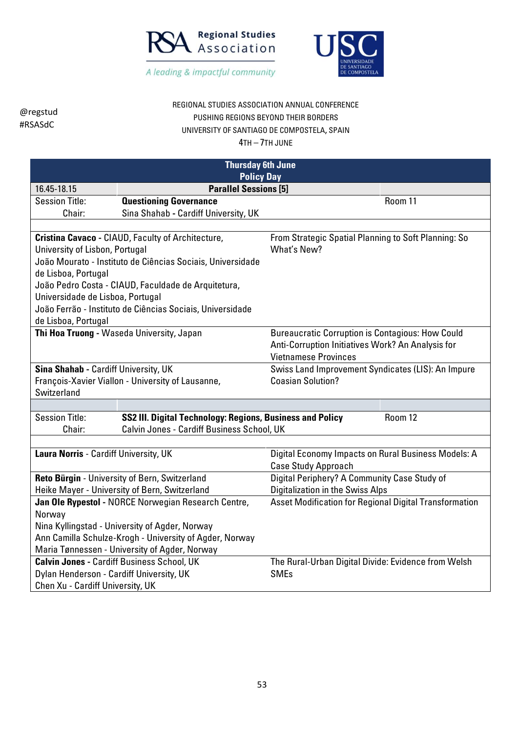@regstud
#RSASdC

REGIONAL STUDIES ASSOCIATION ANNUAL CONFERENCE
PUSHING REGIONS BEYOND THEIR BORDERS
UNIVERSITY OF SANTIAGO DE COMPOSTELA, SPAIN
4TH – 7TH JUNE

| **Thursday 6th June** **Policy Day** | | |
|---|---|---|
| 16.45-18.15 | **Parallel Sessions [5]** | |
| Session Title: | **Questioning Governance** | Room 11 |
| Chair: | Sina Shahab - Cardiff University, UK | |

| | |
|---|---|
| **Cristina Cavaco** - CIAUD, Faculty of Architecture, University of Lisbon, Portugal<br>João Mourato - Instituto de Ciências Sociais, Universidade de Lisboa, Portugal<br>João Pedro Costa - CIAUD, Faculdade de Arquitetura, Universidade de Lisboa, Portugal<br>João Ferrão - Instituto de Ciências Sociais, Universidade de Lisboa, Portugal | From Strategic Spatial Planning to Soft Planning: So What's New? |
| **Thi Hoa Truong** - Waseda University, Japan | Bureaucratic Corruption is Contagious: How Could Anti-Corruption Initiatives Work? An Analysis for Vietnamese Provinces |
| **Sina Shahab** - Cardiff University, UK<br>François-Xavier Viallon - University of Lausanne, Switzerland | Swiss Land Improvement Syndicates (LIS): An Impure Coasian Solution? |

| | | |
|---|---|---|
| Session Title: | **SS2 III. Digital Technology: Regions, Business and Policy** | Room 12 |
| Chair: | Calvin Jones - Cardiff Business School, UK | |

| | |
|---|---|
| **Laura Norris** - Cardiff University, UK | Digital Economy Impacts on Rural Business Models: A Case Study Approach |
| **Reto Bürgin** - University of Bern, Switzerland<br>Heike Mayer - University of Bern, Switzerland | Digital Periphery? A Community Case Study of Digitalization in the Swiss Alps |
| **Jan Ole Rypestol** - NORCE Norwegian Research Centre, Norway<br>Nina Kyllingstad - University of Agder, Norway<br>Ann Camilla Schulze-Krogh - University of Agder, Norway<br>Maria Tønnessen - University of Agder, Norway | Asset Modification for Regional Digital Transformation |
| **Calvin Jones** - Cardiff Business School, UK<br>Dylan Henderson - Cardiff University, UK<br>Chen Xu - Cardiff University, UK | The Rural-Urban Digital Divide: Evidence from Welsh SMEs |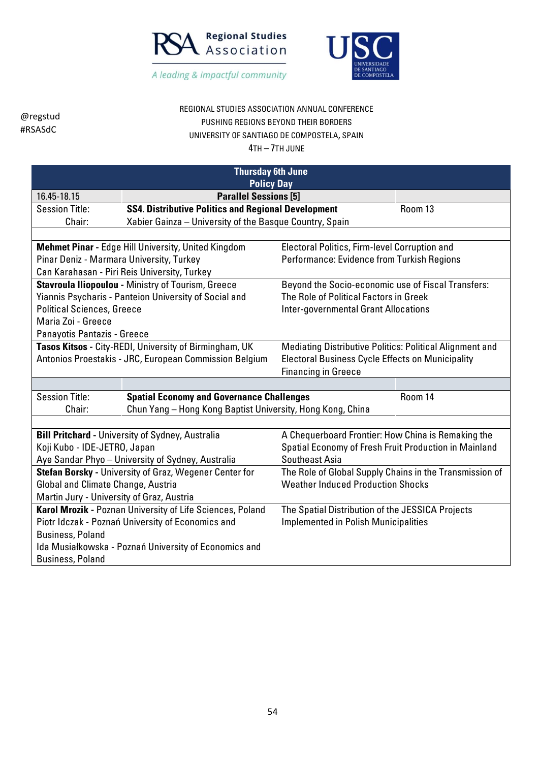@regstud
#RSASdC

REGIONAL STUDIES ASSOCIATION ANNUAL CONFERENCE
PUSHING REGIONS BEYOND THEIR BORDERS
UNIVERSITY OF SANTIAGO DE COMPOSTELA, SPAIN
4TH – 7TH JUNE

## Thursday 6th June
## Policy Day

| 16.45-18.15 | Parallel Sessions [5] | |
|---|---|---|
| Session Title: | **SS4. Distributive Politics and Regional Development** | Room 13 |
| Chair: | Xabier Gainza – University of the Basque Country, Spain | |

| Authors | Title |
|---|---|
| **Mehmet Pinar** - Edge Hill University, United Kingdom<br>Pinar Deniz - Marmara University, Turkey<br>Can Karahasan - Piri Reis University, Turkey | Electoral Politics, Firm-level Corruption and Performance: Evidence from Turkish Regions |
| **Stavroula Iliopoulou** - Ministry of Tourism, Greece<br>Yiannis Psycharis - Panteion University of Social and Political Sciences, Greece<br>Maria Zoi - Greece<br>Panayotis Pantazis - Greece | Beyond the Socio-economic use of Fiscal Transfers: The Role of Political Factors in Greek Inter-governmental Grant Allocations |
| **Tasos Kitsos** - City-REDI, University of Birmingham, UK<br>Antonios Proestakis - JRC, European Commission Belgium | Mediating Distributive Politics: Political Alignment and Electoral Business Cycle Effects on Municipality Financing in Greece |

| | | |
|---|---|---|
| Session Title: | **Spatial Economy and Governance Challenges** | Room 14 |
| Chair: | Chun Yang – Hong Kong Baptist University, Hong Kong, China | |

| Authors | Title |
|---|---|
| **Bill Pritchard** - University of Sydney, Australia<br>Koji Kubo - IDE-JETRO, Japan<br>Aye Sandar Phyo – University of Sydney, Australia | A Chequerboard Frontier: How China is Remaking the Spatial Economy of Fresh Fruit Production in Mainland Southeast Asia |
| **Stefan Borsky** - University of Graz, Wegener Center for Global and Climate Change, Austria<br>Martin Jury - University of Graz, Austria | The Role of Global Supply Chains in the Transmission of Weather Induced Production Shocks |
| **Karol Mrozik** - Poznan University of Life Sciences, Poland<br>Piotr Idczak - Poznań University of Economics and Business, Poland<br>Ida Musiałkowska - Poznań University of Economics and Business, Poland | The Spatial Distribution of the JESSICA Projects Implemented in Polish Municipalities |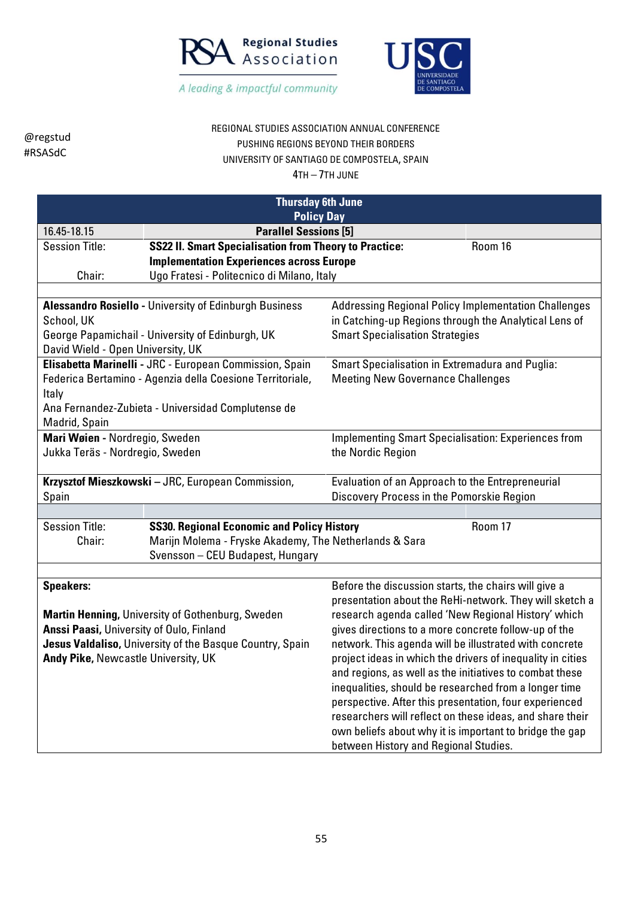REGIONAL STUDIES ASSOCIATION ANNUAL CONFERENCE
PUSHING REGIONS BEYOND THEIR BORDERS
UNIVERSITY OF SANTIAGO DE COMPOSTELA, SPAIN
4TH – 7TH JUNE

@regstud
#RSASdC

## Thursday 6th June
## Policy Day

| 16.45-18.15 | **Parallel Sessions [5]** | |
|---|---|---|
| Session Title: | **SS22 II. Smart Specialisation from Theory to Practice: Implementation Experiences across Europe** | Room 16 |
| Chair: | Ugo Fratesi - Politecnico di Milano, Italy | |

| Authors | Paper |
|---|---|
| **Alessandro Rosiello -** University of Edinburgh Business School, UK<br>George Papamichail - University of Edinburgh, UK<br>David Wield - Open University, UK | Addressing Regional Policy Implementation Challenges in Catching-up Regions through the Analytical Lens of Smart Specialisation Strategies |
| **Elisabetta Marinelli -** JRC - European Commission, Spain<br>Federica Bertamino - Agenzia della Coesione Territoriale, Italy<br>Ana Fernandez-Zubieta - Universidad Complutense de Madrid, Spain | Smart Specialisation in Extremadura and Puglia: Meeting New Governance Challenges |
| **Mari Wøien -** Nordregio, Sweden<br>Jukka Teräs - Nordregio, Sweden | Implementing Smart Specialisation: Experiences from the Nordic Region |
| **Krzysztof Mieszkowski** – JRC, European Commission, Spain | Evaluation of an Approach to the Entrepreneurial Discovery Process in the Pomorskie Region |

| | | |
|---|---|---|
| Session Title: | **SS30. Regional Economic and Policy History** | Room 17 |
| Chair: | Marijn Molema - Fryske Akademy, The Netherlands & Sara Svensson – CEU Budapest, Hungary | |

| Speakers | Description |
|---|---|
| **Speakers:**<br><br>**Martin Henning,** University of Gothenburg, Sweden<br>**Anssi Paasi,** University of Oulu, Finland<br>**Jesus Valdaliso,** University of the Basque Country, Spain<br>**Andy Pike,** Newcastle University, UK | Before the discussion starts, the chairs will give a presentation about the ReHi-network. They will sketch a research agenda called 'New Regional History' which gives directions to a more concrete follow-up of the network. This agenda will be illustrated with concrete project ideas in which the drivers of inequality in cities and regions, as well as the initiatives to combat these inequalities, should be researched from a longer time perspective. After this presentation, four experienced researchers will reflect on these ideas, and share their own beliefs about why it is important to bridge the gap between History and Regional Studies. |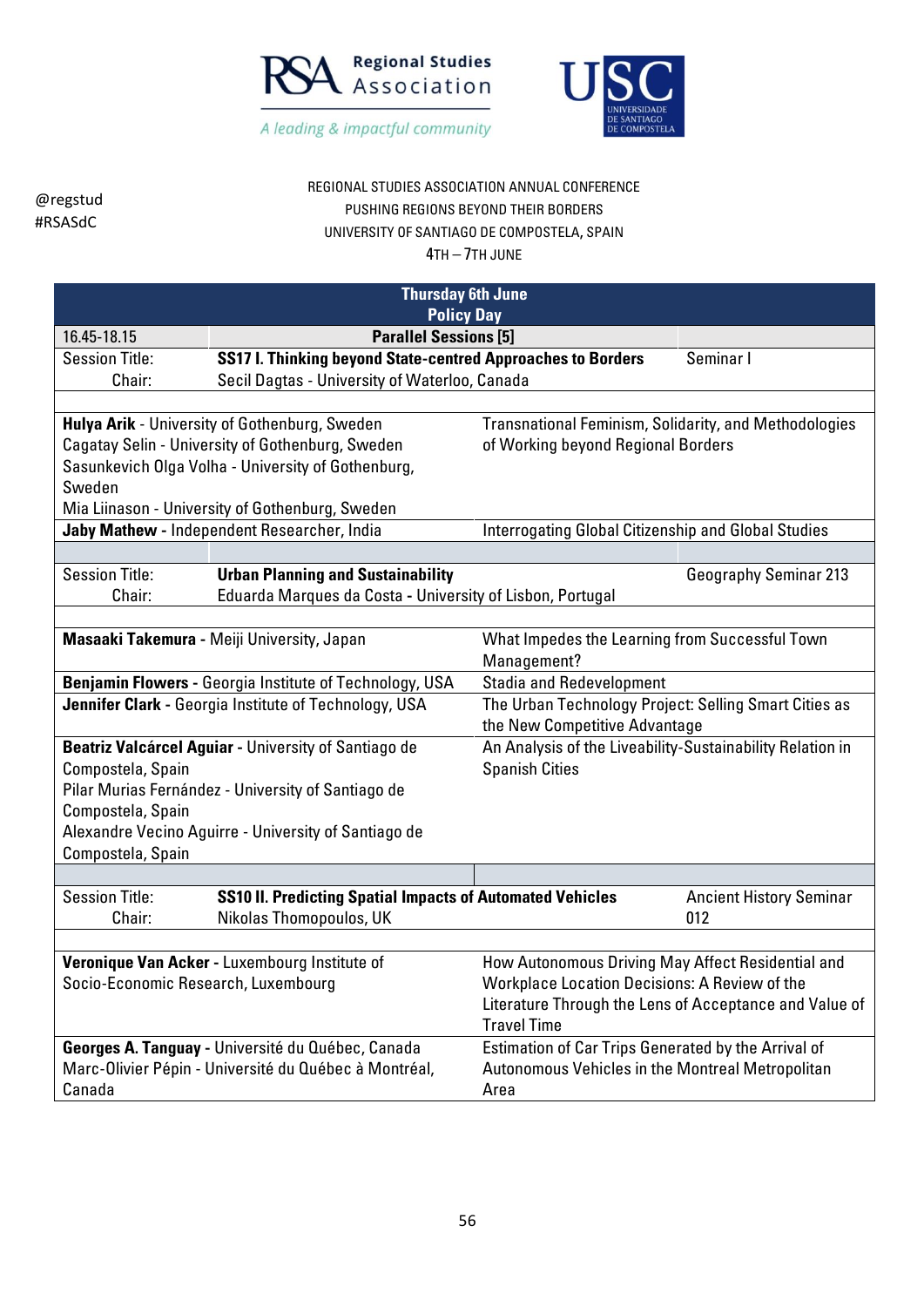@regstud
#RSASdC

REGIONAL STUDIES ASSOCIATION ANNUAL CONFERENCE
PUSHING REGIONS BEYOND THEIR BORDERS
UNIVERSITY OF SANTIAGO DE COMPOSTELA, SPAIN
4TH – 7TH JUNE

## Thursday 6th June
## Policy Day

| 16.45-18.15 | **Parallel Sessions [5]** | |
|---|---|---|
| Session Title: | **SS17 I. Thinking beyond State-centred Approaches to Borders** | Seminar I |
| Chair: | Secil Dagtas - University of Waterloo, Canada | |

| | |
|---|---|
| **Hulya Arik** - University of Gothenburg, Sweden<br>Cagatay Selin - University of Gothenburg, Sweden<br>Sasunkevich Olga Volha - University of Gothenburg, Sweden<br>Mia Liinason - University of Gothenburg, Sweden | Transnational Feminism, Solidarity, and Methodologies of Working beyond Regional Borders |
| **Jaby Mathew** - Independent Researcher, India | Interrogating Global Citizenship and Global Studies |

| | | |
|---|---|---|
| Session Title: | **Urban Planning and Sustainability** | Geography Seminar 213 |
| Chair: | Eduarda Marques da Costa - University of Lisbon, Portugal | |

| | |
|---|---|
| **Masaaki Takemura** - Meiji University, Japan | What Impedes the Learning from Successful Town Management? |
| **Benjamin Flowers** - Georgia Institute of Technology, USA | Stadia and Redevelopment |
| **Jennifer Clark** - Georgia Institute of Technology, USA | The Urban Technology Project: Selling Smart Cities as the New Competitive Advantage |
| **Beatriz Valcárcel Aguiar** - University of Santiago de Compostela, Spain<br>Pilar Murias Fernández - University of Santiago de Compostela, Spain<br>Alexandre Vecino Aguirre - University of Santiago de Compostela, Spain | An Analysis of the Liveability-Sustainability Relation in Spanish Cities |

| | | |
|---|---|---|
| Session Title: | **SS10 II. Predicting Spatial Impacts of Automated Vehicles** | Ancient History Seminar 012 |
| Chair: | Nikolas Thomopoulos, UK | |

| | |
|---|---|
| **Veronique Van Acker** - Luxembourg Institute of Socio-Economic Research, Luxembourg | How Autonomous Driving May Affect Residential and Workplace Location Decisions: A Review of the Literature Through the Lens of Acceptance and Value of Travel Time |
| **Georges A. Tanguay** - Université du Québec, Canada<br>Marc-Olivier Pépin - Université du Québec à Montréal, Canada | Estimation of Car Trips Generated by the Arrival of Autonomous Vehicles in the Montreal Metropolitan Area |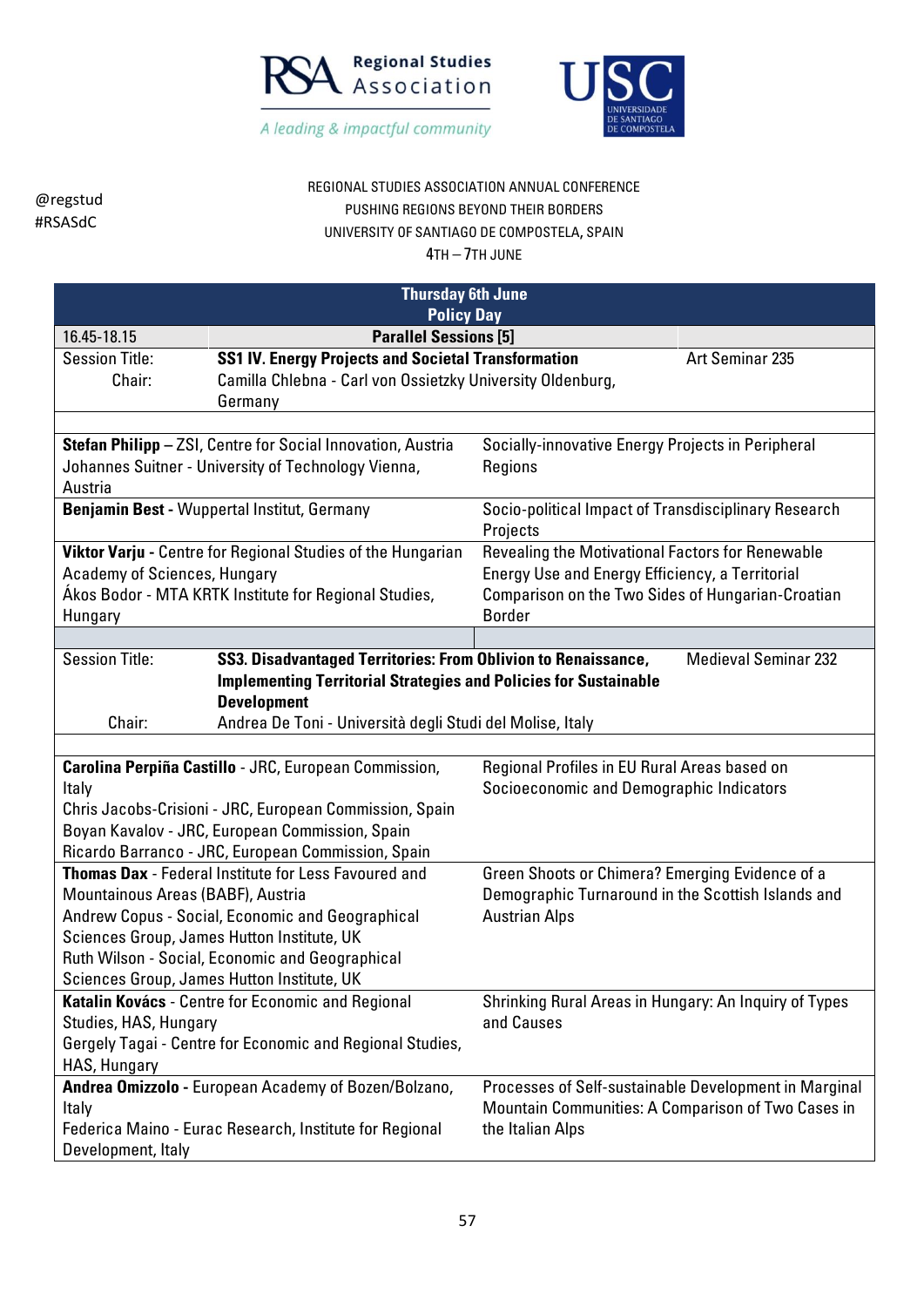@regstud
#RSASdC

REGIONAL STUDIES ASSOCIATION ANNUAL CONFERENCE
PUSHING REGIONS BEYOND THEIR BORDERS
UNIVERSITY OF SANTIAGO DE COMPOSTELA, SPAIN
4TH – 7TH JUNE

| **Thursday 6th June** | | |
|---|---|---|
| **Policy Day** | | |
| 16.45-18.15 | **Parallel Sessions [5]** | |
| Session Title: | **SS1 IV. Energy Projects and Societal Transformation** | Art Seminar 235 |
| Chair: | Camilla Chlebna - Carl von Ossietzky University Oldenburg, Germany | |
| | | |
| **Stefan Philipp** – ZSI, Centre for Social Innovation, Austria<br>Johannes Suitner - University of Technology Vienna, Austria | Socially-innovative Energy Projects in Peripheral Regions | |
| **Benjamin Best** - Wuppertal Institut, Germany | Socio-political Impact of Transdisciplinary Research Projects | |
| **Viktor Varju** - Centre for Regional Studies of the Hungarian Academy of Sciences, Hungary<br>Ákos Bodor - MTA KRTK Institute for Regional Studies, Hungary | Revealing the Motivational Factors for Renewable Energy Use and Energy Efficiency, a Territorial Comparison on the Two Sides of Hungarian-Croatian Border | |
| | | |
| Session Title: | **SS3. Disadvantaged Territories: From Oblivion to Renaissance, Implementing Territorial Strategies and Policies for Sustainable Development** | Medieval Seminar 232 |
| Chair: | Andrea De Toni - Università degli Studi del Molise, Italy | |
| | | |
| **Carolina Perpiña Castillo** - JRC, European Commission, Italy<br>Chris Jacobs-Crisioni - JRC, European Commission, Spain<br>Boyan Kavalov - JRC, European Commission, Spain<br>Ricardo Barranco - JRC, European Commission, Spain | Regional Profiles in EU Rural Areas based on Socioeconomic and Demographic Indicators | |
| **Thomas Dax** - Federal Institute for Less Favoured and Mountainous Areas (BABF), Austria<br>Andrew Copus - Social, Economic and Geographical Sciences Group, James Hutton Institute, UK<br>Ruth Wilson - Social, Economic and Geographical Sciences Group, James Hutton Institute, UK | Green Shoots or Chimera? Emerging Evidence of a Demographic Turnaround in the Scottish Islands and Austrian Alps | |
| **Katalin Kovács** - Centre for Economic and Regional Studies, HAS, Hungary<br>Gergely Tagai - Centre for Economic and Regional Studies, HAS, Hungary | Shrinking Rural Areas in Hungary: An Inquiry of Types and Causes | |
| **Andrea Omizzolo** - European Academy of Bozen/Bolzano, Italy<br>Federica Maino - Eurac Research, Institute for Regional Development, Italy | Processes of Self-sustainable Development in Marginal Mountain Communities: A Comparison of Two Cases in the Italian Alps | |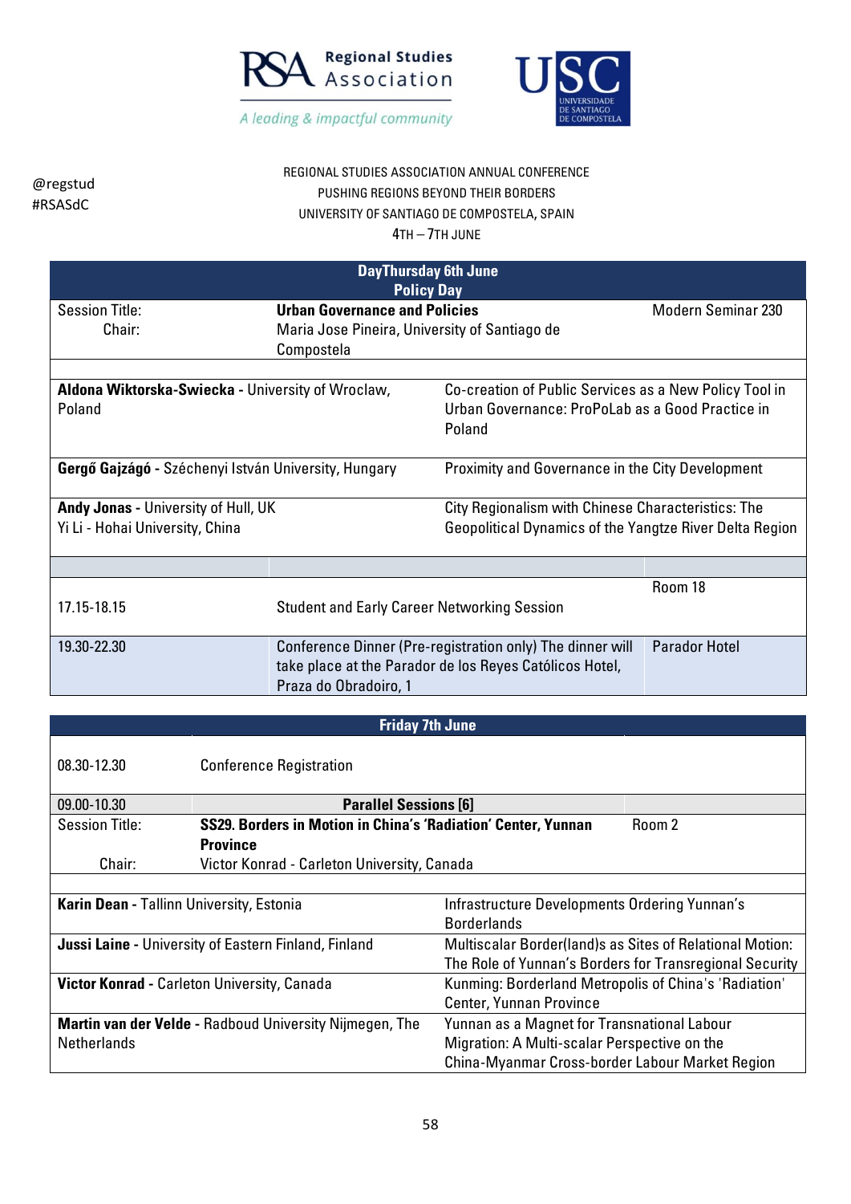@regstud
#RSASdC

REGIONAL STUDIES ASSOCIATION ANNUAL CONFERENCE
PUSHING REGIONS BEYOND THEIR BORDERS
UNIVERSITY OF SANTIAGO DE COMPOSTELA, SPAIN
4TH – 7TH JUNE

| DayThursday 6th June<br>Policy Day | | |
|---|---|---|
| Session Title: | **Urban Governance and Policies** | Modern Seminar 230 |
| Chair: | Maria Jose Pineira, University of Santiago de Compostela | |

| | |
|---|---|
| **Aldona Wiktorska-Swiecka** - University of Wroclaw, Poland | Co-creation of Public Services as a New Policy Tool in Urban Governance: ProPoLab as a Good Practice in Poland |
| **Gergő Gajzágó** - Széchenyi István University, Hungary | Proximity and Governance in the City Development |
| **Andy Jonas** - University of Hull, UK<br>Yi Li - Hohai University, China | City Regionalism with Chinese Characteristics: The Geopolitical Dynamics of the Yangtze River Delta Region |

| | | |
|---|---|---|
| 17.15-18.15 | Student and Early Career Networking Session | Room 18 |
| 19.30-22.30 | Conference Dinner (Pre-registration only) The dinner will take place at the Parador de los Reyes Católicos Hotel, Praza do Obradoiro, 1 | Parador Hotel |

| Friday 7th June | | |
|---|---|---|
| 08.30-12.30 | Conference Registration | |
| 09.00-10.30 | **Parallel Sessions [6]** | |
| Session Title: | **SS29. Borders in Motion in China's 'Radiation' Center, Yunnan Province** | Room 2 |
| Chair: | Victor Konrad - Carleton University, Canada | |

| | |
|---|---|
| **Karin Dean** - Tallinn University, Estonia | Infrastructure Developments Ordering Yunnan's Borderlands |
| **Jussi Laine** - University of Eastern Finland, Finland | Multiscalar Border(land)s as Sites of Relational Motion: The Role of Yunnan's Borders for Transregional Security |
| **Victor Konrad** - Carleton University, Canada | Kunming: Borderland Metropolis of China's 'Radiation' Center, Yunnan Province |
| **Martin van der Velde** - Radboud University Nijmegen, The Netherlands | Yunnan as a Magnet for Transnational Labour Migration: A Multi-scalar Perspective on the China-Myanmar Cross-border Labour Market Region |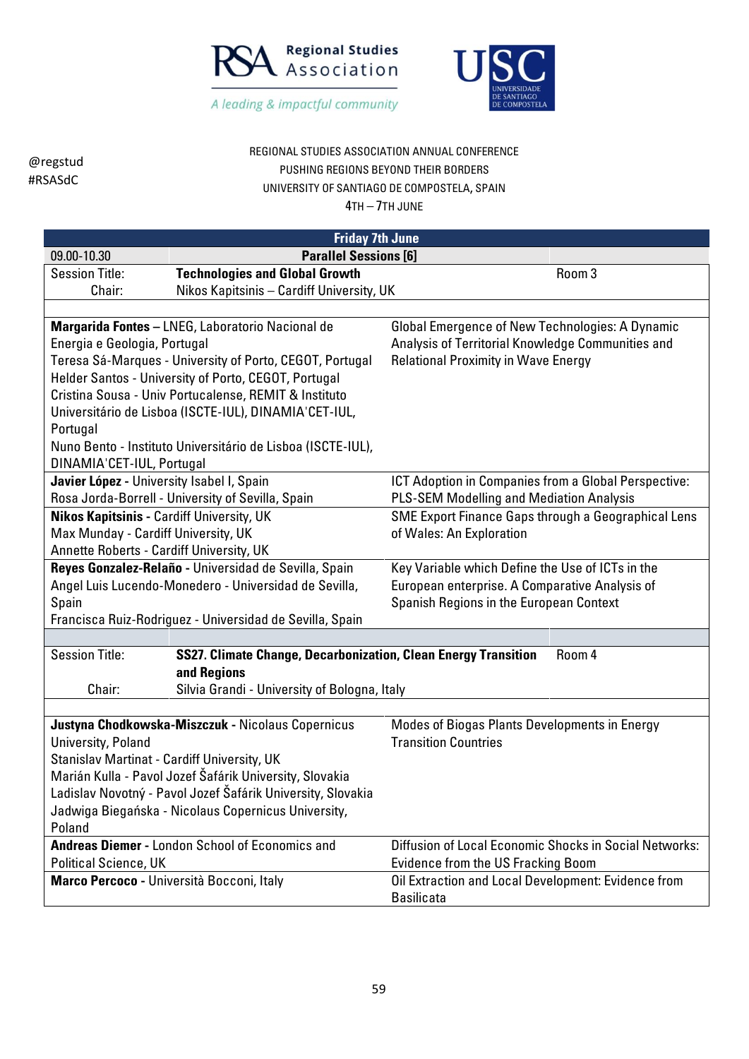REGIONAL STUDIES ASSOCIATION ANNUAL CONFERENCE
PUSHING REGIONS BEYOND THEIR BORDERS
UNIVERSITY OF SANTIAGO DE COMPOSTELA, SPAIN
4TH – 7TH JUNE

@regstud
#RSASdC

## Friday 7th June

**09.00-10.30 Parallel Sessions [6]**

| Session Title: | **Technologies and Global Growth** | Room 3 |
|---|---|---|
| Chair: | Nikos Kapitsinis – Cardiff University, UK | |

| Authors | Paper |
|---|---|
| **Margarida Fontes** – LNEG, Laboratorio Nacional de Energia e Geologia, Portugal<br>Teresa Sá-Marques - University of Porto, CEGOT, Portugal<br>Helder Santos - University of Porto, CEGOT, Portugal<br>Cristina Sousa - Univ Portucalense, REMIT & Instituto Universitário de Lisboa (ISCTE-IUL), DINAMIA'CET-IUL, Portugal<br>Nuno Bento - Instituto Universitário de Lisboa (ISCTE-IUL), DINAMIA'CET-IUL, Portugal | Global Emergence of New Technologies: A Dynamic Analysis of Territorial Knowledge Communities and Relational Proximity in Wave Energy |
| **Javier López** - University Isabel I, Spain<br>Rosa Jorda-Borrell - University of Sevilla, Spain | ICT Adoption in Companies from a Global Perspective: PLS-SEM Modelling and Mediation Analysis |
| **Nikos Kapitsinis** - Cardiff University, UK<br>Max Munday - Cardiff University, UK<br>Annette Roberts - Cardiff University, UK | SME Export Finance Gaps through a Geographical Lens of Wales: An Exploration |
| **Reyes Gonzalez-Relaño** - Universidad de Sevilla, Spain<br>Angel Luis Lucendo-Monedero - Universidad de Sevilla, Spain<br>Francisca Ruiz-Rodriguez - Universidad de Sevilla, Spain | Key Variable which Define the Use of ICTs in the European enterprise. A Comparative Analysis of Spanish Regions in the European Context |

| Session Title: | **SS27. Climate Change, Decarbonization, Clean Energy Transition and Regions** | Room 4 |
|---|---|---|
| Chair: | Silvia Grandi - University of Bologna, Italy | |

| Authors | Paper |
|---|---|
| **Justyna Chodkowska-Miszczuk** - Nicolaus Copernicus University, Poland<br>Stanislav Martinat - Cardiff University, UK<br>Marián Kulla - Pavol Jozef Šafárik University, Slovakia<br>Ladislav Novotný - Pavol Jozef Šafárik University, Slovakia<br>Jadwiga Biegańska - Nicolaus Copernicus University, Poland | Modes of Biogas Plants Developments in Energy Transition Countries |
| **Andreas Diemer** - London School of Economics and Political Science, UK | Diffusion of Local Economic Shocks in Social Networks: Evidence from the US Fracking Boom |
| **Marco Percoco** - Università Bocconi, Italy | Oil Extraction and Local Development: Evidence from Basilicata |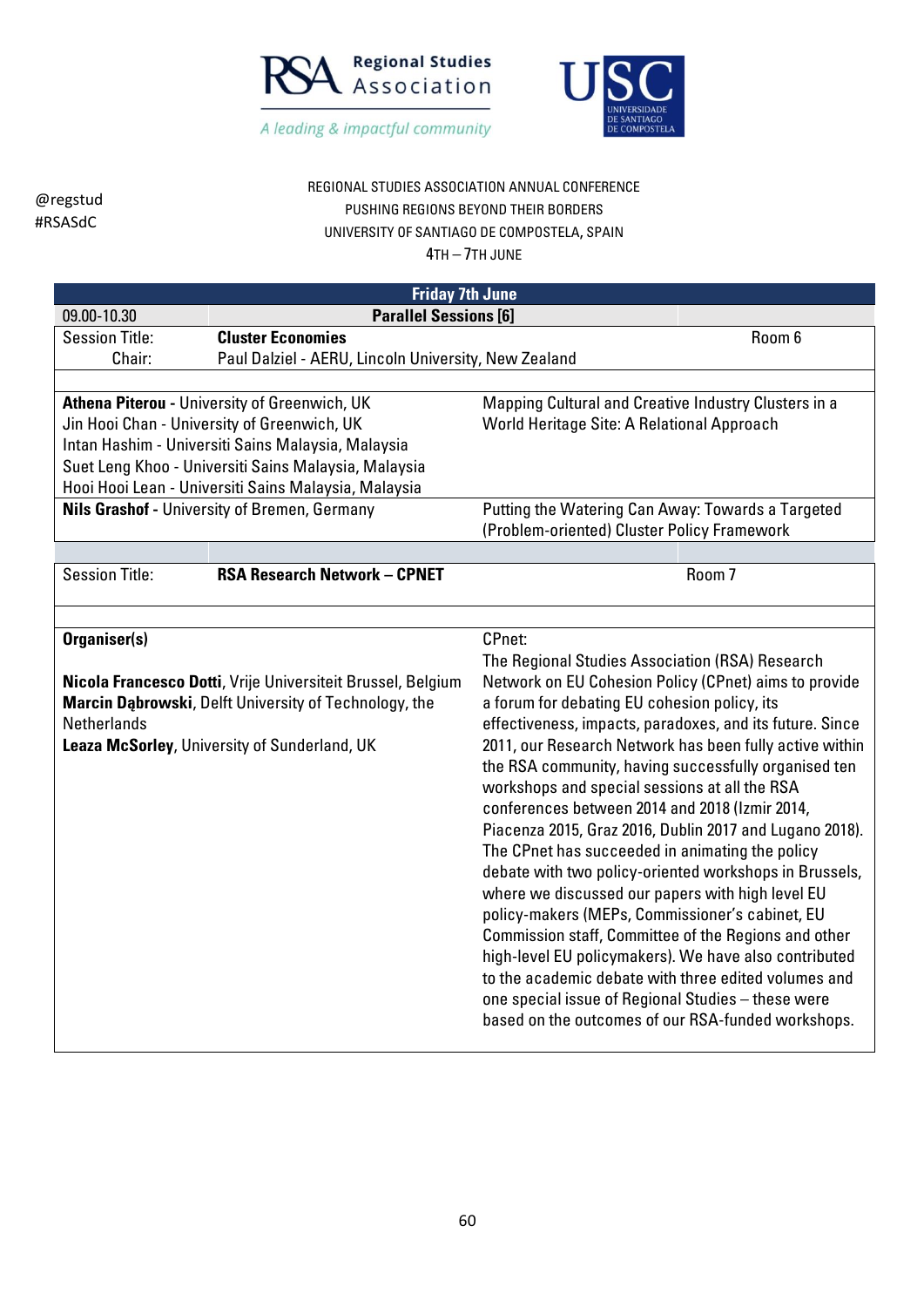@regstud
#RSASdC

REGIONAL STUDIES ASSOCIATION ANNUAL CONFERENCE
PUSHING REGIONS BEYOND THEIR BORDERS
UNIVERSITY OF SANTIAGO DE COMPOSTELA, SPAIN
4TH – 7TH JUNE

## Friday 7th June

| 09.00-10.30 | **Parallel Sessions [6]** | |
|---|---|---|
| Session Title: | **Cluster Economies** | Room 6 |
| Chair: | Paul Dalziel - AERU, Lincoln University, New Zealand | |

| Authors | Title |
|---|---|
| **Athena Piterou -** University of Greenwich, UK<br>Jin Hooi Chan - University of Greenwich, UK<br>Intan Hashim - Universiti Sains Malaysia, Malaysia<br>Suet Leng Khoo - Universiti Sains Malaysia, Malaysia<br>Hooi Hooi Lean - Universiti Sains Malaysia, Malaysia | Mapping Cultural and Creative Industry Clusters in a World Heritage Site: A Relational Approach |
| **Nils Grashof -** University of Bremen, Germany | Putting the Watering Can Away: Towards a Targeted (Problem-oriented) Cluster Policy Framework |

| Session Title: | **RSA Research Network – CPNET** | Room 7 |
|---|---|---|

| **Organiser(s)** | CPnet: |
|---|---|
| **Nicola Francesco Dotti**, Vrije Universiteit Brussel, Belgium<br>**Marcin Dąbrowski**, Delft University of Technology, the Netherlands<br>**Leaza McSorley**, University of Sunderland, UK | The Regional Studies Association (RSA) Research Network on EU Cohesion Policy (CPnet) aims to provide a forum for debating EU cohesion policy, its effectiveness, impacts, paradoxes, and its future. Since 2011, our Research Network has been fully active within the RSA community, having successfully organised ten workshops and special sessions at all the RSA conferences between 2014 and 2018 (Izmir 2014, Piacenza 2015, Graz 2016, Dublin 2017 and Lugano 2018). The CPnet has succeeded in animating the policy debate with two policy-oriented workshops in Brussels, where we discussed our papers with high level EU policy-makers (MEPs, Commissioner's cabinet, EU Commission staff, Committee of the Regions and other high-level EU policymakers). We have also contributed to the academic debate with three edited volumes and one special issue of Regional Studies – these were based on the outcomes of our RSA-funded workshops. |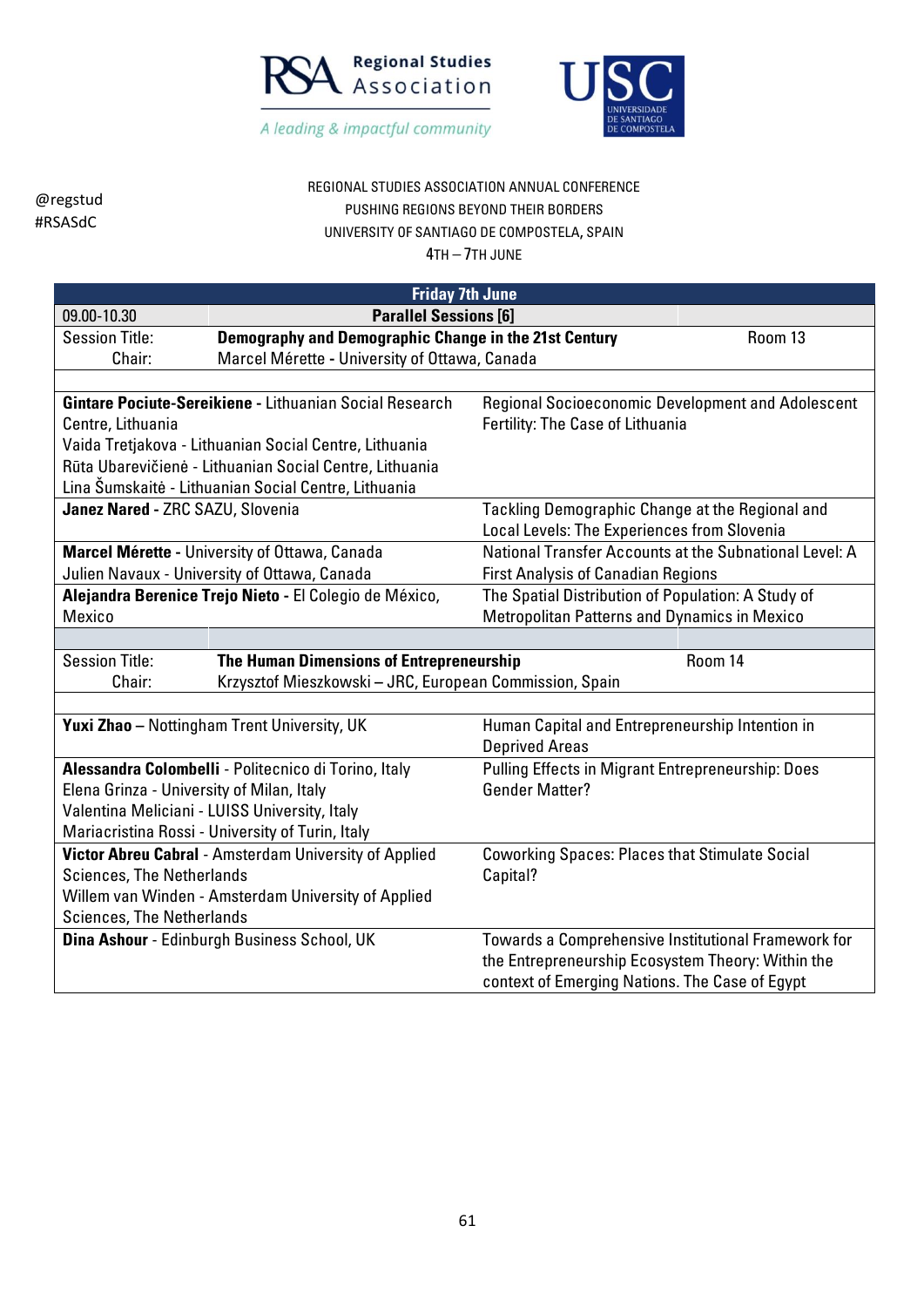@regstud
#RSASdC

REGIONAL STUDIES ASSOCIATION ANNUAL CONFERENCE
PUSHING REGIONS BEYOND THEIR BORDERS
UNIVERSITY OF SANTIAGO DE COMPOSTELA, SPAIN
4TH – 7TH JUNE

## Friday 7th June

**09.00-10.30 — Parallel Sessions [6]**

**Session Title:** **Demography and Demographic Change in the 21st Century** — Room 13
**Chair:** Marcel Mérette - University of Ottawa, Canada

| Authors | Title |
| --- | --- |
| **Gintare Pociute-Sereikiene -** Lithuanian Social Research Centre, Lithuania<br>Vaida Tretjakova - Lithuanian Social Centre, Lithuania<br>Rūta Ubarevičienė - Lithuanian Social Centre, Lithuania<br>Lina Šumskaitė - Lithuanian Social Centre, Lithuania | Regional Socioeconomic Development and Adolescent Fertility: The Case of Lithuania |
| **Janez Nared -** ZRC SAZU, Slovenia | Tackling Demographic Change at the Regional and Local Levels: The Experiences from Slovenia |
| **Marcel Mérette -** University of Ottawa, Canada<br>Julien Navaux - University of Ottawa, Canada | National Transfer Accounts at the Subnational Level: A First Analysis of Canadian Regions |
| **Alejandra Berenice Trejo Nieto -** El Colegio de México, Mexico | The Spatial Distribution of Population: A Study of Metropolitan Patterns and Dynamics in Mexico |

**Session Title:** **The Human Dimensions of Entrepreneurship** — Room 14
**Chair:** Krzysztof Mieszkowski – JRC, European Commission, Spain

| Authors | Title |
| --- | --- |
| **Yuxi Zhao –** Nottingham Trent University, UK | Human Capital and Entrepreneurship Intention in Deprived Areas |
| **Alessandra Colombelli** - Politecnico di Torino, Italy<br>Elena Grinza - University of Milan, Italy<br>Valentina Meliciani - LUISS University, Italy<br>Mariacristina Rossi - University of Turin, Italy | Pulling Effects in Migrant Entrepreneurship: Does Gender Matter? |
| **Victor Abreu Cabral** - Amsterdam University of Applied Sciences, The Netherlands<br>Willem van Winden - Amsterdam University of Applied Sciences, The Netherlands | Coworking Spaces: Places that Stimulate Social Capital? |
| **Dina Ashour** - Edinburgh Business School, UK | Towards a Comprehensive Institutional Framework for the Entrepreneurship Ecosystem Theory: Within the context of Emerging Nations. The Case of Egypt |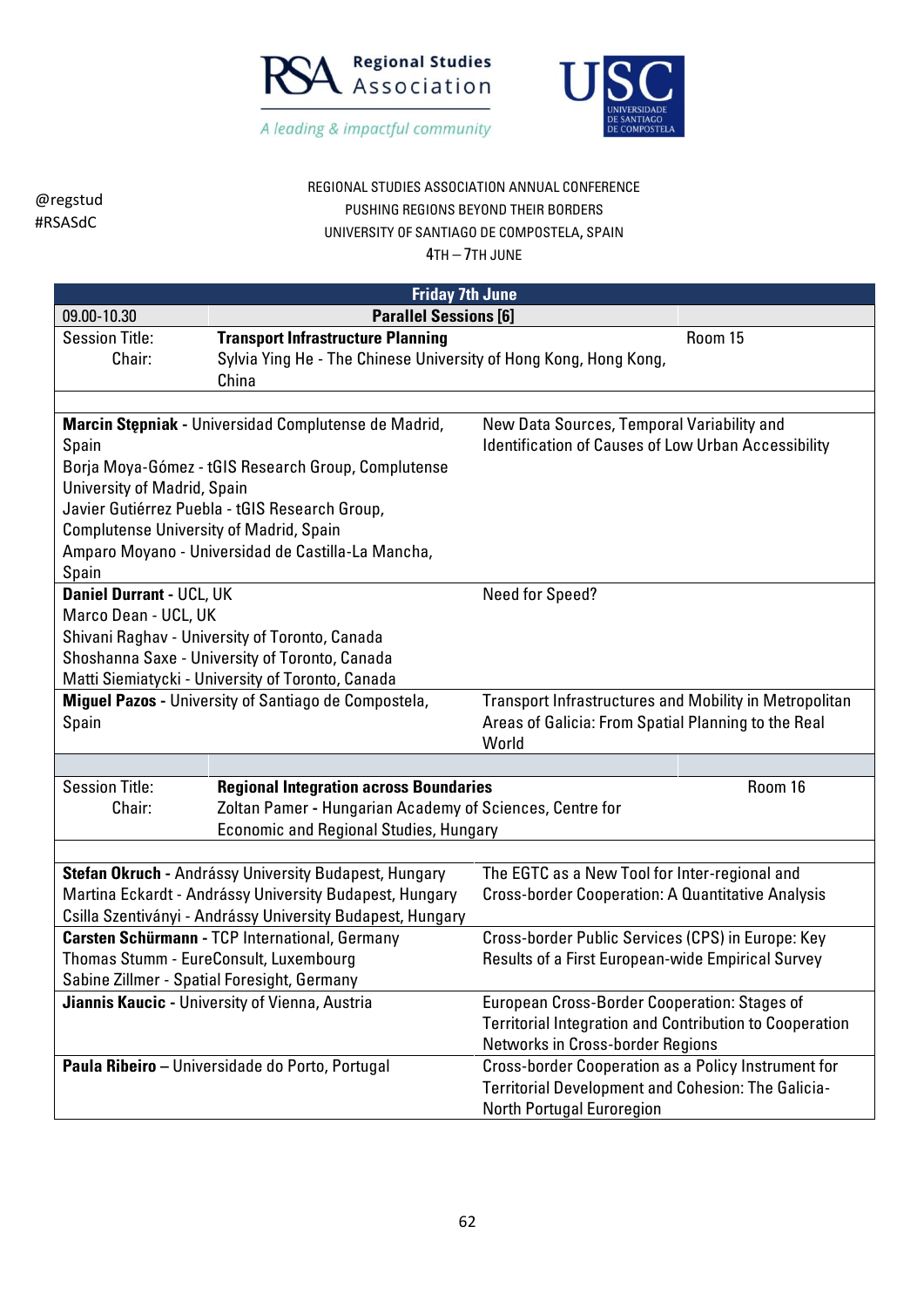@regstud
#RSASdC

REGIONAL STUDIES ASSOCIATION ANNUAL CONFERENCE
PUSHING REGIONS BEYOND THEIR BORDERS
UNIVERSITY OF SANTIAGO DE COMPOSTELA, SPAIN
4TH – 7TH JUNE

## Friday 7th June

| 09.00-10.30 | Parallel Sessions [6] | |
|---|---|---|
| Session Title:<br>Chair: | **Transport Infrastructure Planning**<br>Sylvia Ying He - The Chinese University of Hong Kong, Hong Kong, China | Room 15 |

| Authors | Title |
|---|---|
| **Marcin Stępniak** - Universidad Complutense de Madrid, Spain<br>Borja Moya-Gómez - tGIS Research Group, Complutense University of Madrid, Spain<br>Javier Gutiérrez Puebla - tGIS Research Group, Complutense University of Madrid, Spain<br>Amparo Moyano - Universidad de Castilla-La Mancha, Spain | New Data Sources, Temporal Variability and Identification of Causes of Low Urban Accessibility |
| **Daniel Durrant** - UCL, UK<br>Marco Dean - UCL, UK<br>Shivani Raghav - University of Toronto, Canada<br>Shoshanna Saxe - University of Toronto, Canada<br>Matti Siemiatycki - University of Toronto, Canada | Need for Speed? |
| **Miguel Pazos** - University of Santiago de Compostela, Spain | Transport Infrastructures and Mobility in Metropolitan Areas of Galicia: From Spatial Planning to the Real World |

| | | |
|---|---|---|
| Session Title:<br>Chair: | **Regional Integration across Boundaries**<br>Zoltan Pamer - Hungarian Academy of Sciences, Centre for Economic and Regional Studies, Hungary | Room 16 |

| Authors | Title |
|---|---|
| **Stefan Okruch** - Andrássy University Budapest, Hungary<br>Martina Eckardt - Andrássy University Budapest, Hungary<br>Csilla Szentiványi - Andrássy University Budapest, Hungary | The EGTC as a New Tool for Inter-regional and Cross-border Cooperation: A Quantitative Analysis |
| **Carsten Schürmann** - TCP International, Germany<br>Thomas Stumm - EureConsult, Luxembourg<br>Sabine Zillmer - Spatial Foresight, Germany | Cross-border Public Services (CPS) in Europe: Key Results of a First European-wide Empirical Survey |
| **Jiannis Kaucic** - University of Vienna, Austria | European Cross-Border Cooperation: Stages of Territorial Integration and Contribution to Cooperation Networks in Cross-border Regions |
| **Paula Ribeiro** – Universidade do Porto, Portugal | Cross-border Cooperation as a Policy Instrument for Territorial Development and Cohesion: The Galicia-North Portugal Euroregion |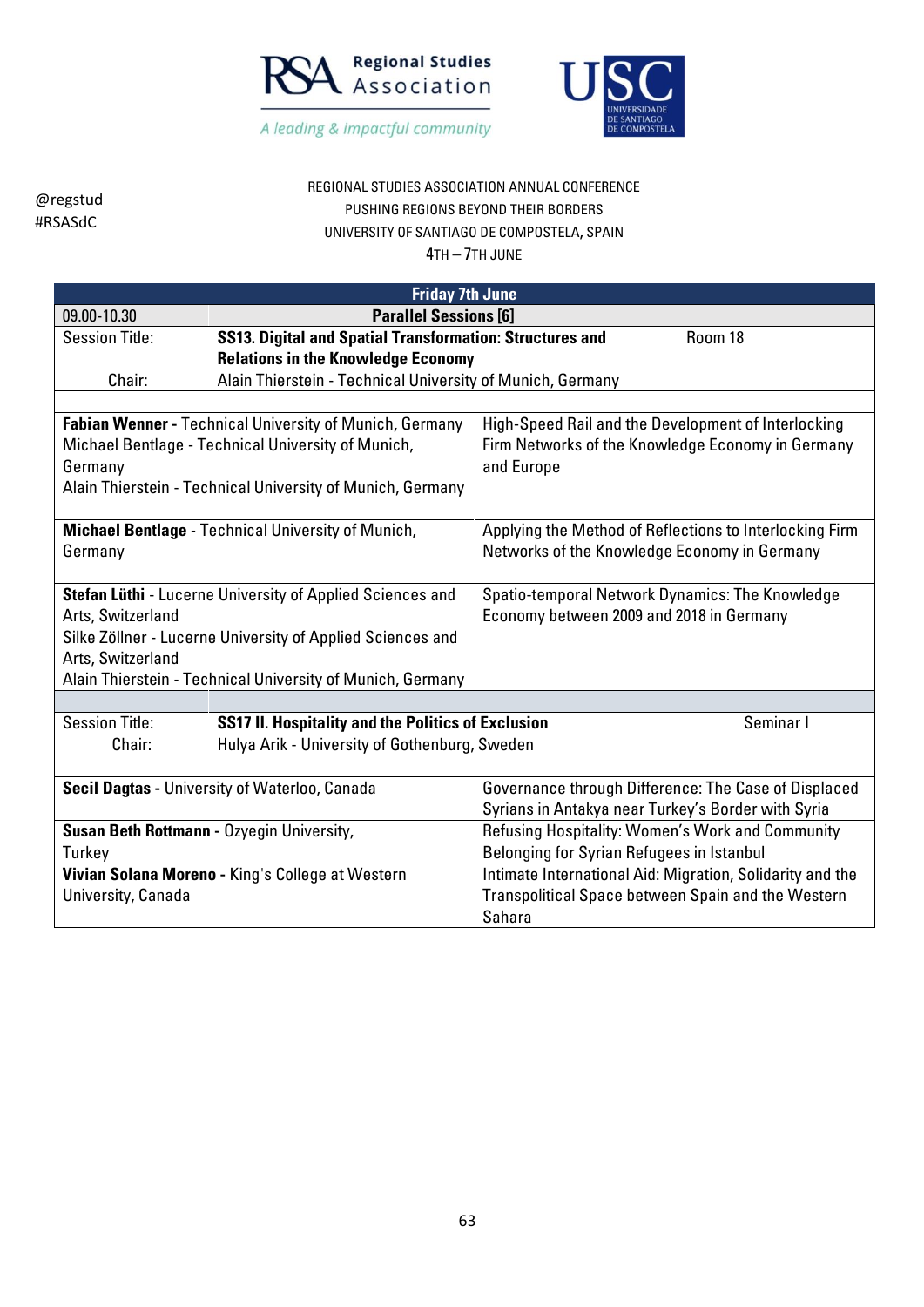@regstud
#RSASdC

REGIONAL STUDIES ASSOCIATION ANNUAL CONFERENCE
PUSHING REGIONS BEYOND THEIR BORDERS
UNIVERSITY OF SANTIAGO DE COMPOSTELA, SPAIN
4TH – 7TH JUNE

| **Friday 7th June** | | |
|---|---|---|
| 09.00-10.30 | **Parallel Sessions [6]** | |
| Session Title: | **SS13. Digital and Spatial Transformation: Structures and Relations in the Knowledge Economy** | Room 18 |
| Chair: | Alain Thierstein - Technical University of Munich, Germany | |
| **Fabian Wenner -** Technical University of Munich, Germany<br>Michael Bentlage - Technical University of Munich, Germany<br>Alain Thierstein - Technical University of Munich, Germany | High-Speed Rail and the Development of Interlocking Firm Networks of the Knowledge Economy in Germany and Europe | |
| **Michael Bentlage** - Technical University of Munich, Germany | Applying the Method of Reflections to Interlocking Firm Networks of the Knowledge Economy in Germany | |
| **Stefan Lüthi** - Lucerne University of Applied Sciences and Arts, Switzerland<br>Silke Zöllner - Lucerne University of Applied Sciences and Arts, Switzerland<br>Alain Thierstein - Technical University of Munich, Germany | Spatio-temporal Network Dynamics: The Knowledge Economy between 2009 and 2018 in Germany | |
| Session Title: | **SS17 II. Hospitality and the Politics of Exclusion** | Seminar I |
| Chair: | Hulya Arik - University of Gothenburg, Sweden | |
| **Secil Dagtas -** University of Waterloo, Canada | Governance through Difference: The Case of Displaced Syrians in Antakya near Turkey's Border with Syria | |
| **Susan Beth Rottmann -** Ozyegin University, Turkey | Refusing Hospitality: Women's Work and Community Belonging for Syrian Refugees in Istanbul | |
| **Vivian Solana Moreno -** King's College at Western University, Canada | Intimate International Aid: Migration, Solidarity and the Transpolitical Space between Spain and the Western Sahara | |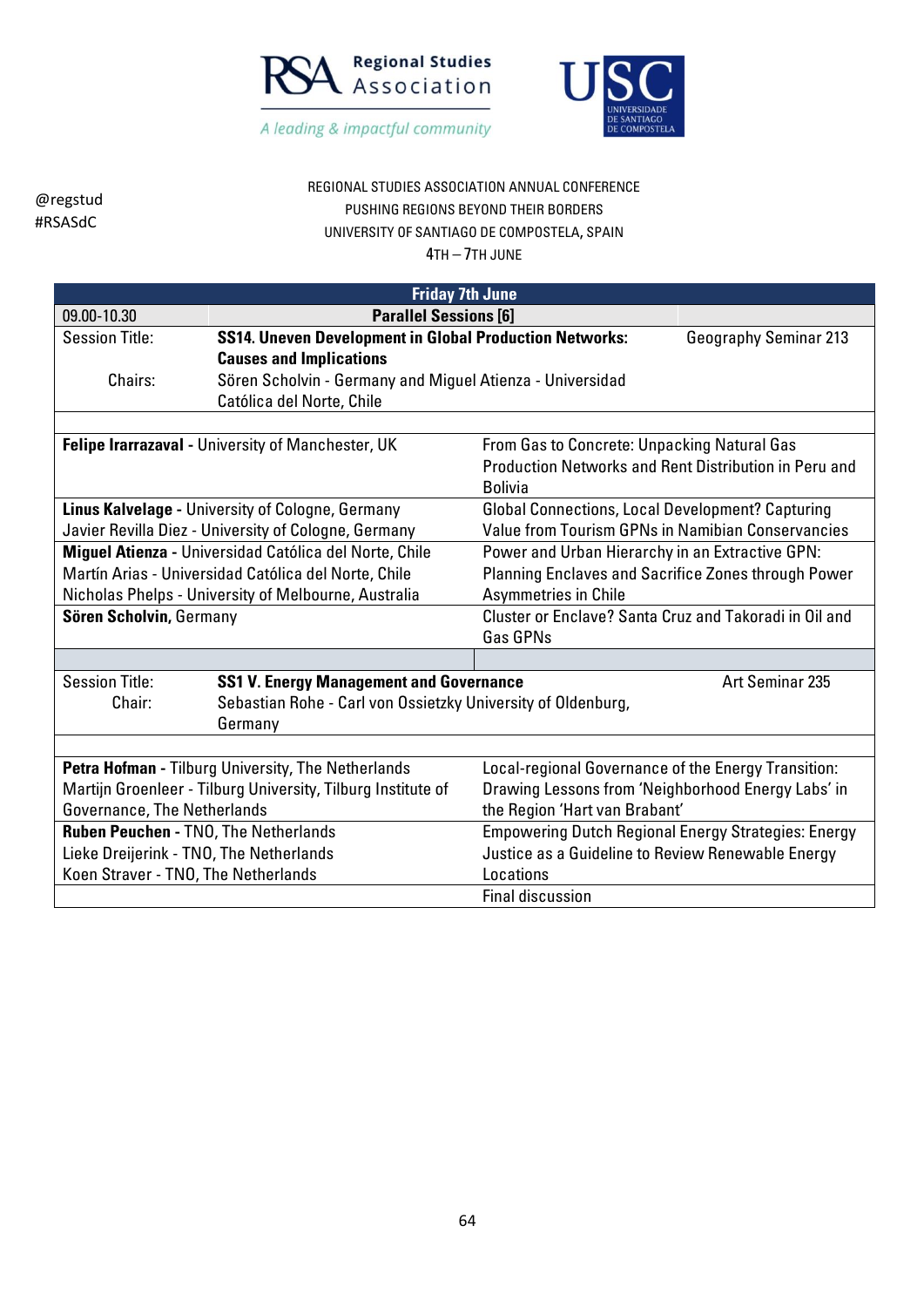REGIONAL STUDIES ASSOCIATION ANNUAL CONFERENCE
PUSHING REGIONS BEYOND THEIR BORDERS
UNIVERSITY OF SANTIAGO DE COMPOSTELA, SPAIN
4TH – 7TH JUNE

@regstud
#RSASdC

## Friday 7th June

**09.00-10.30 — Parallel Sessions [6]**

Session Title: **SS14. Uneven Development in Global Production Networks: Causes and Implications** — Geography Seminar 213

Chairs: Sören Scholvin - Germany and Miguel Atienza - Universidad Católica del Norte, Chile

| Presenters | Title |
|---|---|
| **Felipe Irarrazaval** - University of Manchester, UK | From Gas to Concrete: Unpacking Natural Gas Production Networks and Rent Distribution in Peru and Bolivia |
| **Linus Kalvelage** - University of Cologne, Germany<br>Javier Revilla Diez - University of Cologne, Germany | Global Connections, Local Development? Capturing Value from Tourism GPNs in Namibian Conservancies |
| **Miguel Atienza** - Universidad Católica del Norte, Chile<br>Martín Arias - Universidad Católica del Norte, Chile<br>Nicholas Phelps - University of Melbourne, Australia | Power and Urban Hierarchy in an Extractive GPN: Planning Enclaves and Sacrifice Zones through Power Asymmetries in Chile |
| **Sören Scholvin**, Germany | Cluster or Enclave? Santa Cruz and Takoradi in Oil and Gas GPNs |

Session Title: **SS1 V. Energy Management and Governance** — Art Seminar 235

Chair: Sebastian Rohe - Carl von Ossietzky University of Oldenburg, Germany

| Presenters | Title |
|---|---|
| **Petra Hofman** - Tilburg University, The Netherlands<br>Martijn Groenleer - Tilburg University, Tilburg Institute of Governance, The Netherlands | Local-regional Governance of the Energy Transition: Drawing Lessons from 'Neighborhood Energy Labs' in the Region 'Hart van Brabant' |
| **Ruben Peuchen** - TNO, The Netherlands<br>Lieke Dreijerink - TNO, The Netherlands<br>Koen Straver - TNO, The Netherlands | Empowering Dutch Regional Energy Strategies: Energy Justice as a Guideline to Review Renewable Energy Locations |
| | Final discussion |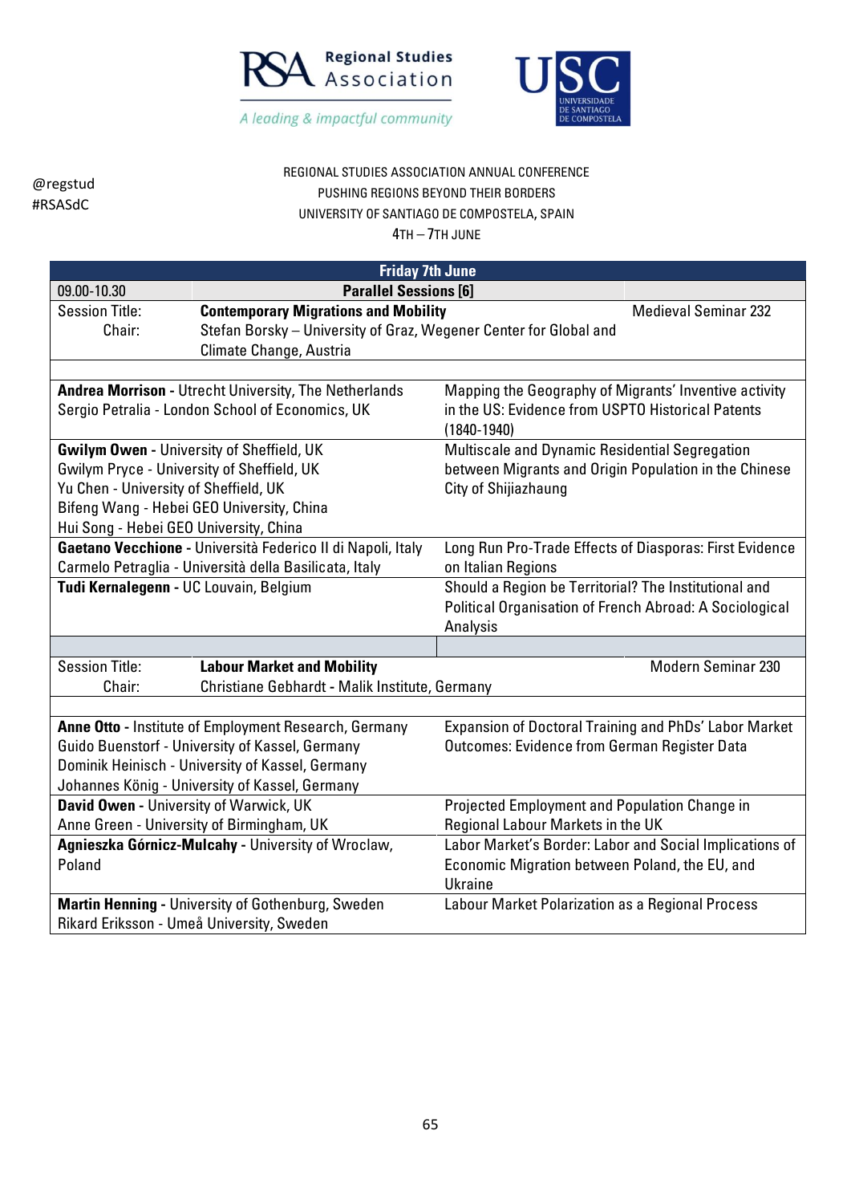@regstud
#RSASdC

REGIONAL STUDIES ASSOCIATION ANNUAL CONFERENCE
PUSHING REGIONS BEYOND THEIR BORDERS
UNIVERSITY OF SANTIAGO DE COMPOSTELA, SPAIN
4TH – 7TH JUNE

## Friday 7th June

**09.00-10.30 — Parallel Sessions [6]**

| | |
|---|---|
| **Session Title:** | **Contemporary Migrations and Mobility** — Medieval Seminar 232 |
| **Chair:** | Stefan Borsky – University of Graz, Wegener Center for Global and Climate Change, Austria |

| Authors | Paper |
|---|---|
| **Andrea Morrison -** Utrecht University, The Netherlands<br>Sergio Petralia - London School of Economics, UK | Mapping the Geography of Migrants' Inventive activity in the US: Evidence from USPTO Historical Patents (1840-1940) |
| **Gwilym Owen -** University of Sheffield, UK<br>Gwilym Pryce - University of Sheffield, UK<br>Yu Chen - University of Sheffield, UK<br>Bifeng Wang - Hebei GEO University, China<br>Hui Song - Hebei GEO University, China | Multiscale and Dynamic Residential Segregation between Migrants and Origin Population in the Chinese City of Shijiazhaung |
| **Gaetano Vecchione -** Università Federico II di Napoli, Italy<br>Carmelo Petraglia - Università della Basilicata, Italy | Long Run Pro-Trade Effects of Diasporas: First Evidence on Italian Regions |
| **Tudi Kernalegenn -** UC Louvain, Belgium | Should a Region be Territorial? The Institutional and Political Organisation of French Abroad: A Sociological Analysis |

| | |
|---|---|
| **Session Title:** | **Labour Market and Mobility** — Modern Seminar 230 |
| **Chair:** | Christiane Gebhardt - Malik Institute, Germany |

| Authors | Paper |
|---|---|
| **Anne Otto -** Institute of Employment Research, Germany<br>Guido Buenstorf - University of Kassel, Germany<br>Dominik Heinisch - University of Kassel, Germany<br>Johannes König - University of Kassel, Germany | Expansion of Doctoral Training and PhDs' Labor Market Outcomes: Evidence from German Register Data |
| **David Owen -** University of Warwick, UK<br>Anne Green - University of Birmingham, UK | Projected Employment and Population Change in Regional Labour Markets in the UK |
| **Agnieszka Górnicz-Mulcahy -** University of Wroclaw, Poland | Labor Market's Border: Labor and Social Implications of Economic Migration between Poland, the EU, and Ukraine |
| **Martin Henning -** University of Gothenburg, Sweden<br>Rikard Eriksson - Umeå University, Sweden | Labour Market Polarization as a Regional Process |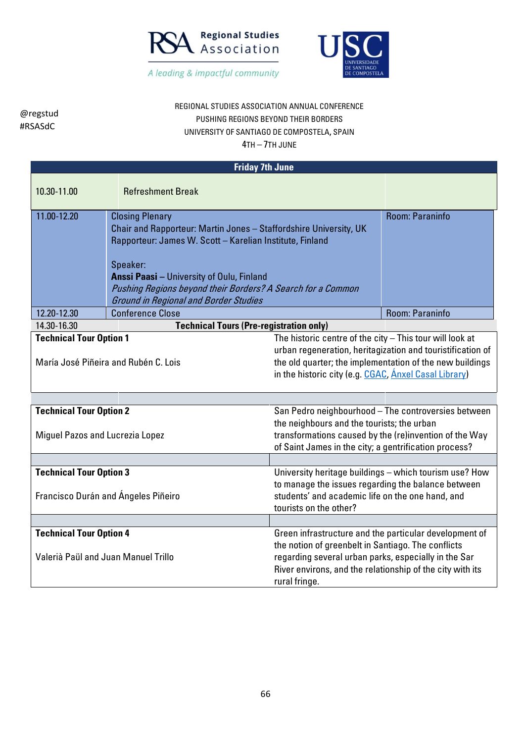@regstud
#RSASdC

REGIONAL STUDIES ASSOCIATION ANNUAL CONFERENCE
PUSHING REGIONS BEYOND THEIR BORDERS
UNIVERSITY OF SANTIAGO DE COMPOSTELA, SPAIN
4TH – 7TH JUNE

| Friday 7th June | | |
|---|---|---|
| 10.30-11.00 | Refreshment Break | |
| 11.00-12.20 | Closing Plenary<br>Chair and Rapporteur: Martin Jones – Staffordshire University, UK<br>Rapporteur: James W. Scott – Karelian Institute, Finland<br><br>Speaker:<br>**Anssi Paasi** – University of Oulu, Finland<br>*Pushing Regions beyond their Borders? A Search for a Common Ground in Regional and Border Studies* | Room: Paraninfo |
| 12.20-12.30 | Conference Close | Room: Paraninfo |
| 14.30-16.30 | **Technical Tours (Pre-registration only)** | |

| | |
|---|---|
| **Technical Tour Option 1**<br><br>María José Piñeira and Rubén C. Lois | The historic centre of the city – This tour will look at urban regeneration, heritagization and touristification of the old quarter; the implementation of the new buildings in the historic city (e.g. CGAC, Ánxel Casal Library) |
| **Technical Tour Option 2**<br><br>Miguel Pazos and Lucrezia Lopez | San Pedro neighbourhood – The controversies between the neighbours and the tourists; the urban transformations caused by the (re)invention of the Way of Saint James in the city; a gentrification process? |
| **Technical Tour Option 3**<br><br>Francisco Durán and Ángeles Piñeiro | University heritage buildings – which tourism use? How to manage the issues regarding the balance between students' and academic life on the one hand, and tourists on the other? |
| **Technical Tour Option 4**<br><br>Valerià Paül and Juan Manuel Trillo | Green infrastructure and the particular development of the notion of greenbelt in Santiago. The conflicts regarding several urban parks, especially in the Sar River environs, and the relationship of the city with its rural fringe. |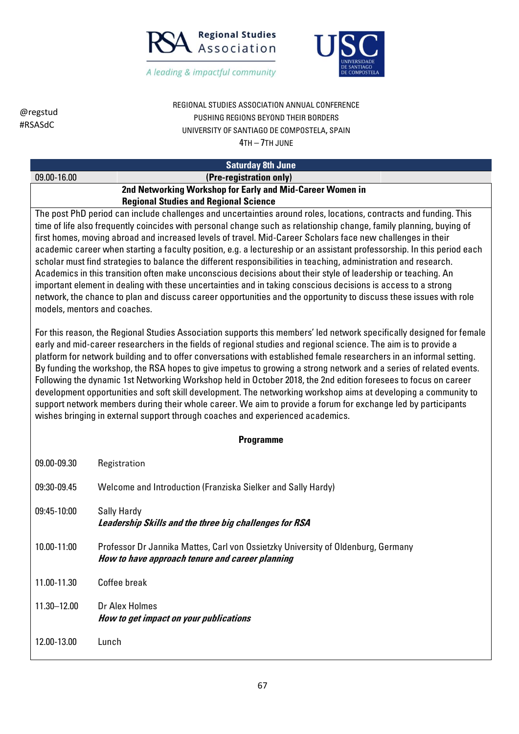Saturday 8th June

| 09.00-16.00 | (Pre-registration only) |
|---|---|

## 2nd Networking Workshop for Early and Mid-Career Women in Regional Studies and Regional Science

The post PhD period can include challenges and uncertainties around roles, locations, contracts and funding. This time of life also frequently coincides with personal change such as relationship change, family planning, buying of first homes, moving abroad and increased levels of travel. Mid-Career Scholars face new challenges in their academic career when starting a faculty position, e.g. a lectureship or an assistant professorship. In this period each scholar must find strategies to balance the different responsibilities in teaching, administration and research. Academics in this transition often make unconscious decisions about their style of leadership or teaching. An important element in dealing with these uncertainties and in taking conscious decisions is access to a strong network, the chance to plan and discuss career opportunities and the opportunity to discuss these issues with role models, mentors and coaches.

For this reason, the Regional Studies Association supports this members' led network specifically designed for female early and mid-career researchers in the fields of regional studies and regional science. The aim is to provide a platform for network building and to offer conversations with established female researchers in an informal setting. By funding the workshop, the RSA hopes to give impetus to growing a strong network and a series of related events. Following the dynamic 1st Networking Workshop held in October 2018, the 2nd edition foresees to focus on career development opportunities and soft skill development. The networking workshop aims at developing a community to support network members during their whole career. We aim to provide a forum for exchange led by participants wishes bringing in external support through coaches and experienced academics.

**Programme**

| | |
|---|---|
| 09.00-09.30 | Registration |
| 09:30-09.45 | Welcome and Introduction (Franziska Sielker and Sally Hardy) |
| 09:45-10:00 | Sally Hardy<br>***Leadership Skills and the three big challenges for RSA*** |
| 10.00-11:00 | Professor Dr Jannika Mattes, Carl von Ossietzky University of Oldenburg, Germany<br>***How to have approach tenure and career planning*** |
| 11.00-11.30 | Coffee break |
| 11.30–12.00 | Dr Alex Holmes<br>***How to get impact on your publications*** |
| 12.00-13.00 | Lunch |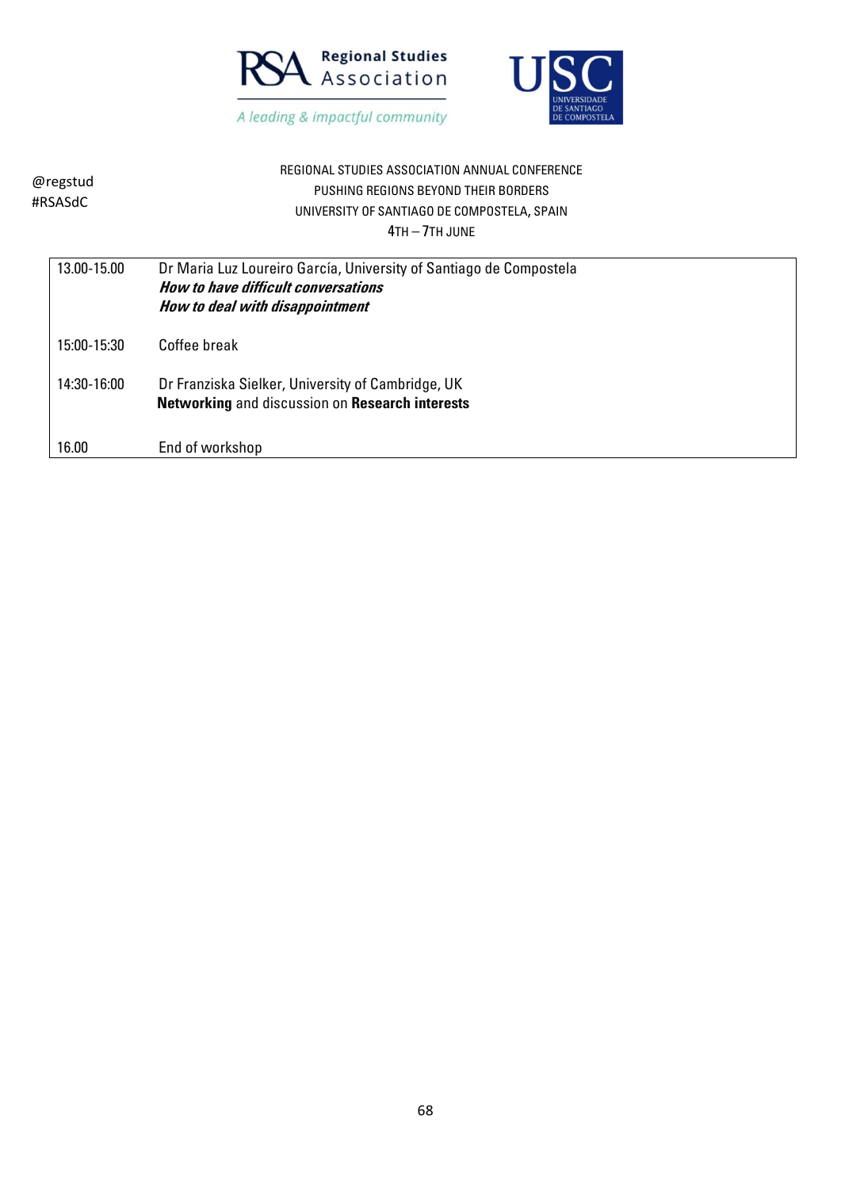@regstud
#RSASdC

REGIONAL STUDIES ASSOCIATION ANNUAL CONFERENCE
PUSHING REGIONS BEYOND THEIR BORDERS
UNIVERSITY OF SANTIAGO DE COMPOSTELA, SPAIN
4TH – 7TH JUNE

| | |
|---|---|
| 13.00-15.00 | Dr Maria Luz Loureiro García, University of Santiago de Compostela<br>***How to have difficult conversations***<br>***How to deal with disappointment*** |
| 15:00-15:30 | Coffee break |
| 14:30-16:00 | Dr Franziska Sielker, University of Cambridge, UK<br>**Networking** and discussion on **Research interests** |
| 16.00 | End of workshop |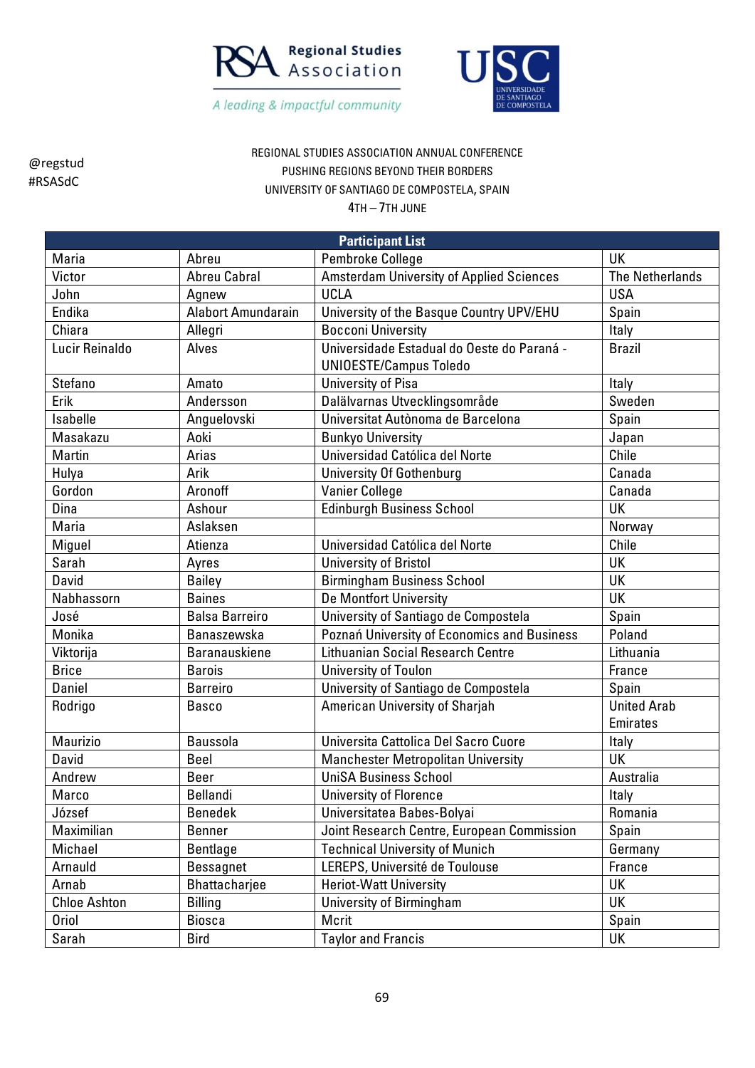@regstud
#RSASdC

REGIONAL STUDIES ASSOCIATION ANNUAL CONFERENCE
PUSHING REGIONS BEYOND THEIR BORDERS
UNIVERSITY OF SANTIAGO DE COMPOSTELA, SPAIN
4TH – 7TH JUNE

| Participant List | | | |
|---|---|---|---|
| Maria | Abreu | Pembroke College | UK |
| Victor | Abreu Cabral | Amsterdam University of Applied Sciences | The Netherlands |
| John | Agnew | UCLA | USA |
| Endika | Alabort Amundarain | University of the Basque Country UPV/EHU | Spain |
| Chiara | Allegri | Bocconi University | Italy |
| Lucir Reinaldo | Alves | Universidade Estadual do Oeste do Paraná - UNIOESTE/Campus Toledo | Brazil |
| Stefano | Amato | University of Pisa | Italy |
| Erik | Andersson | Dalälvarnas Utvecklingsområde | Sweden |
| Isabelle | Anguelovski | Universitat Autònoma de Barcelona | Spain |
| Masakazu | Aoki | Bunkyo University | Japan |
| Martin | Arias | Universidad Católica del Norte | Chile |
| Hulya | Arik | University Of Gothenburg | Canada |
| Gordon | Aronoff | Vanier College | Canada |
| Dina | Ashour | Edinburgh Business School | UK |
| Maria | Aslaksen | | Norway |
| Miguel | Atienza | Universidad Católica del Norte | Chile |
| Sarah | Ayres | University of Bristol | UK |
| David | Bailey | Birmingham Business School | UK |
| Nabhassorn | Baines | De Montfort University | UK |
| José | Balsa Barreiro | University of Santiago de Compostela | Spain |
| Monika | Banaszewska | Poznań University of Economics and Business | Poland |
| Viktorija | Baranauskiene | Lithuanian Social Research Centre | Lithuania |
| Brice | Barois | University of Toulon | France |
| Daniel | Barreiro | University of Santiago de Compostela | Spain |
| Rodrigo | Basco | American University of Sharjah | United Arab Emirates |
| Maurizio | Baussola | Universita Cattolica Del Sacro Cuore | Italy |
| David | Beel | Manchester Metropolitan University | UK |
| Andrew | Beer | UniSA Business School | Australia |
| Marco | Bellandi | University of Florence | Italy |
| József | Benedek | Universitatea Babes-Bolyai | Romania |
| Maximilian | Benner | Joint Research Centre, European Commission | Spain |
| Michael | Bentlage | Technical University of Munich | Germany |
| Arnauld | Bessagnet | LEREPS, Université de Toulouse | France |
| Arnab | Bhattacharjee | Heriot-Watt University | UK |
| Chloe Ashton | Billing | University of Birmingham | UK |
| Oriol | Biosca | Mcrit | Spain |
| Sarah | Bird | Taylor and Francis | UK |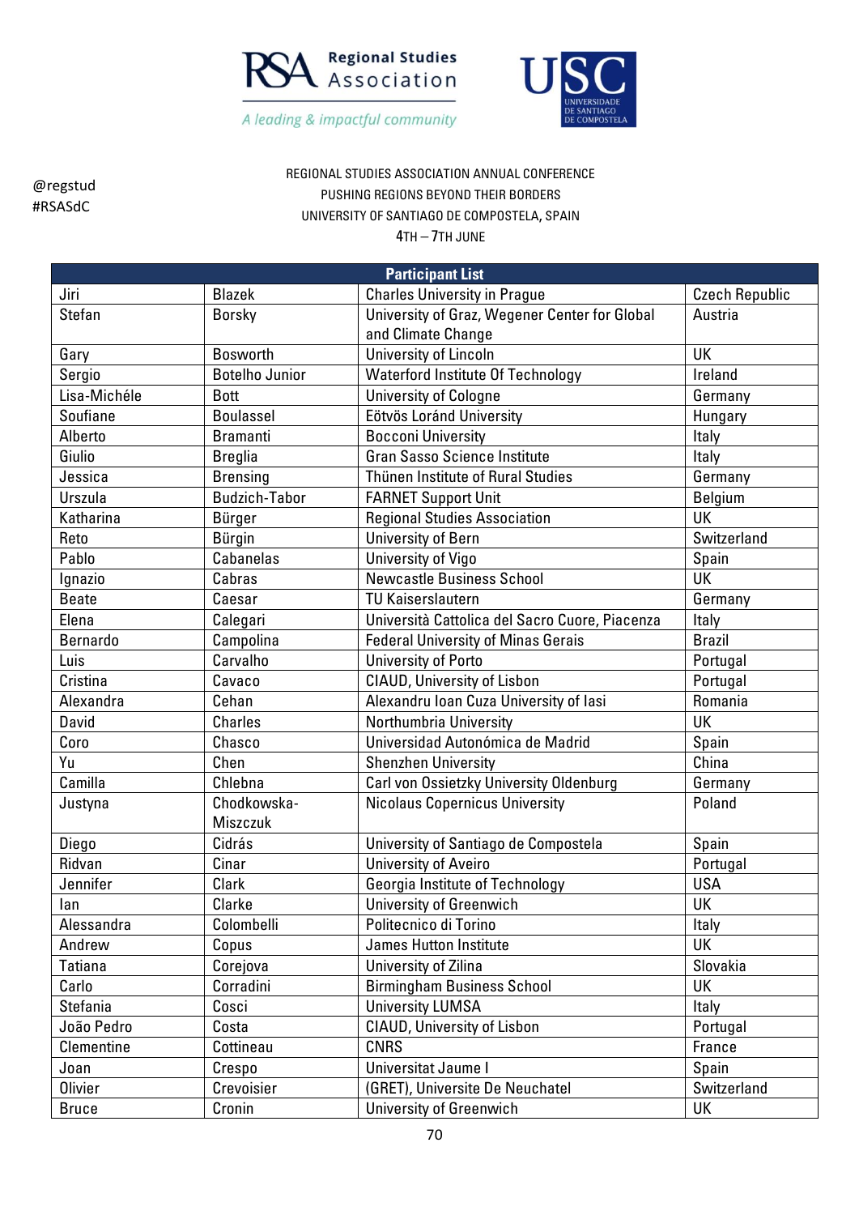@regstud
#RSASdC

REGIONAL STUDIES ASSOCIATION ANNUAL CONFERENCE
PUSHING REGIONS BEYOND THEIR BORDERS
UNIVERSITY OF SANTIAGO DE COMPOSTELA, SPAIN
4TH – 7TH JUNE

| Participant List | | | |
|---|---|---|---|
| Jiri | Blazek | Charles University in Prague | Czech Republic |
| Stefan | Borsky | University of Graz, Wegener Center for Global and Climate Change | Austria |
| Gary | Bosworth | University of Lincoln | UK |
| Sergio | Botelho Junior | Waterford Institute Of Technology | Ireland |
| Lisa-Michéle | Bott | University of Cologne | Germany |
| Soufiane | Boulassel | Eötvös Loránd University | Hungary |
| Alberto | Bramanti | Bocconi University | Italy |
| Giulio | Breglia | Gran Sasso Science Institute | Italy |
| Jessica | Brensing | Thünen Institute of Rural Studies | Germany |
| Urszula | Budzich-Tabor | FARNET Support Unit | Belgium |
| Katharina | Bürger | Regional Studies Association | UK |
| Reto | Bürgin | University of Bern | Switzerland |
| Pablo | Cabanelas | University of Vigo | Spain |
| Ignazio | Cabras | Newcastle Business School | UK |
| Beate | Caesar | TU Kaiserslautern | Germany |
| Elena | Calegari | Università Cattolica del Sacro Cuore, Piacenza | Italy |
| Bernardo | Campolina | Federal University of Minas Gerais | Brazil |
| Luis | Carvalho | University of Porto | Portugal |
| Cristina | Cavaco | CIAUD, University of Lisbon | Portugal |
| Alexandra | Cehan | Alexandru Ioan Cuza University of Iasi | Romania |
| David | Charles | Northumbria University | UK |
| Coro | Chasco | Universidad Autonómica de Madrid | Spain |
| Yu | Chen | Shenzhen University | China |
| Camilla | Chlebna | Carl von Ossietzky University Oldenburg | Germany |
| Justyna | Chodkowska-Miszczuk | Nicolaus Copernicus University | Poland |
| Diego | Cidrás | University of Santiago de Compostela | Spain |
| Ridvan | Cinar | University of Aveiro | Portugal |
| Jennifer | Clark | Georgia Institute of Technology | USA |
| Ian | Clarke | University of Greenwich | UK |
| Alessandra | Colombelli | Politecnico di Torino | Italy |
| Andrew | Copus | James Hutton Institute | UK |
| Tatiana | Corejova | University of Zilina | Slovakia |
| Carlo | Corradini | Birmingham Business School | UK |
| Stefania | Cosci | University LUMSA | Italy |
| João Pedro | Costa | CIAUD, University of Lisbon | Portugal |
| Clementine | Cottineau | CNRS | France |
| Joan | Crespo | Universitat Jaume I | Spain |
| Olivier | Crevoisier | (GRET), Universite De Neuchatel | Switzerland |
| Bruce | Cronin | University of Greenwich | UK |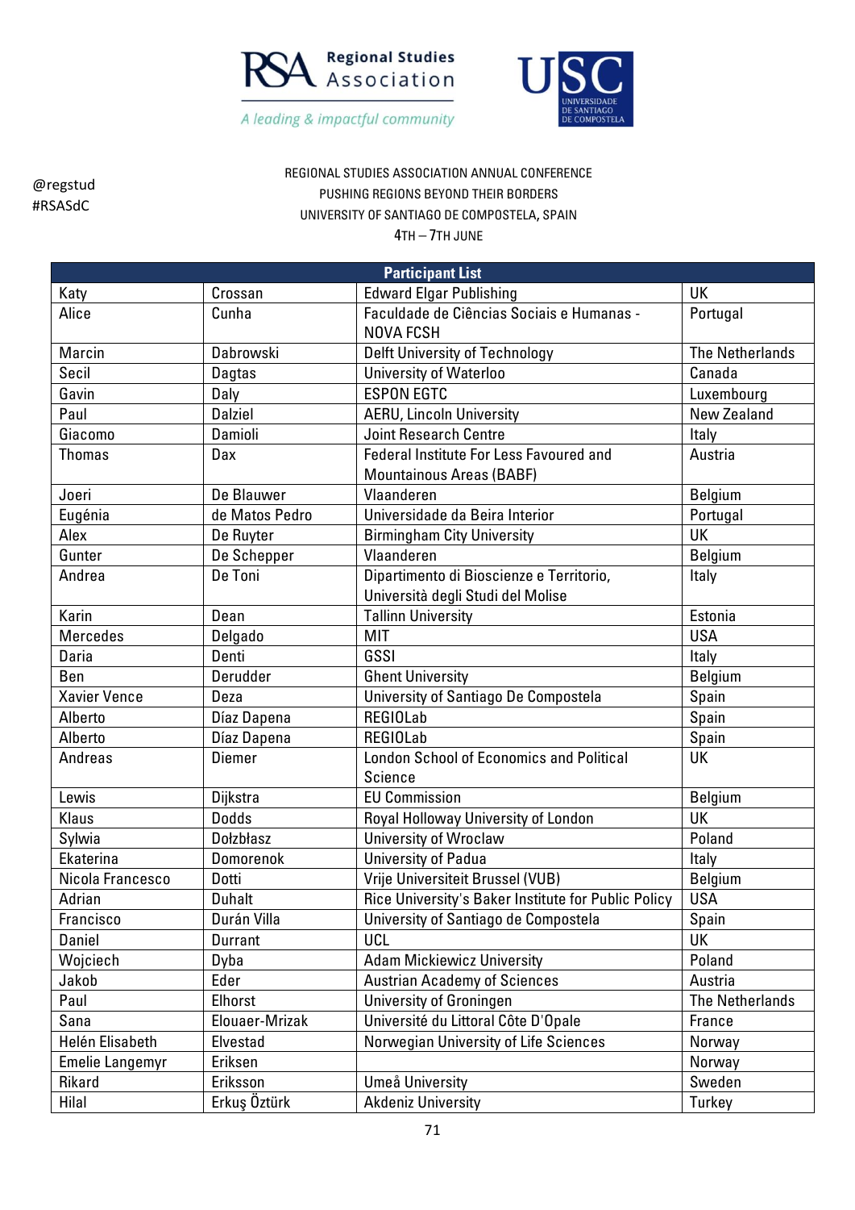Regional Studies Association

*A leading & impactful community*

@regstud
#RSASdC

REGIONAL STUDIES ASSOCIATION ANNUAL CONFERENCE
PUSHING REGIONS BEYOND THEIR BORDERS
UNIVERSITY OF SANTIAGO DE COMPOSTELA, SPAIN
4TH – 7TH JUNE

| Participant List | | | |
|---|---|---|---|
| Katy | Crossan | Edward Elgar Publishing | UK |
| Alice | Cunha | Faculdade de Ciências Sociais e Humanas - NOVA FCSH | Portugal |
| Marcin | Dabrowski | Delft University of Technology | The Netherlands |
| Secil | Dagtas | University of Waterloo | Canada |
| Gavin | Daly | ESPON EGTC | Luxembourg |
| Paul | Dalziel | AERU, Lincoln University | New Zealand |
| Giacomo | Damioli | Joint Research Centre | Italy |
| Thomas | Dax | Federal Institute For Less Favoured and Mountainous Areas (BABF) | Austria |
| Joeri | De Blauwer | Vlaanderen | Belgium |
| Eugénia | de Matos Pedro | Universidade da Beira Interior | Portugal |
| Alex | De Ruyter | Birmingham City University | UK |
| Gunter | De Schepper | Vlaanderen | Belgium |
| Andrea | De Toni | Dipartimento di Bioscienze e Territorio, Università degli Studi del Molise | Italy |
| Karin | Dean | Tallinn University | Estonia |
| Mercedes | Delgado | MIT | USA |
| Daria | Denti | GSSI | Italy |
| Ben | Derudder | Ghent University | Belgium |
| Xavier Vence | Deza | University of Santiago De Compostela | Spain |
| Alberto | Díaz Dapena | REGIOLab | Spain |
| Alberto | Díaz Dapena | REGIOLab | Spain |
| Andreas | Diemer | London School of Economics and Political Science | UK |
| Lewis | Dijkstra | EU Commission | Belgium |
| Klaus | Dodds | Royal Holloway University of London | UK |
| Sylwia | Dołzbłasz | University of Wroclaw | Poland |
| Ekaterina | Domorenok | University of Padua | Italy |
| Nicola Francesco | Dotti | Vrije Universiteit Brussel (VUB) | Belgium |
| Adrian | Duhalt | Rice University's Baker Institute for Public Policy | USA |
| Francisco | Durán Villa | University of Santiago de Compostela | Spain |
| Daniel | Durrant | UCL | UK |
| Wojciech | Dyba | Adam Mickiewicz University | Poland |
| Jakob | Eder | Austrian Academy of Sciences | Austria |
| Paul | Elhorst | University of Groningen | The Netherlands |
| Sana | Elouaer-Mrizak | Université du Littoral Côte D'Opale | France |
| Helén Elisabeth | Elvestad | Norwegian University of Life Sciences | Norway |
| Emelie Langemyr | Eriksen | | Norway |
| Rikard | Eriksson | Umeå University | Sweden |
| Hilal | Erkuş Öztürk | Akdeniz University | Turkey |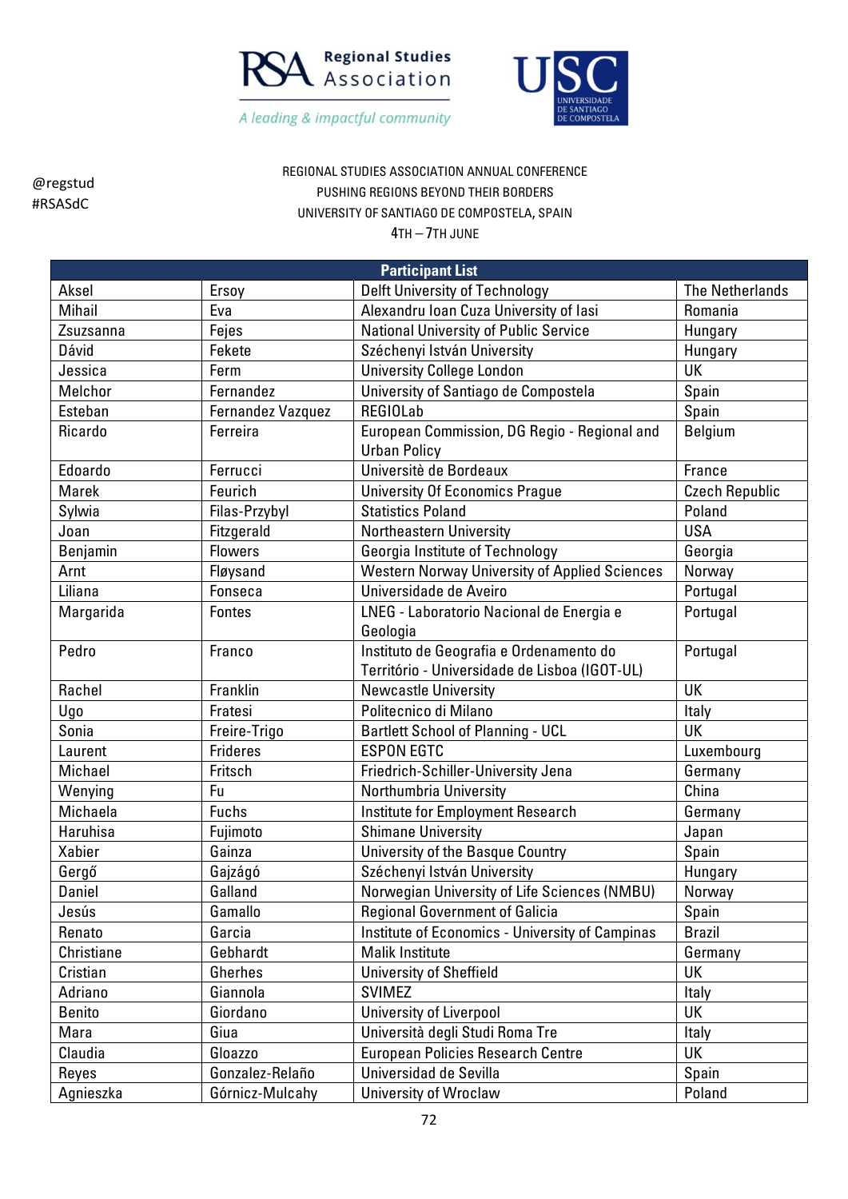@regstud
#RSASdC

REGIONAL STUDIES ASSOCIATION ANNUAL CONFERENCE
PUSHING REGIONS BEYOND THEIR BORDERS
UNIVERSITY OF SANTIAGO DE COMPOSTELA, SPAIN
4TH – 7TH JUNE

| Participant List | | | |
|---|---|---|---|
| Aksel | Ersoy | Delft University of Technology | The Netherlands |
| Mihail | Eva | Alexandru Ioan Cuza University of Iasi | Romania |
| Zsuzsanna | Fejes | National University of Public Service | Hungary |
| Dávid | Fekete | Széchenyi István University | Hungary |
| Jessica | Ferm | University College London | UK |
| Melchor | Fernandez | University of Santiago de Compostela | Spain |
| Esteban | Fernandez Vazquez | REGIOLab | Spain |
| Ricardo | Ferreira | European Commission, DG Regio - Regional and Urban Policy | Belgium |
| Edoardo | Ferrucci | Universitè de Bordeaux | France |
| Marek | Feurich | University Of Economics Prague | Czech Republic |
| Sylwia | Filas-Przybyl | Statistics Poland | Poland |
| Joan | Fitzgerald | Northeastern University | USA |
| Benjamin | Flowers | Georgia Institute of Technology | Georgia |
| Arnt | Fløysand | Western Norway University of Applied Sciences | Norway |
| Liliana | Fonseca | Universidade de Aveiro | Portugal |
| Margarida | Fontes | LNEG - Laboratorio Nacional de Energia e Geologia | Portugal |
| Pedro | Franco | Instituto de Geografia e Ordenamento do Território - Universidade de Lisboa (IGOT-UL) | Portugal |
| Rachel | Franklin | Newcastle University | UK |
| Ugo | Fratesi | Politecnico di Milano | Italy |
| Sonia | Freire-Trigo | Bartlett School of Planning - UCL | UK |
| Laurent | Frideres | ESPON EGTC | Luxembourg |
| Michael | Fritsch | Friedrich-Schiller-University Jena | Germany |
| Wenying | Fu | Northumbria University | China |
| Michaela | Fuchs | Institute for Employment Research | Germany |
| Haruhisa | Fujimoto | Shimane University | Japan |
| Xabier | Gainza | University of the Basque Country | Spain |
| Gergő | Gajzágó | Széchenyi István University | Hungary |
| Daniel | Galland | Norwegian University of Life Sciences (NMBU) | Norway |
| Jesús | Gamallo | Regional Government of Galicia | Spain |
| Renato | Garcia | Institute of Economics - University of Campinas | Brazil |
| Christiane | Gebhardt | Malik Institute | Germany |
| Cristian | Gherhes | University of Sheffield | UK |
| Adriano | Giannola | SVIMEZ | Italy |
| Benito | Giordano | University of Liverpool | UK |
| Mara | Giua | Università degli Studi Roma Tre | Italy |
| Claudia | Gloazzo | European Policies Research Centre | UK |
| Reyes | Gonzalez-Relaño | Universidad de Sevilla | Spain |
| Agnieszka | Górnicz-Mulcahy | University of Wroclaw | Poland |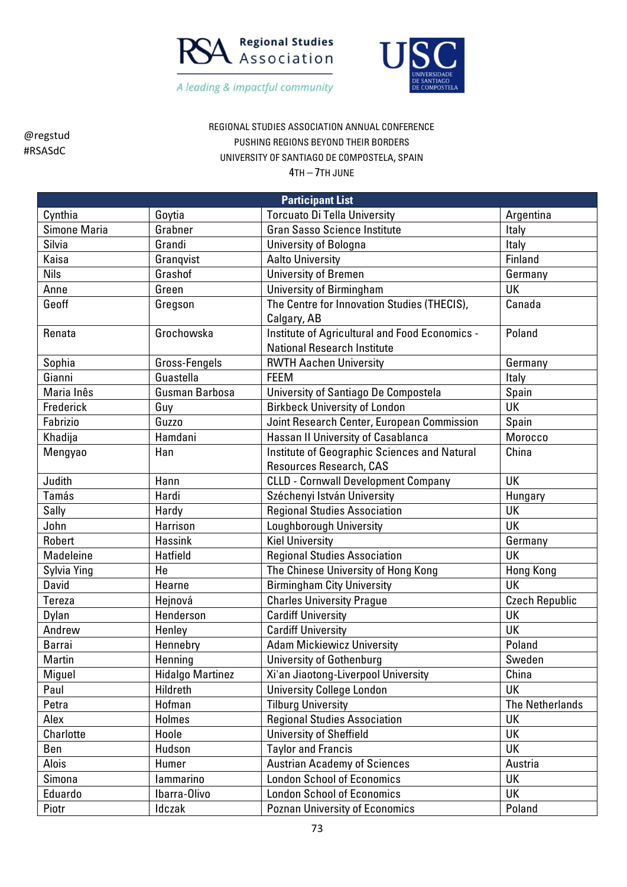Regional Studies Association

*A leading & impactful community*

@regstud
#RSASdC

REGIONAL STUDIES ASSOCIATION ANNUAL CONFERENCE
PUSHING REGIONS BEYOND THEIR BORDERS
UNIVERSITY OF SANTIAGO DE COMPOSTELA, SPAIN
4TH – 7TH JUNE

| Participant List | | | |
|---|---|---|---|
| Cynthia | Goytia | Torcuato Di Tella University | Argentina |
| Simone Maria | Grabner | Gran Sasso Science Institute | Italy |
| Silvia | Grandi | University of Bologna | Italy |
| Kaisa | Granqvist | Aalto University | Finland |
| Nils | Grashof | University of Bremen | Germany |
| Anne | Green | University of Birmingham | UK |
| Geoff | Gregson | The Centre for Innovation Studies (THECIS), Calgary, AB | Canada |
| Renata | Grochowska | Institute of Agricultural and Food Economics - National Research Institute | Poland |
| Sophia | Gross-Fengels | RWTH Aachen University | Germany |
| Gianni | Guastella | FEEM | Italy |
| Maria Inês | Gusman Barbosa | University of Santiago De Compostela | Spain |
| Frederick | Guy | Birkbeck University of London | UK |
| Fabrizio | Guzzo | Joint Research Center, European Commission | Spain |
| Khadija | Hamdani | Hassan II University of Casablanca | Morocco |
| Mengyao | Han | Institute of Geographic Sciences and Natural Resources Research, CAS | China |
| Judith | Hann | CLLD - Cornwall Development Company | UK |
| Tamás | Hardi | Széchenyi István University | Hungary |
| Sally | Hardy | Regional Studies Association | UK |
| John | Harrison | Loughborough University | UK |
| Robert | Hassink | Kiel University | Germany |
| Madeleine | Hatfield | Regional Studies Association | UK |
| Sylvia Ying | He | The Chinese University of Hong Kong | Hong Kong |
| David | Hearne | Birmingham City University | UK |
| Tereza | Hejnová | Charles University Prague | Czech Republic |
| Dylan | Henderson | Cardiff University | UK |
| Andrew | Henley | Cardiff University | UK |
| Barrai | Hennebry | Adam Mickiewicz University | Poland |
| Martin | Henning | University of Gothenburg | Sweden |
| Miguel | Hidalgo Martinez | Xi'an Jiaotong-Liverpool University | China |
| Paul | Hildreth | University College London | UK |
| Petra | Hofman | Tilburg University | The Netherlands |
| Alex | Holmes | Regional Studies Association | UK |
| Charlotte | Hoole | University of Sheffield | UK |
| Ben | Hudson | Taylor and Francis | UK |
| Alois | Humer | Austrian Academy of Sciences | Austria |
| Simona | Iammarino | London School of Economics | UK |
| Eduardo | Ibarra-Olivo | London School of Economics | UK |
| Piotr | Idczak | Poznan University of Economics | Poland |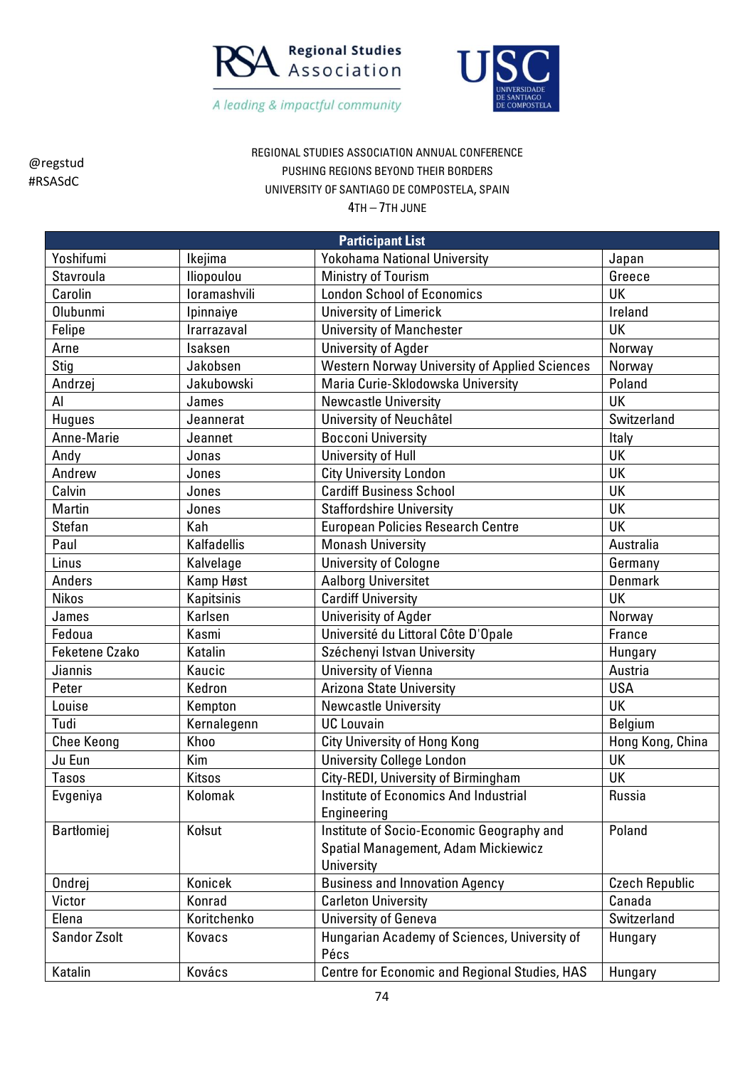@regstud
#RSASdC

REGIONAL STUDIES ASSOCIATION ANNUAL CONFERENCE
PUSHING REGIONS BEYOND THEIR BORDERS
UNIVERSITY OF SANTIAGO DE COMPOSTELA, SPAIN
4TH – 7TH JUNE

| Participant List | | | |
|---|---|---|---|
| Yoshifumi | Ikejima | Yokohama National University | Japan |
| Stavroula | Iliopoulou | Ministry of Tourism | Greece |
| Carolin | Ioramashvili | London School of Economics | UK |
| Olubunmi | Ipinnaiye | University of Limerick | Ireland |
| Felipe | Irarrazaval | University of Manchester | UK |
| Arne | Isaksen | University of Agder | Norway |
| Stig | Jakobsen | Western Norway University of Applied Sciences | Norway |
| Andrzej | Jakubowski | Maria Curie-Sklodowska University | Poland |
| Al | James | Newcastle University | UK |
| Hugues | Jeannerat | University of Neuchâtel | Switzerland |
| Anne-Marie | Jeannet | Bocconi University | Italy |
| Andy | Jonas | University of Hull | UK |
| Andrew | Jones | City University London | UK |
| Calvin | Jones | Cardiff Business School | UK |
| Martin | Jones | Staffordshire University | UK |
| Stefan | Kah | European Policies Research Centre | UK |
| Paul | Kalfadellis | Monash University | Australia |
| Linus | Kalvelage | University of Cologne | Germany |
| Anders | Kamp Høst | Aalborg Universitet | Denmark |
| Nikos | Kapitsinis | Cardiff University | UK |
| James | Karlsen | Univerisity of Agder | Norway |
| Fedoua | Kasmi | Université du Littoral Côte D'Opale | France |
| Feketene Czako | Katalin | Széchenyi Istvan University | Hungary |
| Jiannis | Kaucic | University of Vienna | Austria |
| Peter | Kedron | Arizona State University | USA |
| Louise | Kempton | Newcastle University | UK |
| Tudi | Kernalegenn | UC Louvain | Belgium |
| Chee Keong | Khoo | City University of Hong Kong | Hong Kong, China |
| Ju Eun | Kim | University College London | UK |
| Tasos | Kitsos | City-REDI, University of Birmingham | UK |
| Evgeniya | Kolomak | Institute of Economics And Industrial Engineering | Russia |
| Bartłomiej | Kołsut | Institute of Socio-Economic Geography and Spatial Management, Adam Mickiewicz University | Poland |
| Ondrej | Konicek | Business and Innovation Agency | Czech Republic |
| Victor | Konrad | Carleton University | Canada |
| Elena | Koritchenko | University of Geneva | Switzerland |
| Sandor Zsolt | Kovacs | Hungarian Academy of Sciences, University of Pécs | Hungary |
| Katalin | Kovács | Centre for Economic and Regional Studies, HAS | Hungary |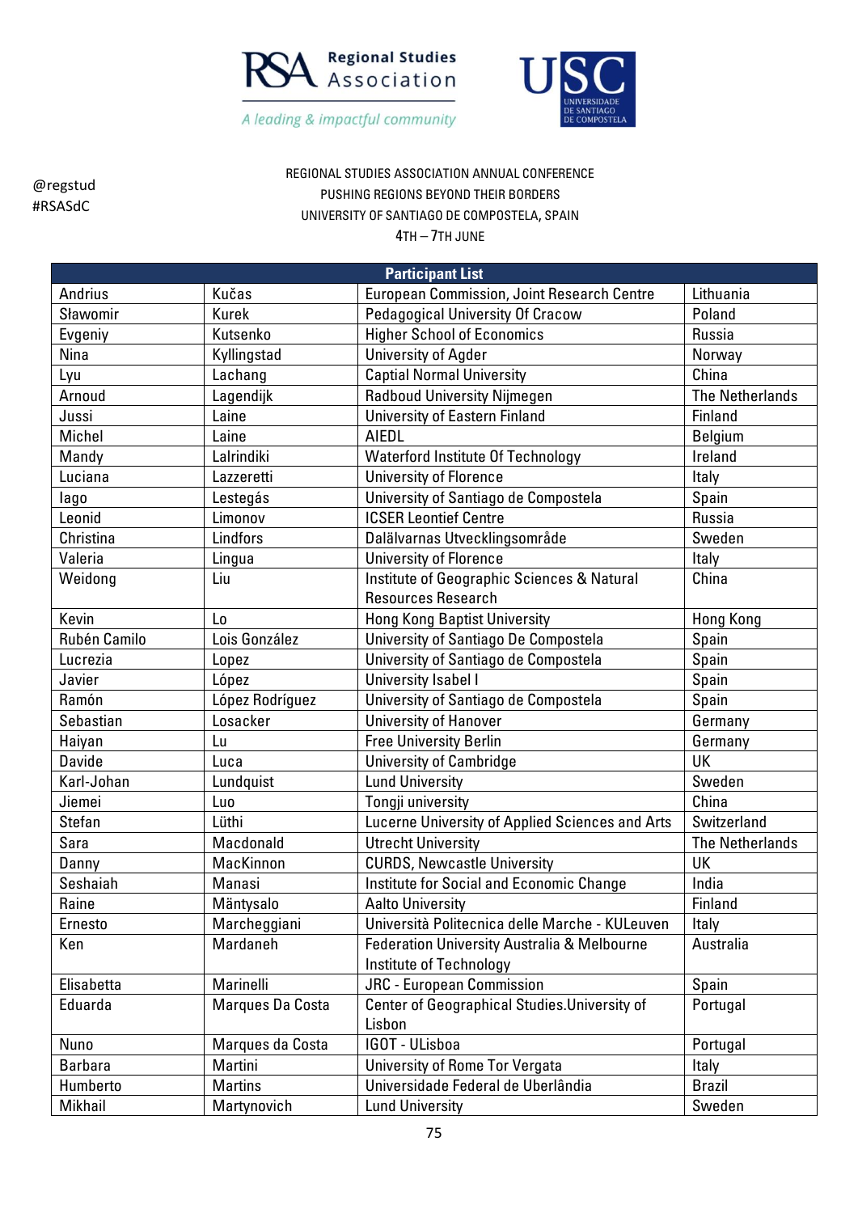@regstud
#RSASdC

REGIONAL STUDIES ASSOCIATION ANNUAL CONFERENCE
PUSHING REGIONS BEYOND THEIR BORDERS
UNIVERSITY OF SANTIAGO DE COMPOSTELA, SPAIN
4TH – 7TH JUNE

| Participant List | | | |
|---|---|---|---|
| Andrius | Kučas | European Commission, Joint Research Centre | Lithuania |
| Sławomir | Kurek | Pedagogical University Of Cracow | Poland |
| Evgeniy | Kutsenko | Higher School of Economics | Russia |
| Nina | Kyllingstad | University of Agder | Norway |
| Lyu | Lachang | Captial Normal University | China |
| Arnoud | Lagendijk | Radboud University Nijmegen | The Netherlands |
| Jussi | Laine | University of Eastern Finland | Finland |
| Michel | Laine | AIEDL | Belgium |
| Mandy | Lalrindiki | Waterford Institute Of Technology | Ireland |
| Luciana | Lazzeretti | University of Florence | Italy |
| Iago | Lestegás | University of Santiago de Compostela | Spain |
| Leonid | Limonov | ICSER Leontief Centre | Russia |
| Christina | Lindfors | Dalälvarnas Utvecklingsområde | Sweden |
| Valeria | Lingua | University of Florence | Italy |
| Weidong | Liu | Institute of Geographic Sciences & Natural Resources Research | China |
| Kevin | Lo | Hong Kong Baptist University | Hong Kong |
| Rubén Camilo | Lois González | University of Santiago De Compostela | Spain |
| Lucrezia | Lopez | University of Santiago de Compostela | Spain |
| Javier | López | University Isabel I | Spain |
| Ramón | López Rodríguez | University of Santiago de Compostela | Spain |
| Sebastian | Losacker | University of Hanover | Germany |
| Haiyan | Lu | Free University Berlin | Germany |
| Davide | Luca | University of Cambridge | UK |
| Karl-Johan | Lundquist | Lund University | Sweden |
| Jiemei | Luo | Tongji university | China |
| Stefan | Lüthi | Lucerne University of Applied Sciences and Arts | Switzerland |
| Sara | Macdonald | Utrecht University | The Netherlands |
| Danny | MacKinnon | CURDS, Newcastle University | UK |
| Seshaiah | Manasi | Institute for Social and Economic Change | India |
| Raine | Mäntysalo | Aalto University | Finland |
| Ernesto | Marcheggiani | Università Politecnica delle Marche - KULeuven | Italy |
| Ken | Mardaneh | Federation University Australia & Melbourne Institute of Technology | Australia |
| Elisabetta | Marinelli | JRC - European Commission | Spain |
| Eduarda | Marques Da Costa | Center of Geographical Studies.University of Lisbon | Portugal |
| Nuno | Marques da Costa | IGOT - ULisboa | Portugal |
| Barbara | Martini | University of Rome Tor Vergata | Italy |
| Humberto | Martins | Universidade Federal de Uberlândia | Brazil |
| Mikhail | Martynovich | Lund University | Sweden |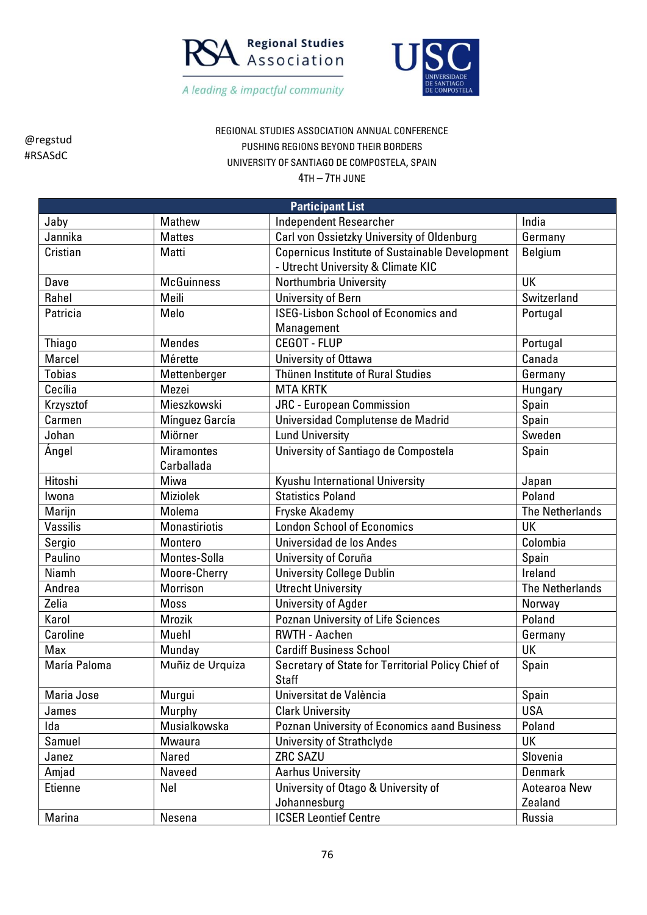@regstud
#RSASdC

REGIONAL STUDIES ASSOCIATION ANNUAL CONFERENCE
PUSHING REGIONS BEYOND THEIR BORDERS
UNIVERSITY OF SANTIAGO DE COMPOSTELA, SPAIN
4TH – 7TH JUNE

| **Participant List** | | | |
|---|---|---|---|
| Jaby | Mathew | Independent Researcher | India |
| Jannika | Mattes | Carl von Ossietzky University of Oldenburg | Germany |
| Cristian | Matti | Copernicus Institute of Sustainable Development - Utrecht University & Climate KIC | Belgium |
| Dave | McGuinness | Northumbria University | UK |
| Rahel | Meili | University of Bern | Switzerland |
| Patricia | Melo | ISEG-Lisbon School of Economics and Management | Portugal |
| Thiago | Mendes | CEGOT - FLUP | Portugal |
| Marcel | Mérette | University of Ottawa | Canada |
| Tobias | Mettenberger | Thünen Institute of Rural Studies | Germany |
| Cecília | Mezei | MTA KRTK | Hungary |
| Krzysztof | Mieszkowski | JRC - European Commission | Spain |
| Carmen | Mínguez García | Universidad Complutense de Madrid | Spain |
| Johan | Miörner | Lund University | Sweden |
| Ángel | Miramontes Carballada | University of Santiago de Compostela | Spain |
| Hitoshi | Miwa | Kyushu International University | Japan |
| Iwona | Miziolek | Statistics Poland | Poland |
| Marijn | Molema | Fryske Akademy | The Netherlands |
| Vassilis | Monastiriotis | London School of Economics | UK |
| Sergio | Montero | Universidad de los Andes | Colombia |
| Paulino | Montes-Solla | University of Coruña | Spain |
| Niamh | Moore-Cherry | University College Dublin | Ireland |
| Andrea | Morrison | Utrecht University | The Netherlands |
| Zelia | Moss | University of Agder | Norway |
| Karol | Mrozik | Poznan University of Life Sciences | Poland |
| Caroline | Muehl | RWTH - Aachen | Germany |
| Max | Munday | Cardiff Business School | UK |
| María Paloma | Muñiz de Urquiza | Secretary of State for Territorial Policy Chief of Staff | Spain |
| Maria Jose | Murgui | Universitat de València | Spain |
| James | Murphy | Clark University | USA |
| Ida | Musialkowska | Poznan University of Economics aand Business | Poland |
| Samuel | Mwaura | University of Strathclyde | UK |
| Janez | Nared | ZRC SAZU | Slovenia |
| Amjad | Naveed | Aarhus University | Denmark |
| Etienne | Nel | University of Otago & University of Johannesburg | Aotearoa New Zealand |
| Marina | Nesena | ICSER Leontief Centre | Russia |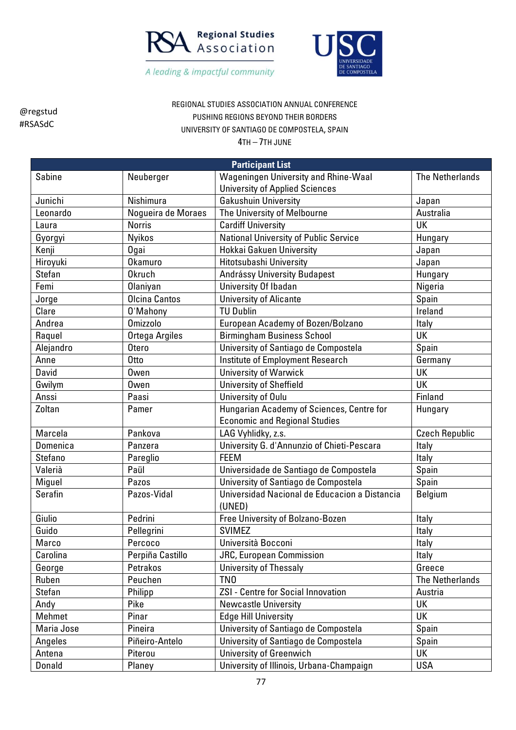@regstud
#RSASdC

REGIONAL STUDIES ASSOCIATION ANNUAL CONFERENCE
PUSHING REGIONS BEYOND THEIR BORDERS
UNIVERSITY OF SANTIAGO DE COMPOSTELA, SPAIN
4TH – 7TH JUNE

| Participant List | | | |
|---|---|---|---|
| Sabine | Neuberger | Wageningen University and Rhine-Waal University of Applied Sciences | The Netherlands |
| Junichi | Nishimura | Gakushuin University | Japan |
| Leonardo | Nogueira de Moraes | The University of Melbourne | Australia |
| Laura | Norris | Cardiff University | UK |
| Gyorgyi | Nyikos | National University of Public Service | Hungary |
| Kenji | Ogai | Hokkai Gakuen University | Japan |
| Hiroyuki | Okamuro | Hitotsubashi University | Japan |
| Stefan | Okruch | Andrássy University Budapest | Hungary |
| Femi | Olaniyan | University Of Ibadan | Nigeria |
| Jorge | Olcina Cantos | University of Alicante | Spain |
| Clare | O'Mahony | TU Dublin | Ireland |
| Andrea | Omizzolo | European Academy of Bozen/Bolzano | Italy |
| Raquel | Ortega Argiles | Birmingham Business School | UK |
| Alejandro | Otero | University of Santiago de Compostela | Spain |
| Anne | Otto | Institute of Employment Research | Germany |
| David | Owen | University of Warwick | UK |
| Gwilym | Owen | University of Sheffield | UK |
| Anssi | Paasi | University of Oulu | Finland |
| Zoltan | Pamer | Hungarian Academy of Sciences, Centre for Economic and Regional Studies | Hungary |
| Marcela | Pankova | LAG Vyhlidky, z.s. | Czech Republic |
| Domenica | Panzera | University G. d'Annunzio of Chieti-Pescara | Italy |
| Stefano | Pareglio | FEEM | Italy |
| Valerià | Paül | Universidade de Santiago de Compostela | Spain |
| Miguel | Pazos | University of Santiago de Compostela | Spain |
| Serafin | Pazos-Vidal | Universidad Nacional de Educacion a Distancia (UNED) | Belgium |
| Giulio | Pedrini | Free University of Bolzano-Bozen | Italy |
| Guido | Pellegrini | SVIMEZ | Italy |
| Marco | Percoco | Università Bocconi | Italy |
| Carolina | Perpiña Castillo | JRC, European Commission | Italy |
| George | Petrakos | University of Thessaly | Greece |
| Ruben | Peuchen | TNO | The Netherlands |
| Stefan | Philipp | ZSI - Centre for Social Innovation | Austria |
| Andy | Pike | Newcastle University | UK |
| Mehmet | Pinar | Edge Hill University | UK |
| Maria Jose | Pineira | University of Santiago de Compostela | Spain |
| Angeles | Piñeiro-Antelo | University of Santiago de Compostela | Spain |
| Antena | Piterou | University of Greenwich | UK |
| Donald | Planey | University of Illinois, Urbana-Champaign | USA |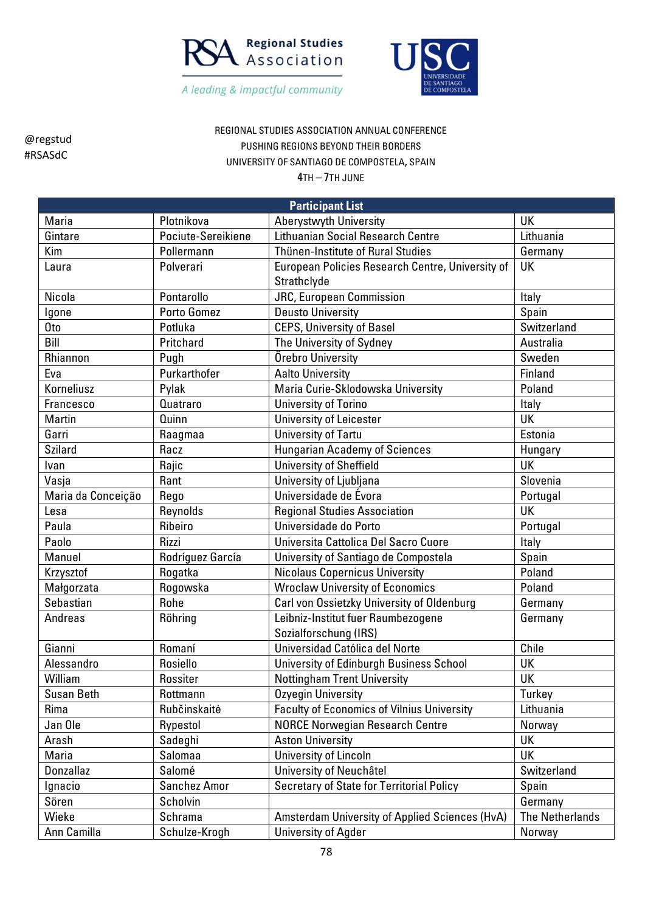@regstud
#RSASdC

REGIONAL STUDIES ASSOCIATION ANNUAL CONFERENCE
PUSHING REGIONS BEYOND THEIR BORDERS
UNIVERSITY OF SANTIAGO DE COMPOSTELA, SPAIN
4TH – 7TH JUNE

| Participant List | | | |
|---|---|---|---|
| Maria | Plotnikova | Aberystwyth University | UK |
| Gintare | Pociute-Sereikiene | Lithuanian Social Research Centre | Lithuania |
| Kim | Pollermann | Thünen-Institute of Rural Studies | Germany |
| Laura | Polverari | European Policies Research Centre, University of Strathclyde | UK |
| Nicola | Pontarollo | JRC, European Commission | Italy |
| Igone | Porto Gomez | Deusto University | Spain |
| Oto | Potluka | CEPS, University of Basel | Switzerland |
| Bill | Pritchard | The University of Sydney | Australia |
| Rhiannon | Pugh | Örebro University | Sweden |
| Eva | Purkarthofer | Aalto University | Finland |
| Korneliusz | Pylak | Maria Curie-Sklodowska University | Poland |
| Francesco | Quatraro | University of Torino | Italy |
| Martin | Quinn | University of Leicester | UK |
| Garri | Raagmaa | University of Tartu | Estonia |
| Szilard | Racz | Hungarian Academy of Sciences | Hungary |
| Ivan | Rajic | University of Sheffield | UK |
| Vasja | Rant | University of Ljubljana | Slovenia |
| Maria da Conceição | Rego | Universidade de Évora | Portugal |
| Lesa | Reynolds | Regional Studies Association | UK |
| Paula | Ribeiro | Universidade do Porto | Portugal |
| Paolo | Rizzi | Universita Cattolica Del Sacro Cuore | Italy |
| Manuel | Rodríguez García | University of Santiago de Compostela | Spain |
| Krzysztof | Rogatka | Nicolaus Copernicus University | Poland |
| Małgorzata | Rogowska | Wroclaw University of Economics | Poland |
| Sebastian | Rohe | Carl von Ossietzky University of Oldenburg | Germany |
| Andreas | Röhring | Leibniz-Institut fuer Raumbezogene Sozialforschung (IRS) | Germany |
| Gianni | Romaní | Universidad Católica del Norte | Chile |
| Alessandro | Rosiello | University of Edinburgh Business School | UK |
| William | Rossiter | Nottingham Trent University | UK |
| Susan Beth | Rottmann | Ozyegin University | Turkey |
| Rima | Rubčinskaitė | Faculty of Economics of Vilnius University | Lithuania |
| Jan Ole | Rypestol | NORCE Norwegian Research Centre | Norway |
| Arash | Sadeghi | Aston University | UK |
| Maria | Salomaa | University of Lincoln | UK |
| Donzallaz | Salomé | University of Neuchâtel | Switzerland |
| Ignacio | Sanchez Amor | Secretary of State for Territorial Policy | Spain |
| Sören | Scholvin | | Germany |
| Wieke | Schrama | Amsterdam University of Applied Sciences (HvA) | The Netherlands |
| Ann Camilla | Schulze-Krogh | University of Agder | Norway |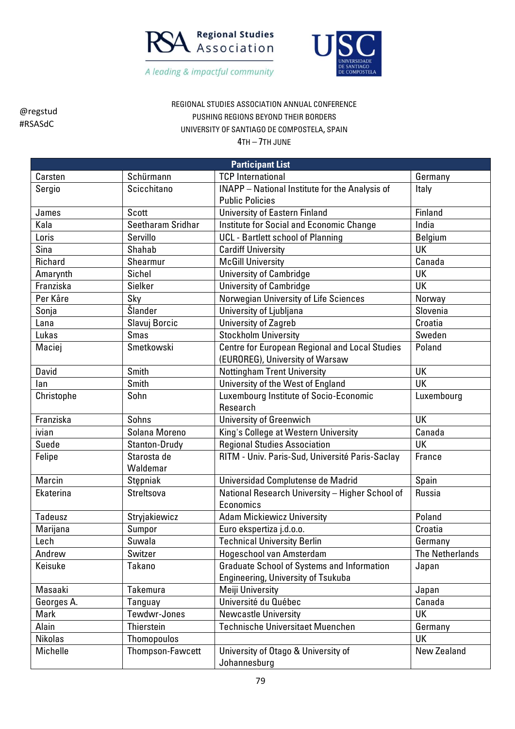@regstud
#RSASdC

REGIONAL STUDIES ASSOCIATION ANNUAL CONFERENCE
PUSHING REGIONS BEYOND THEIR BORDERS
UNIVERSITY OF SANTIAGO DE COMPOSTELA, SPAIN
4TH – 7TH JUNE

| Participant List | | | |
|---|---|---|---|
| Carsten | Schürmann | TCP International | Germany |
| Sergio | Scicchitano | INAPP – National Institute for the Analysis of Public Policies | Italy |
| James | Scott | University of Eastern Finland | Finland |
| Kala | Seetharam Sridhar | Institute for Social and Economic Change | India |
| Loris | Servillo | UCL - Bartlett school of Planning | Belgium |
| Sina | Shahab | Cardiff University | UK |
| Richard | Shearmur | McGill University | Canada |
| Amarynth | Sichel | University of Cambridge | UK |
| Franziska | Sielker | University of Cambridge | UK |
| Per Kåre | Sky | Norwegian University of Life Sciences | Norway |
| Sonja | Šlander | University of Ljubljana | Slovenia |
| Lana | Slavuj Borcic | University of Zagreb | Croatia |
| Lukas | Smas | Stockholm University | Sweden |
| Maciej | Smetkowski | Centre for European Regional and Local Studies (EUROREG), University of Warsaw | Poland |
| David | Smith | Nottingham Trent University | UK |
| Ian | Smith | University of the West of England | UK |
| Christophe | Sohn | Luxembourg Institute of Socio-Economic Research | Luxembourg |
| Franziska | Sohns | University of Greenwich | UK |
| ivian | Solana Moreno | King's College at Western University | Canada |
| Suede | Stanton-Drudy | Regional Studies Association | UK |
| Felipe | Starosta de Waldemar | RITM - Univ. Paris-Sud, Université Paris-Saclay | France |
| Marcin | Stępniak | Universidad Complutense de Madrid | Spain |
| Ekaterina | Streltsova | National Research University – Higher School of Economics | Russia |
| Tadeusz | Stryjakiewicz | Adam Mickiewicz University | Poland |
| Marijana | Sumpor | Euro ekspertiza j.d.o.o. | Croatia |
| Lech | Suwala | Technical University Berlin | Germany |
| Andrew | Switzer | Hogeschool van Amsterdam | The Netherlands |
| Keisuke | Takano | Graduate School of Systems and Information Engineering, University of Tsukuba | Japan |
| Masaaki | Takemura | Meiji University | Japan |
| Georges A. | Tanguay | Université du Québec | Canada |
| Mark | Tewdwr-Jones | Newcastle University | UK |
| Alain | Thierstein | Technische Universitaet Muenchen | Germany |
| Nikolas | Thomopoulos | | UK |
| Michelle | Thompson-Fawcett | University of Otago & University of Johannesburg | New Zealand |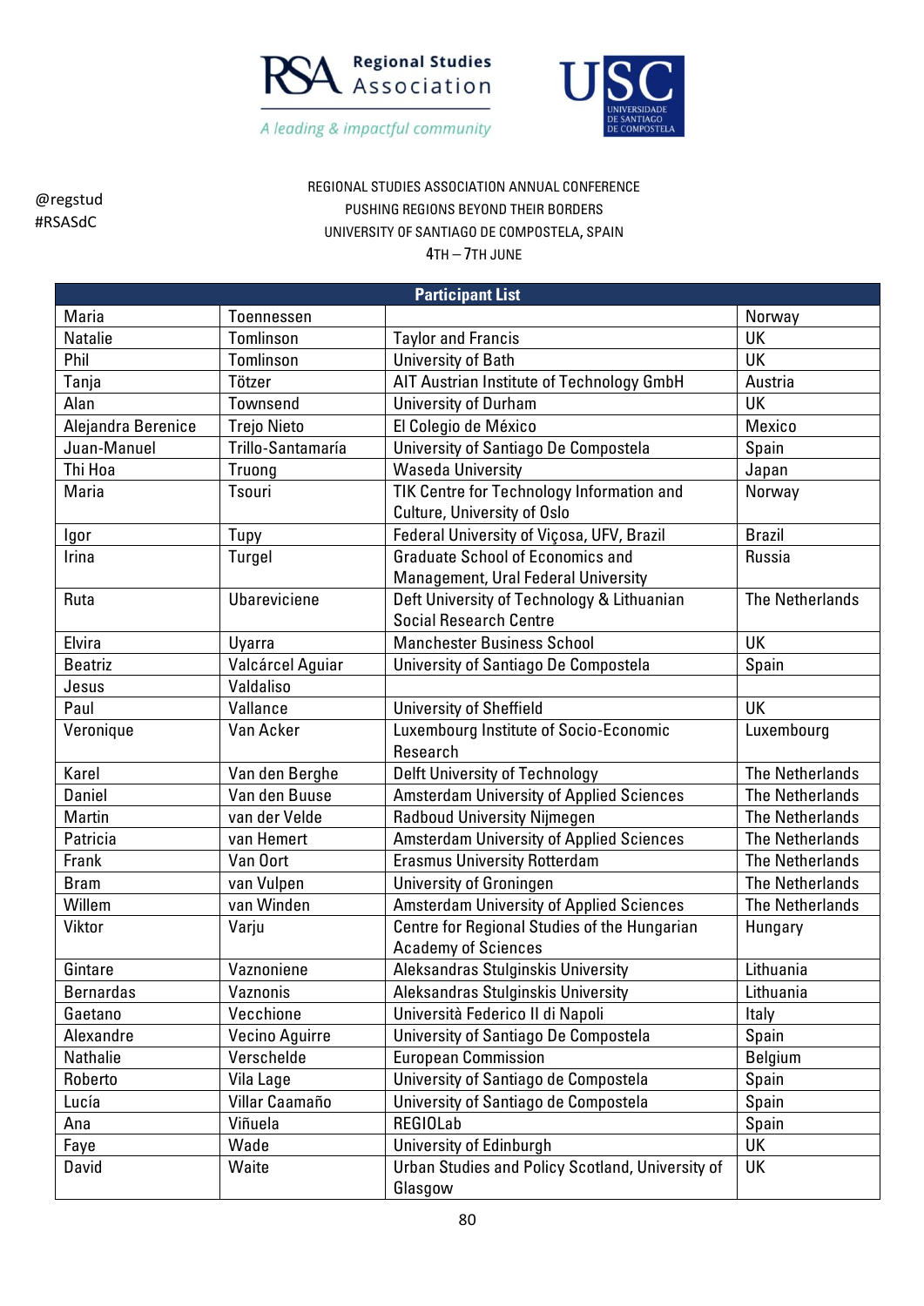@regstud
#RSASdC

REGIONAL STUDIES ASSOCIATION ANNUAL CONFERENCE
PUSHING REGIONS BEYOND THEIR BORDERS
UNIVERSITY OF SANTIAGO DE COMPOSTELA, SPAIN
4TH – 7TH JUNE

| Participant List | | | |
|---|---|---|---|
| Maria | Toennessen | | Norway |
| Natalie | Tomlinson | Taylor and Francis | UK |
| Phil | Tomlinson | University of Bath | UK |
| Tanja | Tötzer | AIT Austrian Institute of Technology GmbH | Austria |
| Alan | Townsend | University of Durham | UK |
| Alejandra Berenice | Trejo Nieto | El Colegio de México | Mexico |
| Juan-Manuel | Trillo-Santamaría | University of Santiago De Compostela | Spain |
| Thi Hoa | Truong | Waseda University | Japan |
| Maria | Tsouri | TIK Centre for Technology Information and Culture, University of Oslo | Norway |
| Igor | Tupy | Federal University of Viçosa, UFV, Brazil | Brazil |
| Irina | Turgel | Graduate School of Economics and Management, Ural Federal University | Russia |
| Ruta | Ubareviciene | Deft University of Technology & Lithuanian Social Research Centre | The Netherlands |
| Elvira | Uyarra | Manchester Business School | UK |
| Beatriz | Valcárcel Aguiar | University of Santiago De Compostela | Spain |
| Jesus | Valdaliso | | |
| Paul | Vallance | University of Sheffield | UK |
| Veronique | Van Acker | Luxembourg Institute of Socio-Economic Research | Luxembourg |
| Karel | Van den Berghe | Delft University of Technology | The Netherlands |
| Daniel | Van den Buuse | Amsterdam University of Applied Sciences | The Netherlands |
| Martin | van der Velde | Radboud University Nijmegen | The Netherlands |
| Patricia | van Hemert | Amsterdam University of Applied Sciences | The Netherlands |
| Frank | Van Oort | Erasmus University Rotterdam | The Netherlands |
| Bram | van Vulpen | University of Groningen | The Netherlands |
| Willem | van Winden | Amsterdam University of Applied Sciences | The Netherlands |
| Viktor | Varju | Centre for Regional Studies of the Hungarian Academy of Sciences | Hungary |
| Gintare | Vaznoniene | Aleksandras Stulginskis University | Lithuania |
| Bernardas | Vaznonis | Aleksandras Stulginskis University | Lithuania |
| Gaetano | Vecchione | Università Federico II di Napoli | Italy |
| Alexandre | Vecino Aguirre | University of Santiago De Compostela | Spain |
| Nathalie | Verschelde | European Commission | Belgium |
| Roberto | Vila Lage | University of Santiago de Compostela | Spain |
| Lucía | Villar Caamaño | University of Santiago de Compostela | Spain |
| Ana | Viñuela | REGIOLab | Spain |
| Faye | Wade | University of Edinburgh | UK |
| David | Waite | Urban Studies and Policy Scotland, University of Glasgow | UK |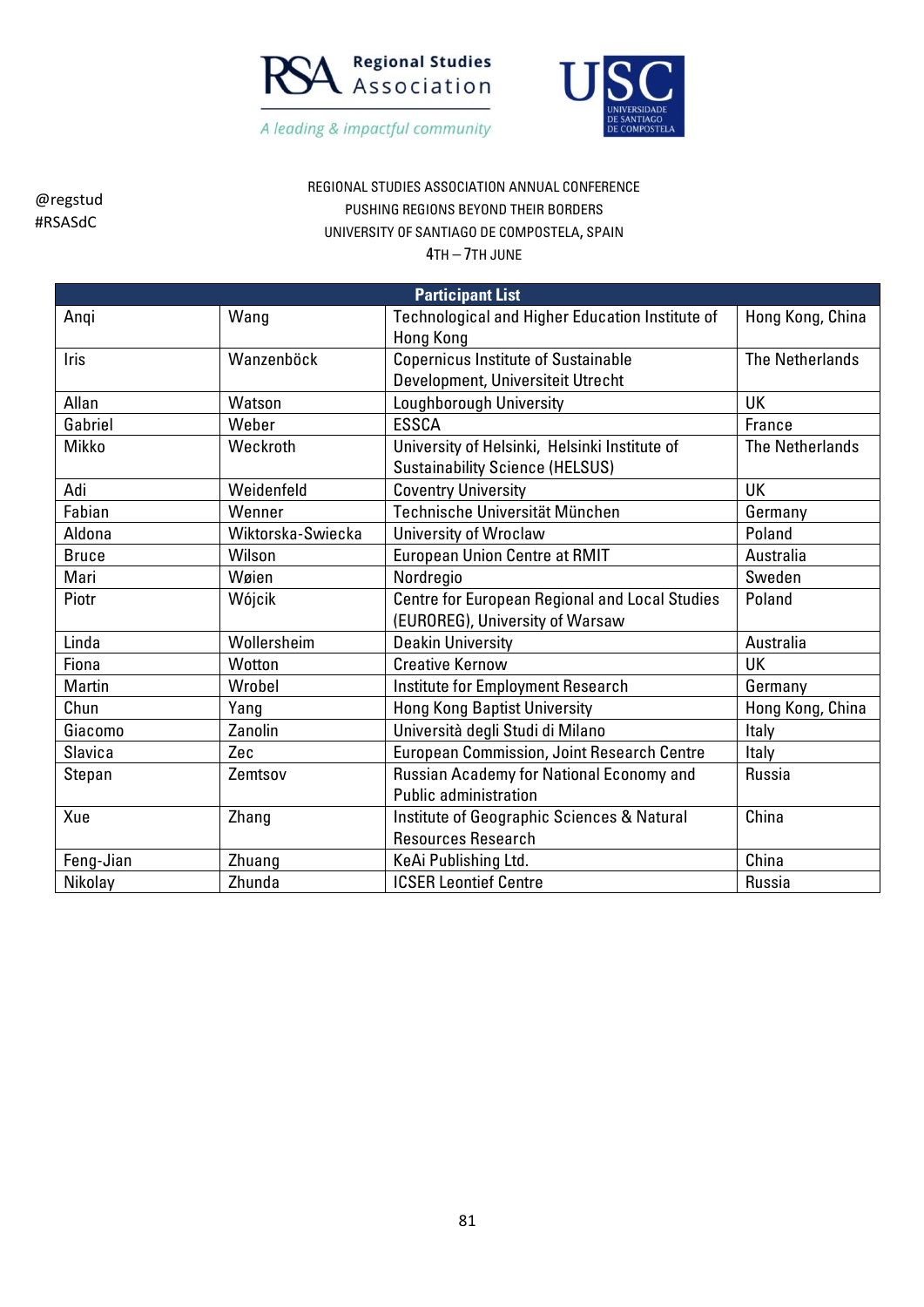@regstud
#RSASdC

REGIONAL STUDIES ASSOCIATION ANNUAL CONFERENCE
PUSHING REGIONS BEYOND THEIR BORDERS
UNIVERSITY OF SANTIAGO DE COMPOSTELA, SPAIN
4TH – 7TH JUNE

| Participant List | | | |
|---|---|---|---|
| Anqi | Wang | Technological and Higher Education Institute of Hong Kong | Hong Kong, China |
| Iris | Wanzenböck | Copernicus Institute of Sustainable Development, Universiteit Utrecht | The Netherlands |
| Allan | Watson | Loughborough University | UK |
| Gabriel | Weber | ESSCA | France |
| Mikko | Weckroth | University of Helsinki, Helsinki Institute of Sustainability Science (HELSUS) | The Netherlands |
| Adi | Weidenfeld | Coventry University | UK |
| Fabian | Wenner | Technische Universität München | Germany |
| Aldona | Wiktorska-Swiecka | University of Wroclaw | Poland |
| Bruce | Wilson | European Union Centre at RMIT | Australia |
| Mari | Wøien | Nordregio | Sweden |
| Piotr | Wójcik | Centre for European Regional and Local Studies (EUROREG), University of Warsaw | Poland |
| Linda | Wollersheim | Deakin University | Australia |
| Fiona | Wotton | Creative Kernow | UK |
| Martin | Wrobel | Institute for Employment Research | Germany |
| Chun | Yang | Hong Kong Baptist University | Hong Kong, China |
| Giacomo | Zanolin | Università degli Studi di Milano | Italy |
| Slavica | Zec | European Commission, Joint Research Centre | Italy |
| Stepan | Zemtsov | Russian Academy for National Economy and Public administration | Russia |
| Xue | Zhang | Institute of Geographic Sciences & Natural Resources Research | China |
| Feng-Jian | Zhuang | KeAi Publishing Ltd. | China |
| Nikolay | Zhunda | ICSER Leontief Centre | Russia |